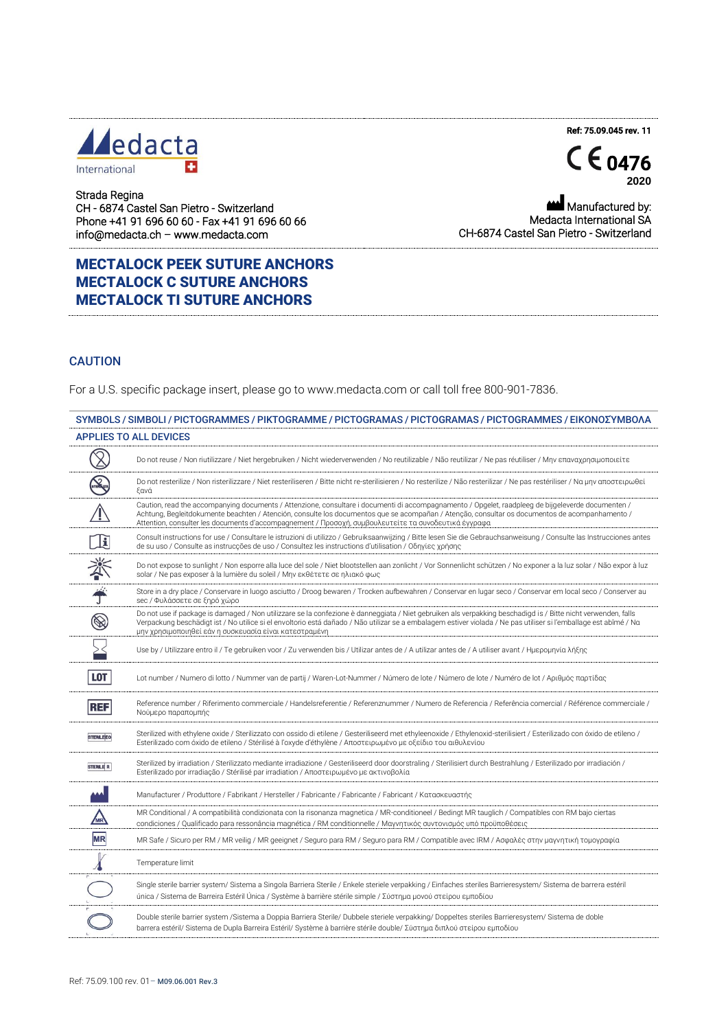Medacta International

Strada Regina
CH - 6874 Castel San Pietro - Switzerland
Phone +41 91 696 60 60 - Fax +41 91 696 60 66
info@medacta.ch – www.medacta.com

Ref: 75.09.045 rev. 11

CE 0476
2020

Manufactured by:
Medacta International SA
CH-6874 Castel San Pietro - Switzerland

# MECTALOCK PEEK SUTURE ANCHORS
# MECTALOCK C SUTURE ANCHORS
# MECTALOCK TI SUTURE ANCHORS

## CAUTION

For a U.S. specific package insert, please go to www.medacta.com or call toll free 800-901-7836.

## SYMBOLS / SIMBOLI / PICTOGRAMMES / PIKTOGRAMME / PICTOGRAMAS / PICTOGRAMAS / PICTOGRAMMES / ΕΙΚΟΝΟΣΥΜΒΟΛΑ

### APPLIES TO ALL DEVICES

| Symbol | Description |
| --- | --- |
| | Do not reuse / Non riutilizzare / Niet hergebruiken / Nicht wiederverwenden / No reutilizable / Não reutilizar / Ne pas réutiliser / Μην επαναχρησιμοποιείτε |
| | Do not resterilize / Non risterilizzare / Niet resteriliseren / Bitte nicht re-sterilisieren / No resterilize / Não resterilizar / Ne pas restériliser / Να μην αποστειρωθεί ξανά |
| | Caution, read the accompanying documents / Attenzione, consultare i documenti di accompagnamento / Opgelet, raadpleeg de bijgeleverde documenten / Achtung, Begleitdokumente beachten / Atención, consulte los documentos que se acompañan / Atenção, consultar os documentos de acompanhamento / Attention, consulter les documents d'accompagnement / Προσοχή, συμβουλευτείτε τα συνοδευτικά έγγραφα |
| | Consult instructions for use / Consultare le istruzioni di utilizzo / Gebruiksaanwijzing / Bitte lesen Sie die Gebrauchsanweisung / Consulte las Instrucciones antes de su uso / Consulte as instrucções de uso / Consultez les instructions d'utilisation / Οδηγίες χρήσης |
| | Do not expose to sunlight / Non esporre alla luce del sole / Niet blootstellen aan zonlicht / Vor Sonnenlicht schützen / No exponer a la luz solar / Não expor à luz solar / Ne pas exposer à la lumière du soleil / Μην εκθέτετε σε ηλιακό φως |
| | Store in a dry place / Conservare in luogo asciutto / Droog bewaren / Trocken aufbewahren / Conservar en lugar seco / Conservar em local seco / Conserver au sec / Φυλάσσετε σε ξηρό χώρο |
| | Do not use if package is damaged / Non utilizzare se la confezione è danneggiata / Niet gebruiken als verpakking beschadigd is / Bitte nicht verwenden, falls Verpackung beschädigt ist / No utilice si el envoltorio está dañado / Não utilizar se a embalagem estiver violada / Ne pas utiliser si l'emballage est abîmé / Να μην χρησιμοποιηθεί εάν η συσκευασία είναι κατεστραμένη |
| | Use by / Utilizzare entro il / Te gebruiken voor / Zu verwenden bis / Utilizar antes de / A utilizar antes de / A utiliser avant / Ημερομηνία λήξης |
| LOT | Lot number / Numero di lotto / Nummer van de partij / Waren-Lot-Nummer / Número de lote / Número de lote / Numéro de lot / Αριθμός παρτίδας |
| REF | Reference number / Riferimento commerciale / Handelsreferentie / Referenznummer / Numero de Referencia / Referência comercial / Référence commerciale / Νούμερο παραπομπής |
| STERILE EO | Sterilized with ethylene oxide / Sterilizzato con ossido di etilene / Gesteriliseerd met ethyleenoxide / Ethylenoxid-sterilisiert / Esterilizado con óxido de etileno / Esterilizado com óxido de etileno / Stérilisé à l'oxyde d'éthylène / Αποστειρωμένο με οξείδιο του αιθυλενίου |
| STERILE R | Sterilized by irradiation / Sterilizzato mediante irradiazione / Gesteriliseerd door doorstraling / Sterilisiert durch Bestrahlung / Esterilizado por irradiación / Esterilizado por irradiação / Stérilisé par irradiation / Αποστειρωμένο με ακτινοβολία |
| | Manufacturer / Produttore / Fabrikant / Hersteller / Fabricante / Fabricante / Fabricant / Κατασκευαστής |
| MR | MR Conditional / A compatibilità condizionata con la risonanza magnetica / MR-conditioneel / Bedingt MR tauglich / Compatibles con RM bajo ciertas condiciones / Qualificado para ressonância magnética / RM conditionnelle / Μαγνητικός συντονισμός υπό προϋποθέσεις |
| MR | MR Safe / Sicuro per RM / MR veilig / MR geeignet / Seguro para RM / Seguro para RM / Compatible avec IRM / Ασφαλές στην μαγνητική τομογραφία |
| | Temperature limit |
| | Single sterile barrier system/ Sistema a Singola Barriera Sterile / Enkele steriele verpakking / Einfaches steriles Barrieresystem/ Sistema de barrera estéril única / Sistema de Barreira Estéril Única / Système à barrière stérile simple / Σύστημα μονού στείρου εμποδίου |
| | Double sterile barrier system /Sistema a Doppia Barriera Sterile/ Dubbele steriele verpakking/ Doppeltes steriles Barrieresystem/ Sistema de doble barrera estéril/ Sistema de Dupla Barreira Estéril/ Système à barrière stérile double/ Σύστημα διπλού στείρου εμποδίου |

Ref: 75.09.100 rev. 01 – M09.06.001 Rev.3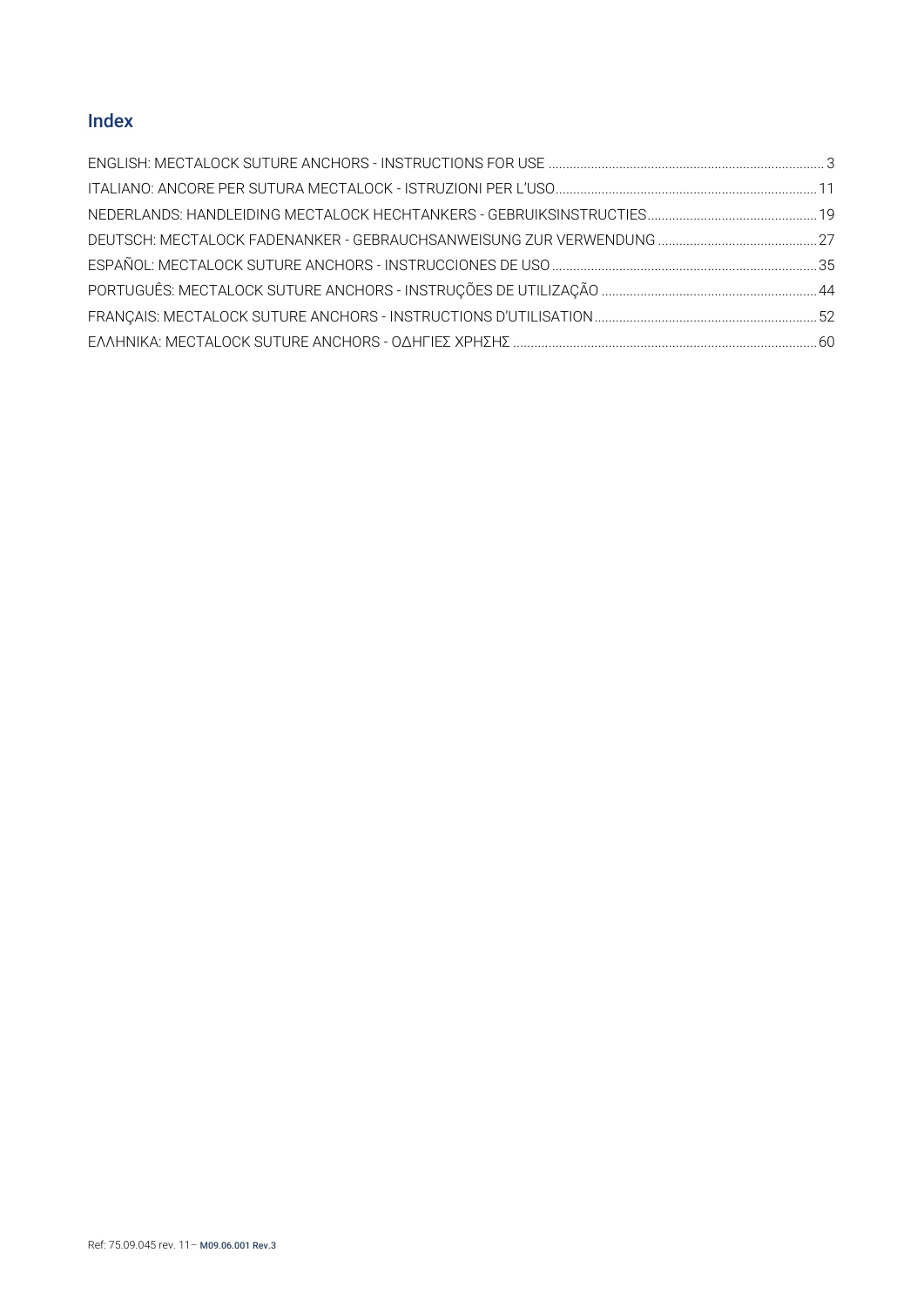## Index

ENGLISH: MECTALOCK SUTURE ANCHORS - INSTRUCTIONS FOR USE ....... 3
ITALIANO: ANCORE PER SUTURA MECTALOCK - ISTRUZIONI PER L'USO ....... 11
NEDERLANDS: HANDLEIDING MECTALOCK HECHTANKERS - GEBRUIKSINSTRUCTIES ....... 19
DEUTSCH: MECTALOCK FADENANKER - GEBRAUCHSANWEISUNG ZUR VERWENDUNG ....... 27
ESPAÑOL: MECTALOCK SUTURE ANCHORS - INSTRUCCIONES DE USO ....... 35
PORTUGUÊS: MECTALOCK SUTURE ANCHORS - INSTRUÇÕES DE UTILIZAÇÃO ....... 44
FRANÇAIS: MECTALOCK SUTURE ANCHORS - INSTRUCTIONS D'UTILISATION ....... 52
ΕΛΛΗΝΙΚΑ: MECTALOCK SUTURE ANCHORS - ΟΔΗΓΙΕΣ ΧΡΗΣΗΣ ....... 60

Ref: 75.09.045 rev. 11 – M09.06.001 Rev.3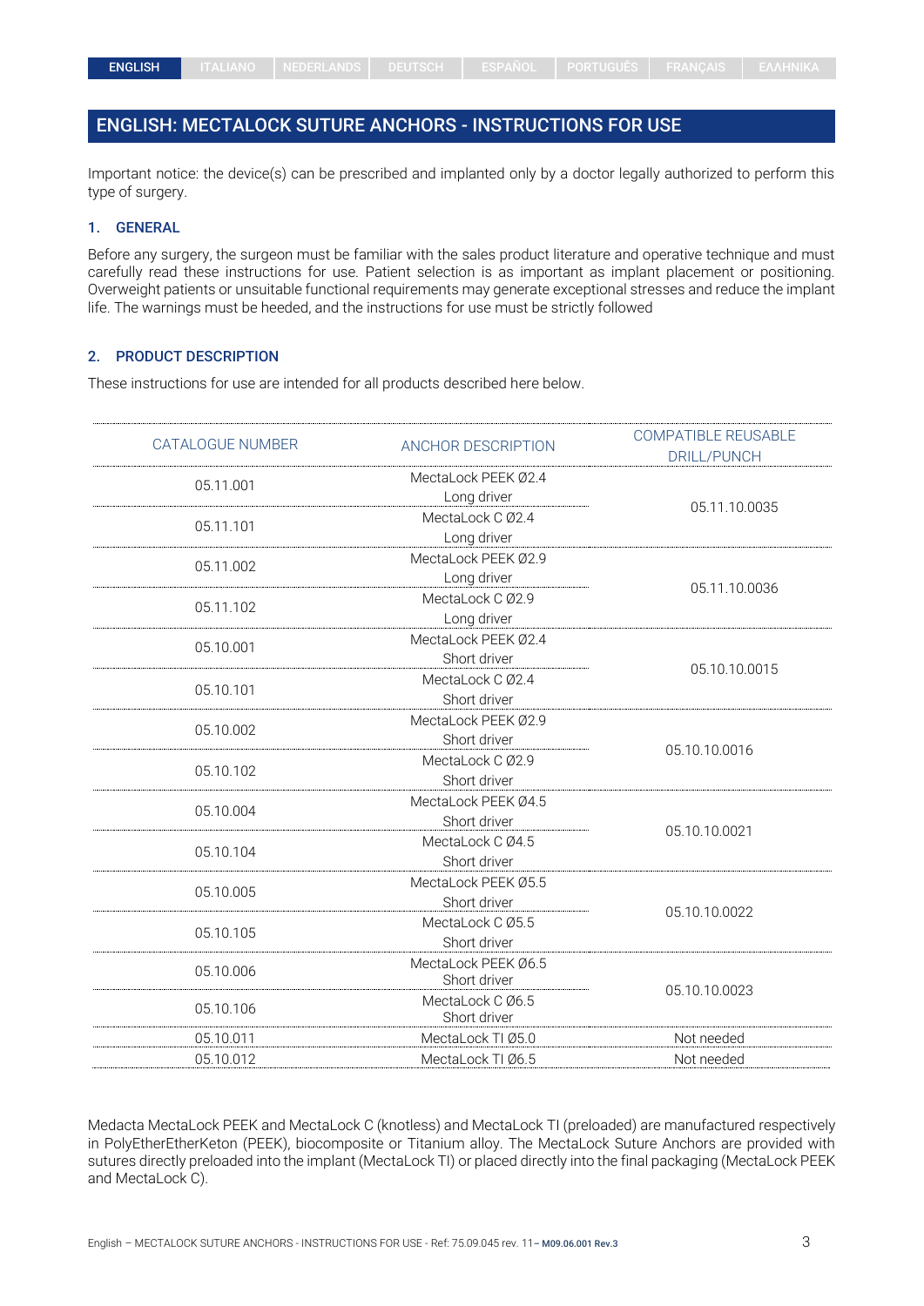| ENGLISH | ITALIANO | NEDERLANDS | DEUTSCH | ESPAÑOL | PORTUGUÊS | FRANÇAIS | ΕΛΛΗΝΙΚΑ |
|---|---|---|---|---|---|---|---|

## ENGLISH: MECTALOCK SUTURE ANCHORS - INSTRUCTIONS FOR USE

Important notice: the device(s) can be prescribed and implanted only by a doctor legally authorized to perform this type of surgery.

### 1. GENERAL

Before any surgery, the surgeon must be familiar with the sales product literature and operative technique and must carefully read these instructions for use. Patient selection is as important as implant placement or positioning. Overweight patients or unsuitable functional requirements may generate exceptional stresses and reduce the implant life. The warnings must be heeded, and the instructions for use must be strictly followed

### 2. PRODUCT DESCRIPTION

These instructions for use are intended for all products described here below.

| CATALOGUE NUMBER | ANCHOR DESCRIPTION | COMPATIBLE REUSABLE DRILL/PUNCH |
|---|---|---|
| 05.11.001 | MectaLock PEEK Ø2.4 Long driver | 05.11.10.0035 |
| 05.11.101 | MectaLock C Ø2.4 Long driver | |
| 05.11.002 | MectaLock PEEK Ø2.9 Long driver | 05.11.10.0036 |
| 05.11.102 | MectaLock C Ø2.9 Long driver | |
| 05.10.001 | MectaLock PEEK Ø2.4 Short driver | 05.10.10.0015 |
| 05.10.101 | MectaLock C Ø2.4 Short driver | |
| 05.10.002 | MectaLock PEEK Ø2.9 Short driver | 05.10.10.0016 |
| 05.10.102 | MectaLock C Ø2.9 Short driver | |
| 05.10.004 | MectaLock PEEK Ø4.5 Short driver | 05.10.10.0021 |
| 05.10.104 | MectaLock C Ø4.5 Short driver | |
| 05.10.005 | MectaLock PEEK Ø5.5 Short driver | 05.10.10.0022 |
| 05.10.105 | MectaLock C Ø5.5 Short driver | |
| 05.10.006 | MectaLock PEEK Ø6.5 Short driver | 05.10.10.0023 |
| 05.10.106 | MectaLock C Ø6.5 Short driver | |
| 05.10.011 | MectaLock TI Ø5.0 | Not needed |
| 05.10.012 | MectaLock TI Ø6.5 | Not needed |

Medacta MectaLock PEEK and MectaLock C (knotless) and MectaLock TI (preloaded) are manufactured respectively in PolyEtherEtherKeton (PEEK), biocomposite or Titanium alloy. The MectaLock Suture Anchors are provided with sutures directly preloaded into the implant (MectaLock TI) or placed directly into the final packaging (MectaLock PEEK and MectaLock C).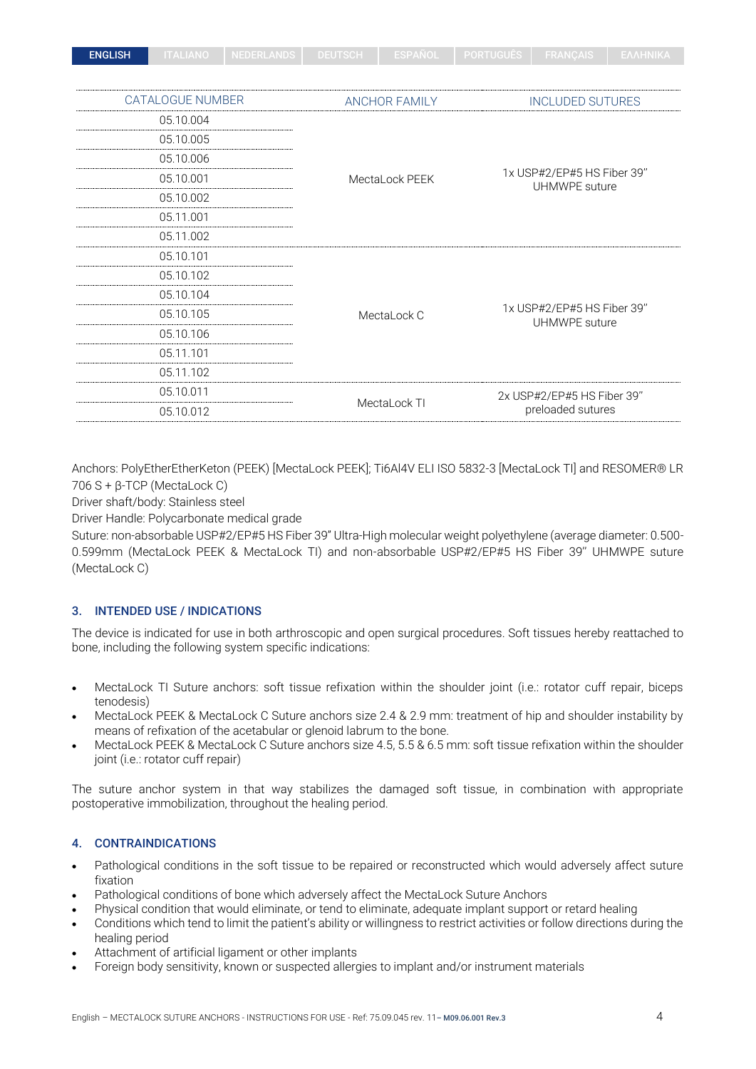| CATALOGUE NUMBER | ANCHOR FAMILY | INCLUDED SUTURES |
|---|---|---|
| 05.10.004 | MectaLock PEEK | 1x USP#2/EP#5 HS Fiber 39'' UHMWPE suture |
| 05.10.005 | | |
| 05.10.006 | | |
| 05.10.001 | | |
| 05.10.002 | | |
| 05.11.001 | | |
| 05.11.002 | | |
| 05.10.101 | MectaLock C | 1x USP#2/EP#5 HS Fiber 39'' UHMWPE suture |
| 05.10.102 | | |
| 05.10.104 | | |
| 05.10.105 | | |
| 05.10.106 | | |
| 05.11.101 | | |
| 05.11.102 | | |
| 05.10.011 | MectaLock TI | 2x USP#2/EP#5 HS Fiber 39'' preloaded sutures |
| 05.10.012 | | |

Anchors: PolyEtherEtherKeton (PEEK) [MectaLock PEEK]; Ti6Al4V ELI ISO 5832-3 [MectaLock TI] and RESOMER® LR 706 S + β-TCP (MectaLock C)
Driver shaft/body: Stainless steel
Driver Handle: Polycarbonate medical grade
Suture: non-absorbable USP#2/EP#5 HS Fiber 39" Ultra-High molecular weight polyethylene (average diameter: 0.500-0.599mm (MectaLock PEEK & MectaLock TI) and non-absorbable USP#2/EP#5 HS Fiber 39'' UHMWPE suture (MectaLock C)

## 3. INTENDED USE / INDICATIONS

The device is indicated for use in both arthroscopic and open surgical procedures. Soft tissues hereby reattached to bone, including the following system specific indications:

- MectaLock TI Suture anchors: soft tissue refixation within the shoulder joint (i.e.: rotator cuff repair, biceps tenodesis)
- MectaLock PEEK & MectaLock C Suture anchors size 2.4 & 2.9 mm: treatment of hip and shoulder instability by means of refixation of the acetabular or glenoid labrum to the bone.
- MectaLock PEEK & MectaLock C Suture anchors size 4.5, 5.5 & 6.5 mm: soft tissue refixation within the shoulder joint (i.e.: rotator cuff repair)

The suture anchor system in that way stabilizes the damaged soft tissue, in combination with appropriate postoperative immobilization, throughout the healing period.

## 4. CONTRAINDICATIONS

- Pathological conditions in the soft tissue to be repaired or reconstructed which would adversely affect suture fixation
- Pathological conditions of bone which adversely affect the MectaLock Suture Anchors
- Physical condition that would eliminate, or tend to eliminate, adequate implant support or retard healing
- Conditions which tend to limit the patient's ability or willingness to restrict activities or follow directions during the healing period
- Attachment of artificial ligament or other implants
- Foreign body sensitivity, known or suspected allergies to implant and/or instrument materials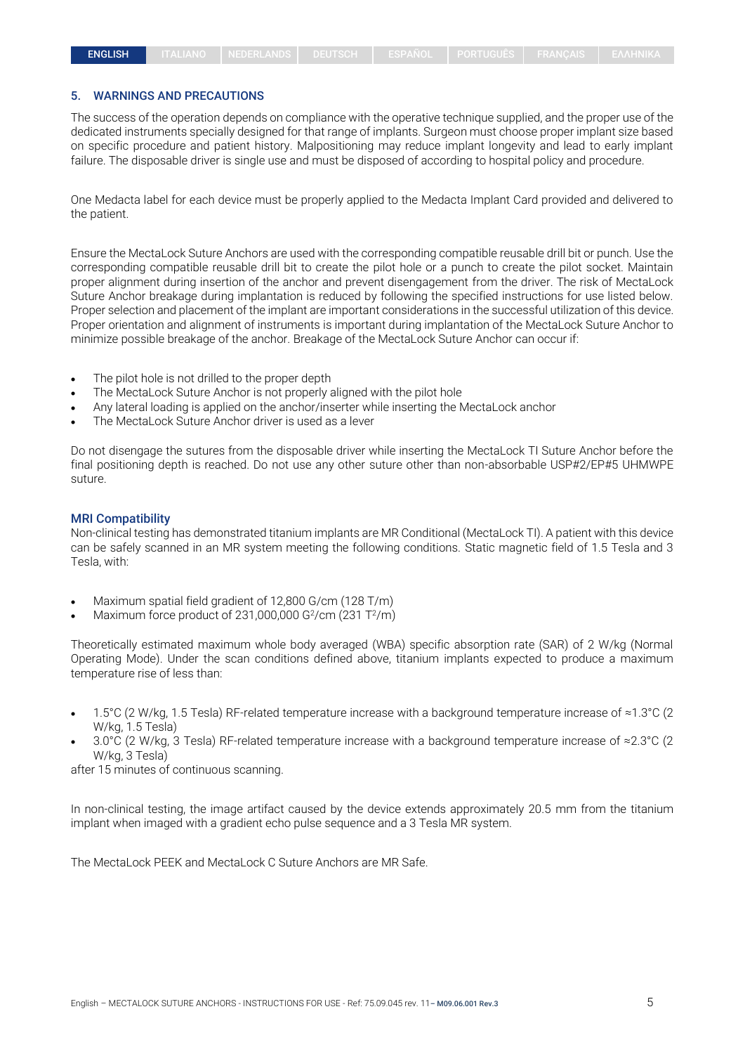## 5. WARNINGS AND PRECAUTIONS

The success of the operation depends on compliance with the operative technique supplied, and the proper use of the dedicated instruments specially designed for that range of implants. Surgeon must choose proper implant size based on specific procedure and patient history. Malpositioning may reduce implant longevity and lead to early implant failure. The disposable driver is single use and must be disposed of according to hospital policy and procedure.

One Medacta label for each device must be properly applied to the Medacta Implant Card provided and delivered to the patient.

Ensure the MectaLock Suture Anchors are used with the corresponding compatible reusable drill bit or punch. Use the corresponding compatible reusable drill bit to create the pilot hole or a punch to create the pilot socket. Maintain proper alignment during insertion of the anchor and prevent disengagement from the driver. The risk of MectaLock Suture Anchor breakage during implantation is reduced by following the specified instructions for use listed below. Proper selection and placement of the implant are important considerations in the successful utilization of this device. Proper orientation and alignment of instruments is important during implantation of the MectaLock Suture Anchor to minimize possible breakage of the anchor. Breakage of the MectaLock Suture Anchor can occur if:

- The pilot hole is not drilled to the proper depth
- The MectaLock Suture Anchor is not properly aligned with the pilot hole
- Any lateral loading is applied on the anchor/inserter while inserting the MectaLock anchor
- The MectaLock Suture Anchor driver is used as a lever

Do not disengage the sutures from the disposable driver while inserting the MectaLock TI Suture Anchor before the final positioning depth is reached. Do not use any other suture other than non-absorbable USP#2/EP#5 UHMWPE suture.

### MRI Compatibility

Non-clinical testing has demonstrated titanium implants are MR Conditional (MectaLock TI). A patient with this device can be safely scanned in an MR system meeting the following conditions. Static magnetic field of 1.5 Tesla and 3 Tesla, with:

- Maximum spatial field gradient of 12,800 G/cm (128 T/m)
- Maximum force product of 231,000,000 $G^2$/cm (231 $T^2$/m)

Theoretically estimated maximum whole body averaged (WBA) specific absorption rate (SAR) of 2 W/kg (Normal Operating Mode). Under the scan conditions defined above, titanium implants expected to produce a maximum temperature rise of less than:

- 1.5°C (2 W/kg, 1.5 Tesla) RF-related temperature increase with a background temperature increase of ≈1.3°C (2 W/kg, 1.5 Tesla)
- 3.0°C (2 W/kg, 3 Tesla) RF-related temperature increase with a background temperature increase of ≈2.3°C (2 W/kg, 3 Tesla)

after 15 minutes of continuous scanning.

In non-clinical testing, the image artifact caused by the device extends approximately 20.5 mm from the titanium implant when imaged with a gradient echo pulse sequence and a 3 Tesla MR system.

The MectaLock PEEK and MectaLock C Suture Anchors are MR Safe.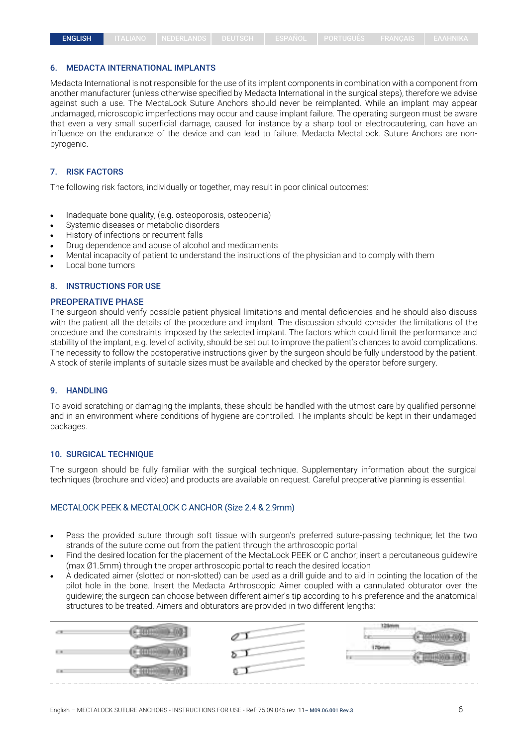## 6. MEDACTA INTERNATIONAL IMPLANTS

Medacta International is not responsible for the use of its implant components in combination with a component from another manufacturer (unless otherwise specified by Medacta International in the surgical steps), therefore we advise against such a use. The MectaLock Suture Anchors should never be reimplanted. While an implant may appear undamaged, microscopic imperfections may occur and cause implant failure. The operating surgeon must be aware that even a very small superficial damage, caused for instance by a sharp tool or electrocautering, can have an influence on the endurance of the device and can lead to failure. Medacta MectaLock. Suture Anchors are non-pyrogenic.

## 7. RISK FACTORS

The following risk factors, individually or together, may result in poor clinical outcomes:

- Inadequate bone quality, (e.g. osteoporosis, osteopenia)
- Systemic diseases or metabolic disorders
- History of infections or recurrent falls
- Drug dependence and abuse of alcohol and medicaments
- Mental incapacity of patient to understand the instructions of the physician and to comply with them
- Local bone tumors

## 8. INSTRUCTIONS FOR USE

### PREOPERATIVE PHASE

The surgeon should verify possible patient physical limitations and mental deficiencies and he should also discuss with the patient all the details of the procedure and implant. The discussion should consider the limitations of the procedure and the constraints imposed by the selected implant. The factors which could limit the performance and stability of the implant, e.g. level of activity, should be set out to improve the patient's chances to avoid complications. The necessity to follow the postoperative instructions given by the surgeon should be fully understood by the patient. A stock of sterile implants of suitable sizes must be available and checked by the operator before surgery.

## 9. HANDLING

To avoid scratching or damaging the implants, these should be handled with the utmost care by qualified personnel and in an environment where conditions of hygiene are controlled. The implants should be kept in their undamaged packages.

## 10. SURGICAL TECHNIQUE

The surgeon should be fully familiar with the surgical technique. Supplementary information about the surgical techniques (brochure and video) and products are available on request. Careful preoperative planning is essential.

### MECTALOCK PEEK & MECTALOCK C ANCHOR (Size 2.4 & 2.9mm)

- Pass the provided suture through soft tissue with surgeon's preferred suture-passing technique; let the two strands of the suture come out from the patient through the arthroscopic portal
- Find the desired location for the placement of the MectaLock PEEK or C anchor; insert a percutaneous guidewire (max Ø1.5mm) through the proper arthroscopic portal to reach the desired location
- A dedicated aimer (slotted or non-slotted) can be used as a drill guide and to aid in pointing the location of the pilot hole in the bone. Insert the Medacta Arthroscopic Aimer coupled with a cannulated obturator over the guidewire; the surgeon can choose between different aimer's tip according to his preference and the anatomical structures to be treated. Aimers and obturators are provided in two different lengths:

125mm

170mm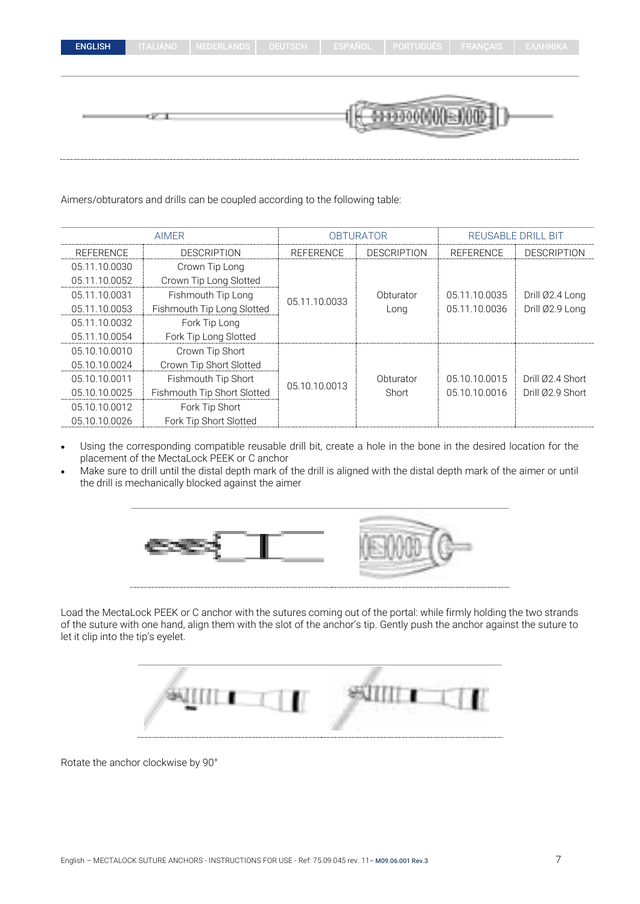Aimers/obturators and drills can be coupled according to the following table:

| AIMER | | OBTURATOR | | REUSABLE DRILL BIT | |
|---|---|---|---|---|---|
| REFERENCE | DESCRIPTION | REFERENCE | DESCRIPTION | REFERENCE | DESCRIPTION |
| 05.11.10.0030 | Crown Tip Long | 05.11.10.0033 | Obturator Long | 05.11.10.0035<br>05.11.10.0036 | Drill Ø2.4 Long<br>Drill Ø2.9 Long |
| 05.11.10.0052 | Crown Tip Long Slotted | | | | |
| 05.11.10.0031 | Fishmouth Tip Long | | | | |
| 05.11.10.0053 | Fishmouth Tip Long Slotted | | | | |
| 05.11.10.0032 | Fork Tip Long | | | | |
| 05.11.10.0054 | Fork Tip Long Slotted | | | | |
| 05.10.10.0010 | Crown Tip Short | 05.10.10.0013 | Obturator Short | 05.10.10.0015<br>05.10.10.0016 | Drill Ø2.4 Short<br>Drill Ø2.9 Short |
| 05.10.10.0024 | Crown Tip Short Slotted | | | | |
| 05.10.10.0011 | Fishmouth Tip Short | | | | |
| 05.10.10.0025 | Fishmouth Tip Short Slotted | | | | |
| 05.10.10.0012 | Fork Tip Short | | | | |
| 05.10.10.0026 | Fork Tip Short Slotted | | | | |

- Using the corresponding compatible reusable drill bit, create a hole in the bone in the desired location for the placement of the MectaLock PEEK or C anchor
- Make sure to drill until the distal depth mark of the drill is aligned with the distal depth mark of the aimer or until the drill is mechanically blocked against the aimer

Load the MectaLock PEEK or C anchor with the sutures coming out of the portal: while firmly holding the two strands of the suture with one hand, align them with the slot of the anchor's tip. Gently push the anchor against the suture to let it clip into the tip's eyelet.

Rotate the anchor clockwise by 90°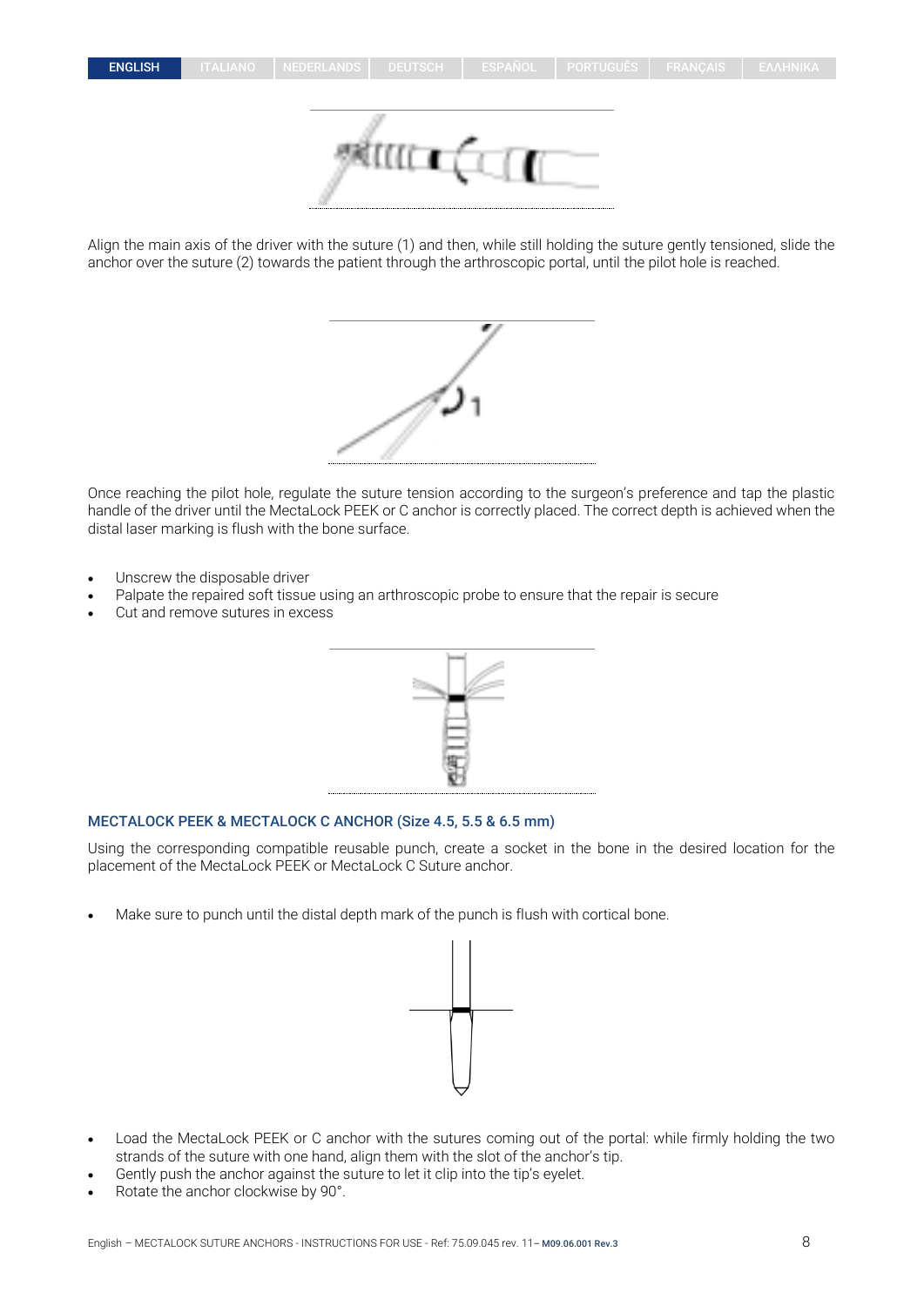Align the main axis of the driver with the suture (1) and then, while still holding the suture gently tensioned, slide the anchor over the suture (2) towards the patient through the arthroscopic portal, until the pilot hole is reached.

Once reaching the pilot hole, regulate the suture tension according to the surgeon's preference and tap the plastic handle of the driver until the MectaLock PEEK or C anchor is correctly placed. The correct depth is achieved when the distal laser marking is flush with the bone surface.

- Unscrew the disposable driver
- Palpate the repaired soft tissue using an arthroscopic probe to ensure that the repair is secure
- Cut and remove sutures in excess

### MECTALOCK PEEK & MECTALOCK C ANCHOR (Size 4.5, 5.5 & 6.5 mm)

Using the corresponding compatible reusable punch, create a socket in the bone in the desired location for the placement of the MectaLock PEEK or MectaLock C Suture anchor.

- Make sure to punch until the distal depth mark of the punch is flush with cortical bone.

- Load the MectaLock PEEK or C anchor with the sutures coming out of the portal: while firmly holding the two strands of the suture with one hand, align them with the slot of the anchor's tip.
- Gently push the anchor against the suture to let it clip into the tip's eyelet.
- Rotate the anchor clockwise by 90°.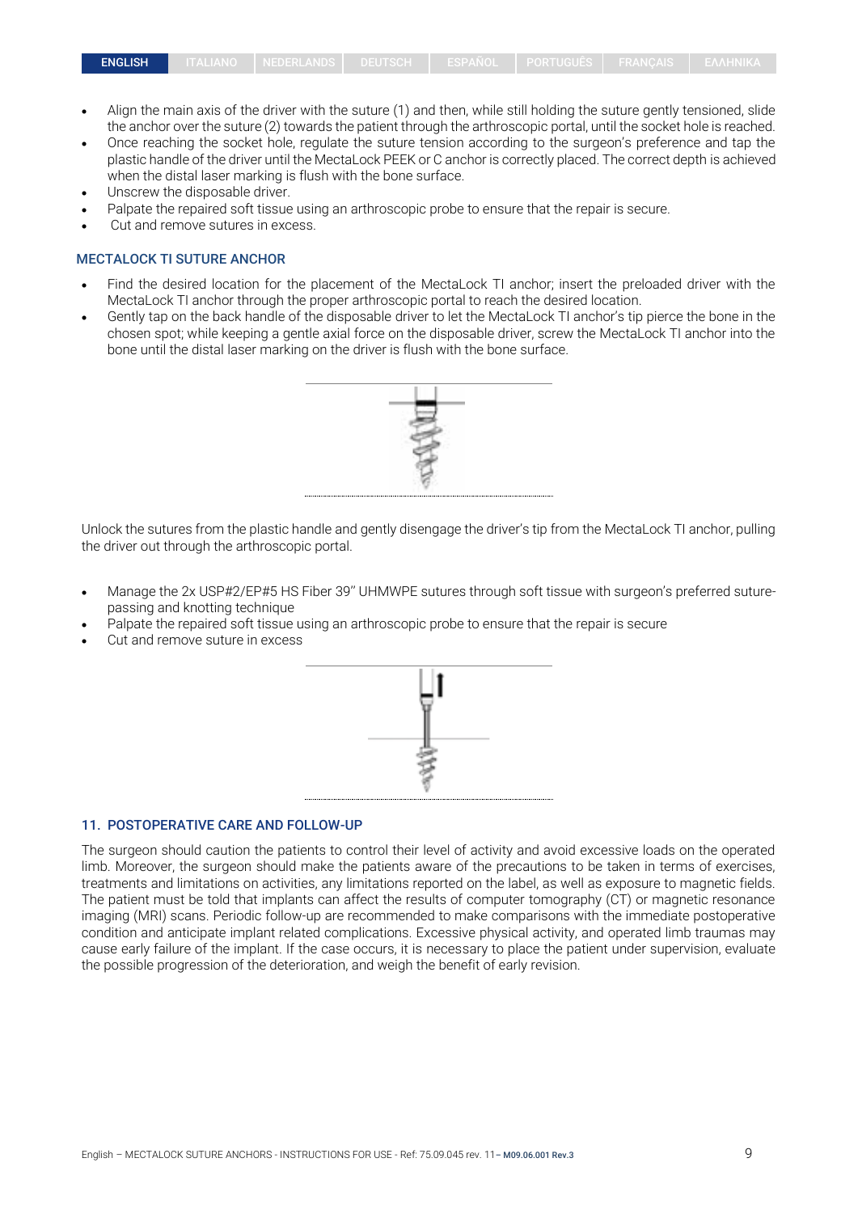- Align the main axis of the driver with the suture (1) and then, while still holding the suture gently tensioned, slide the anchor over the suture (2) towards the patient through the arthroscopic portal, until the socket hole is reached.
- Once reaching the socket hole, regulate the suture tension according to the surgeon's preference and tap the plastic handle of the driver until the MectaLock PEEK or C anchor is correctly placed. The correct depth is achieved when the distal laser marking is flush with the bone surface.
- Unscrew the disposable driver.
- Palpate the repaired soft tissue using an arthroscopic probe to ensure that the repair is secure.
- Cut and remove sutures in excess.

### MECTALOCK TI SUTURE ANCHOR

- Find the desired location for the placement of the MectaLock TI anchor; insert the preloaded driver with the MectaLock TI anchor through the proper arthroscopic portal to reach the desired location.
- Gently tap on the back handle of the disposable driver to let the MectaLock TI anchor's tip pierce the bone in the chosen spot; while keeping a gentle axial force on the disposable driver, screw the MectaLock TI anchor into the bone until the distal laser marking on the driver is flush with the bone surface.

Unlock the sutures from the plastic handle and gently disengage the driver's tip from the MectaLock TI anchor, pulling the driver out through the arthroscopic portal.

- Manage the 2x USP#2/EP#5 HS Fiber 39'' UHMWPE sutures through soft tissue with surgeon's preferred suture-passing and knotting technique
- Palpate the repaired soft tissue using an arthroscopic probe to ensure that the repair is secure
- Cut and remove suture in excess

## 11. POSTOPERATIVE CARE AND FOLLOW-UP

The surgeon should caution the patients to control their level of activity and avoid excessive loads on the operated limb. Moreover, the surgeon should make the patients aware of the precautions to be taken in terms of exercises, treatments and limitations on activities, any limitations reported on the label, as well as exposure to magnetic fields. The patient must be told that implants can affect the results of computer tomography (CT) or magnetic resonance imaging (MRI) scans. Periodic follow-up are recommended to make comparisons with the immediate postoperative condition and anticipate implant related complications. Excessive physical activity, and operated limb traumas may cause early failure of the implant. If the case occurs, it is necessary to place the patient under supervision, evaluate the possible progression of the deterioration, and weigh the benefit of early revision.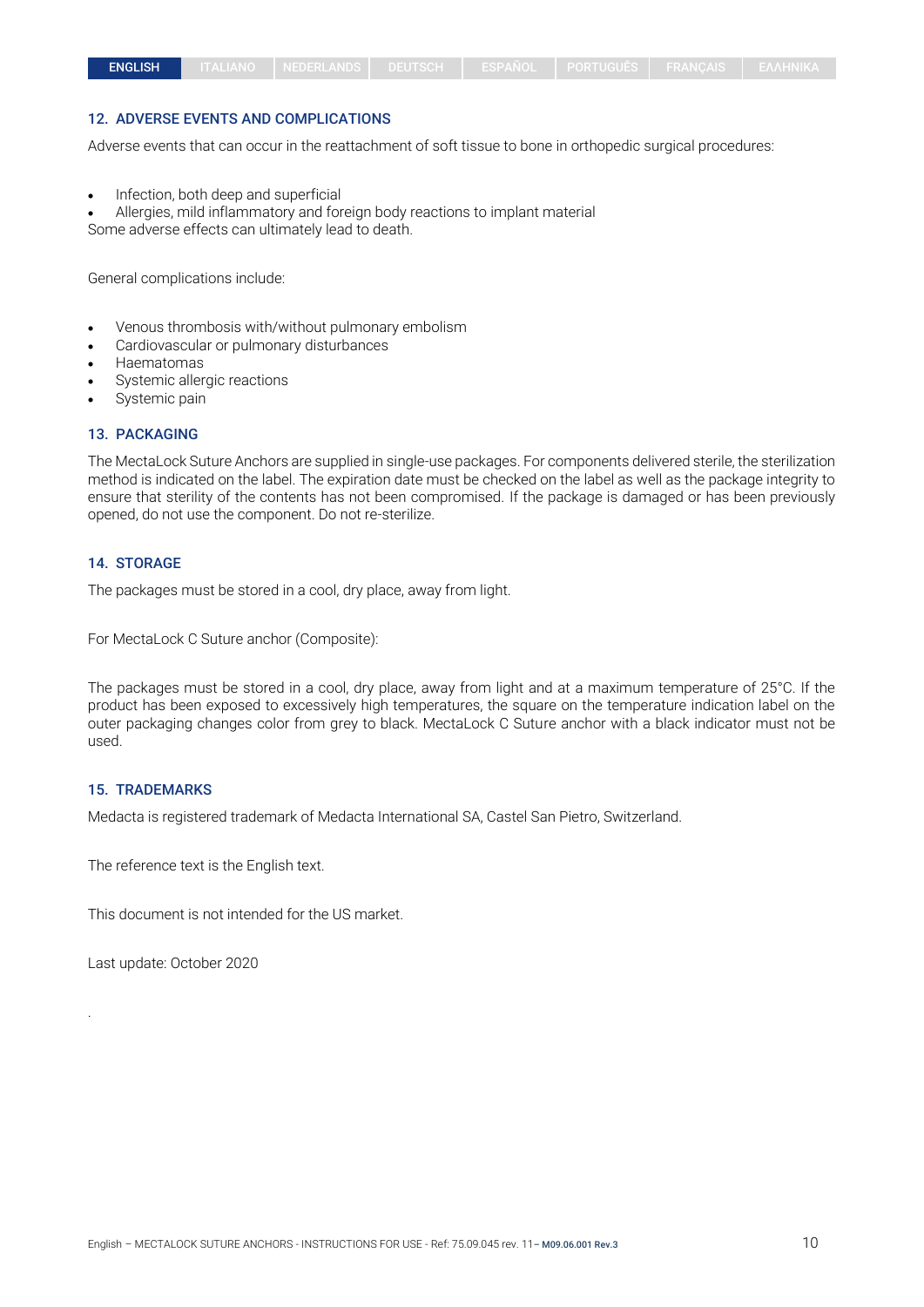## 12. ADVERSE EVENTS AND COMPLICATIONS

Adverse events that can occur in the reattachment of soft tissue to bone in orthopedic surgical procedures:

- Infection, both deep and superficial
- Allergies, mild inflammatory and foreign body reactions to implant material

Some adverse effects can ultimately lead to death.

General complications include:

- Venous thrombosis with/without pulmonary embolism
- Cardiovascular or pulmonary disturbances
- Haematomas
- Systemic allergic reactions
- Systemic pain

## 13. PACKAGING

The MectaLock Suture Anchors are supplied in single-use packages. For components delivered sterile, the sterilization method is indicated on the label. The expiration date must be checked on the label as well as the package integrity to ensure that sterility of the contents has not been compromised. If the package is damaged or has been previously opened, do not use the component. Do not re-sterilize.

## 14. STORAGE

The packages must be stored in a cool, dry place, away from light.

For MectaLock C Suture anchor (Composite):

The packages must be stored in a cool, dry place, away from light and at a maximum temperature of 25°C. If the product has been exposed to excessively high temperatures, the square on the temperature indication label on the outer packaging changes color from grey to black. MectaLock C Suture anchor with a black indicator must not be used.

## 15. TRADEMARKS

Medacta is registered trademark of Medacta International SA, Castel San Pietro, Switzerland.

The reference text is the English text.

This document is not intended for the US market.

Last update: October 2020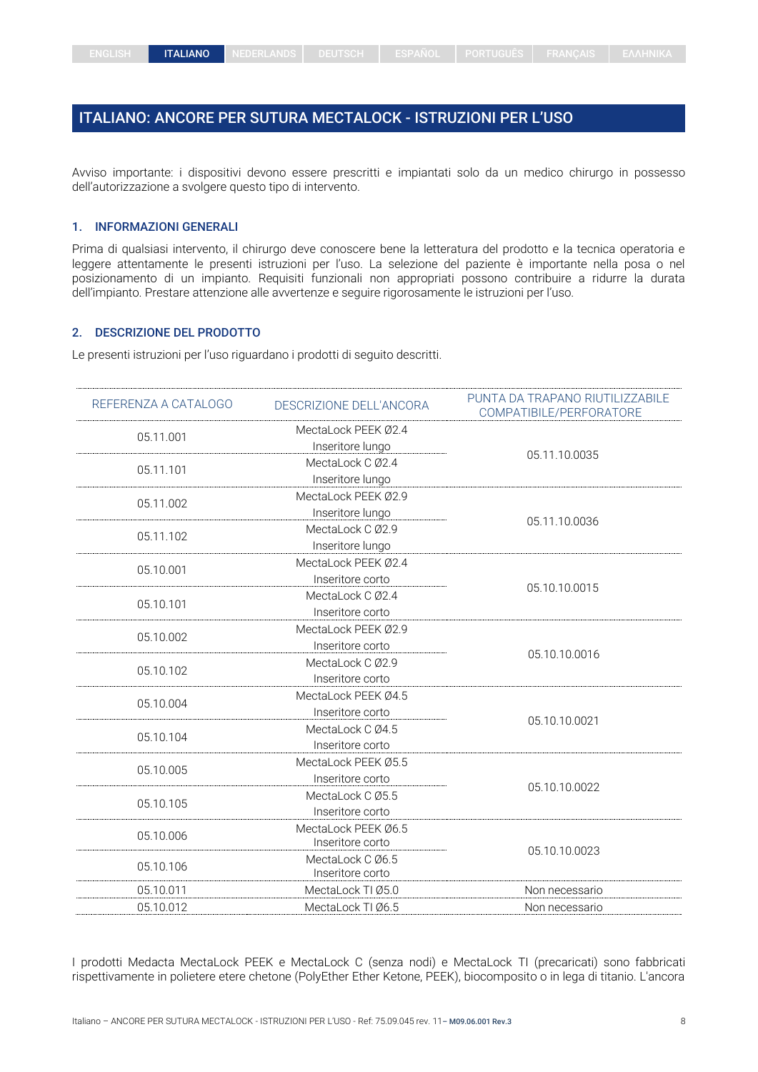ENGLISH | ITALIANO | NEDERLANDS | DEUTSCH | ESPAÑOL | PORTUGUÊS | FRANÇAIS | ΕΛΛΗΝΙΚΑ

# ITALIANO: ANCORE PER SUTURA MECTALOCK - ISTRUZIONI PER L'USO

Avviso importante: i dispositivi devono essere prescritti e impiantati solo da un medico chirurgo in possesso dell'autorizzazione a svolgere questo tipo di intervento.

## 1. INFORMAZIONI GENERALI

Prima di qualsiasi intervento, il chirurgo deve conoscere bene la letteratura del prodotto e la tecnica operatoria e leggere attentamente le presenti istruzioni per l'uso. La selezione del paziente è importante nella posa o nel posizionamento di un impianto. Requisiti funzionali non appropriati possono contribuire a ridurre la durata dell'impianto. Prestare attenzione alle avvertenze e seguire rigorosamente le istruzioni per l'uso.

## 2. DESCRIZIONE DEL PRODOTTO

Le presenti istruzioni per l'uso riguardano i prodotti di seguito descritti.

| REFERENZA A CATALOGO | DESCRIZIONE DELL'ANCORA | PUNTA DA TRAPANO RIUTILIZZABILE COMPATIBILE/PERFORATORE |
|---|---|---|
| 05.11.001 | MectaLock PEEK Ø2.4 Inseritore lungo | 05.11.10.0035 |
| 05.11.101 | MectaLock C Ø2.4 Inseritore lungo | |
| 05.11.002 | MectaLock PEEK Ø2.9 Inseritore lungo | 05.11.10.0036 |
| 05.11.102 | MectaLock C Ø2.9 Inseritore lungo | |
| 05.10.001 | MectaLock PEEK Ø2.4 Inseritore corto | 05.10.10.0015 |
| 05.10.101 | MectaLock C Ø2.4 Inseritore corto | |
| 05.10.002 | MectaLock PEEK Ø2.9 Inseritore corto | 05.10.10.0016 |
| 05.10.102 | MectaLock C Ø2.9 Inseritore corto | |
| 05.10.004 | MectaLock PEEK Ø4.5 Inseritore corto | 05.10.10.0021 |
| 05.10.104 | MectaLock C Ø4.5 Inseritore corto | |
| 05.10.005 | MectaLock PEEK Ø5.5 Inseritore corto | 05.10.10.0022 |
| 05.10.105 | MectaLock C Ø5.5 Inseritore corto | |
| 05.10.006 | MectaLock PEEK Ø6.5 Inseritore corto | 05.10.10.0023 |
| 05.10.106 | MectaLock C Ø6.5 Inseritore corto | |
| 05.10.011 | MectaLock TI Ø5.0 | Non necessario |
| 05.10.012 | MectaLock TI Ø6.5 | Non necessario |

I prodotti Medacta MectaLock PEEK e MectaLock C (senza nodi) e MectaLock TI (precaricati) sono fabbricati rispettivamente in polietere etere chetone (PolyEther Ether Ketone, PEEK), biocomposito o in lega di titanio. L'ancora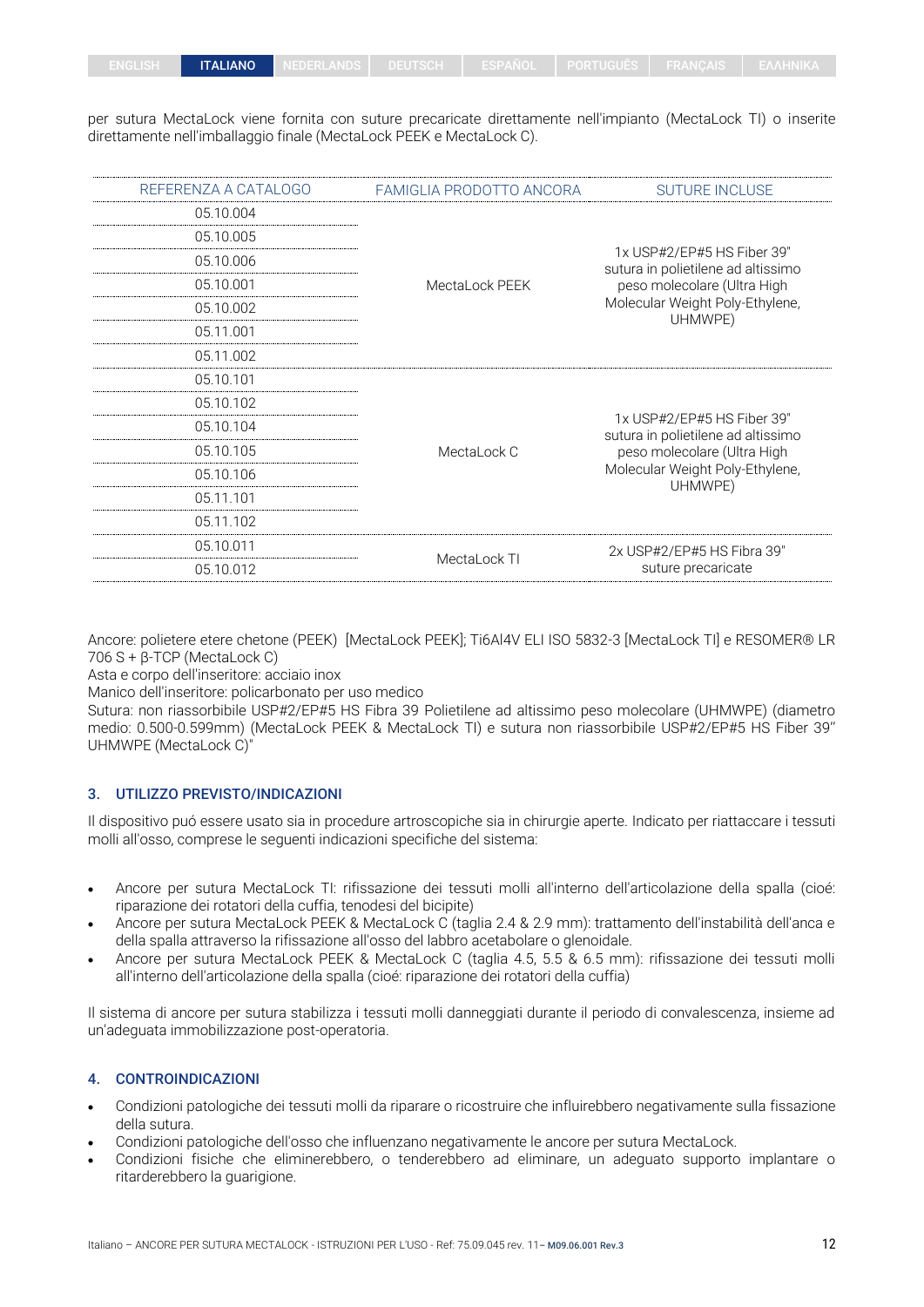per sutura MectaLock viene fornita con suture precaricate direttamente nell'impianto (MectaLock TI) o inserite direttamente nell'imballaggio finale (MectaLock PEEK e MectaLock C).

| REFERENZA A CATALOGO | FAMIGLIA PRODOTTO ANCORA | SUTURE INCLUSE |
|---|---|---|
| 05.10.004 | MectaLock PEEK | 1x USP#2/EP#5 HS Fiber 39" sutura in polietilene ad altissimo peso molecolare (Ultra High Molecular Weight Poly-Ethylene, UHMWPE) |
| 05.10.005 | | |
| 05.10.006 | | |
| 05.10.001 | | |
| 05.10.002 | | |
| 05.11.001 | | |
| 05.11.002 | | |
| 05.10.101 | MectaLock C | 1x USP#2/EP#5 HS Fiber 39" sutura in polietilene ad altissimo peso molecolare (Ultra High Molecular Weight Poly-Ethylene, UHMWPE) |
| 05.10.102 | | |
| 05.10.104 | | |
| 05.10.105 | | |
| 05.10.106 | | |
| 05.11.101 | | |
| 05.11.102 | | |
| 05.10.011 | MectaLock TI | 2x USP#2/EP#5 HS Fibra 39" suture precaricate |
| 05.10.012 | | |

Ancore: polietere etere chetone (PEEK) [MectaLock PEEK]; Ti6Al4V ELI ISO 5832-3 [MectaLock TI] e RESOMER® LR 706 S + β-TCP (MectaLock C)
Asta e corpo dell'inseritore: acciaio inox
Manico dell'inseritore: policarbonato per uso medico
Sutura: non riassorbibile USP#2/EP#5 HS Fibra 39 Polietilene ad altissimo peso molecolare (UHMWPE) (diametro medio: 0.500-0.599mm) (MectaLock PEEK & MectaLock TI) e sutura non riassorbibile USP#2/EP#5 HS Fiber 39" UHMWPE (MectaLock C)"

## 3. UTILIZZO PREVISTO/INDICAZIONI

Il dispositivo puó essere usato sia in procedure artroscopiche sia in chirurgie aperte. Indicato per riattaccare i tessuti molli all'osso, comprese le seguenti indicazioni specifiche del sistema:

- Ancore per sutura MectaLock TI: rifissazione dei tessuti molli all'interno dell'articolazione della spalla (cioé: riparazione dei rotatori della cuffia, tenodesi del bicipite)
- Ancore per sutura MectaLock PEEK & MectaLock C (taglia 2.4 & 2.9 mm): trattamento dell'instabilità dell'anca e della spalla attraverso la rifissazione all'osso del labbro acetabolare o glenoidale.
- Ancore per sutura MectaLock PEEK & MectaLock C (taglia 4.5, 5.5 & 6.5 mm): rifissazione dei tessuti molli all'interno dell'articolazione della spalla (cioé: riparazione dei rotatori della cuffia)

Il sistema di ancore per sutura stabilizza i tessuti molli danneggiati durante il periodo di convalescenza, insieme ad un'adeguata immobilizzazione post-operatoria.

## 4. CONTROINDICAZIONI

- Condizioni patologiche dei tessuti molli da riparare o ricostruire che influirebbero negativamente sulla fissazione della sutura.
- Condizioni patologiche dell'osso che influenzano negativamente le ancore per sutura MectaLock.
- Condizioni fisiche che eliminerebbero, o tenderebbero ad eliminare, un adeguato supporto implantare o ritarderebbero la guarigione.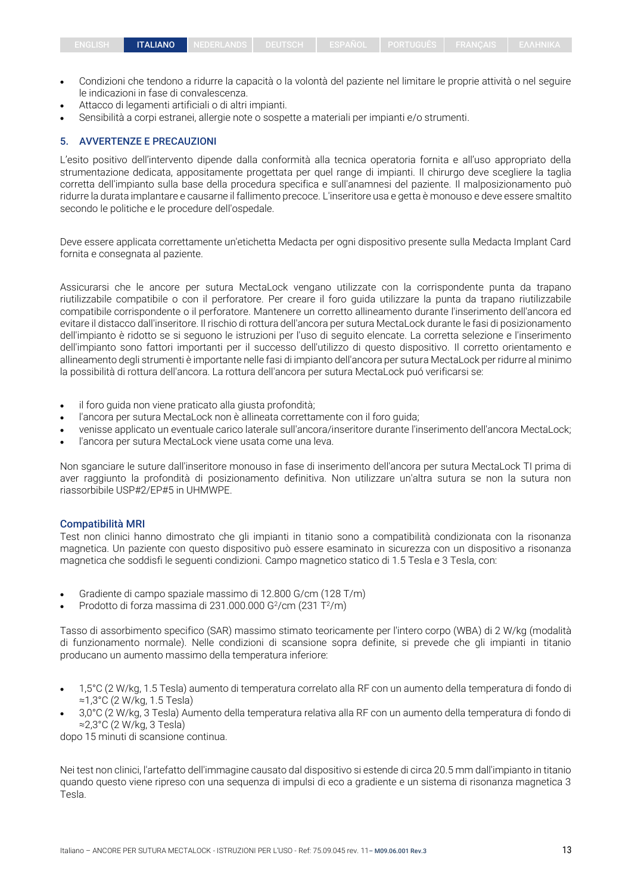- Condizioni che tendono a ridurre la capacità o la volontà del paziente nel limitare le proprie attività o nel seguire le indicazioni in fase di convalescenza.
- Attacco di legamenti artificiali o di altri impianti.
- Sensibilità a corpi estranei, allergie note o sospette a materiali per impianti e/o strumenti.

## 5. AVVERTENZE E PRECAUZIONI

L'esito positivo dell'intervento dipende dalla conformità alla tecnica operatoria fornita e all'uso appropriato della strumentazione dedicata, appositamente progettata per quel range di impianti. Il chirurgo deve scegliere la taglia corretta dell'impianto sulla base della procedura specifica e sull'anamnesi del paziente. Il malposizionamento può ridurre la durata implantare e causarne il fallimento precoce. L'inseritore usa e getta è monouso e deve essere smaltito secondo le politiche e le procedure dell'ospedale.

Deve essere applicata correttamente un'etichetta Medacta per ogni dispositivo presente sulla Medacta Implant Card fornita e consegnata al paziente.

Assicurarsi che le ancore per sutura MectaLock vengano utilizzate con la corrispondente punta da trapano riutilizzabile compatibile o con il perforatore. Per creare il foro guida utilizzare la punta da trapano riutilizzabile compatibile corrispondente o il perforatore. Mantenere un corretto allineamento durante l'inserimento dell'ancora ed evitare il distacco dall'inseritore. Il rischio di rottura dell'ancora per sutura MectaLock durante le fasi di posizionamento dell'impianto è ridotto se si seguono le istruzioni per l'uso di seguito elencate. La corretta selezione e l'inserimento dell'impianto sono fattori importanti per il successo dell'utilizzo di questo dispositivo. Il corretto orientamento e allineamento degli strumenti è importante nelle fasi di impianto dell'ancora per sutura MectaLock per ridurre al minimo la possibilità di rottura dell'ancora. La rottura dell'ancora per sutura MectaLock puó verificarsi se:

- il foro guida non viene praticato alla giusta profondità;
- l'ancora per sutura MectaLock non è allineata correttamente con il foro guida;
- venisse applicato un eventuale carico laterale sull'ancora/inseritore durante l'inserimento dell'ancora MectaLock;
- l'ancora per sutura MectaLock viene usata come una leva.

Non sganciare le suture dall'inseritore monouso in fase di inserimento dell'ancora per sutura MectaLock TI prima di aver raggiunto la profondità di posizionamento definitiva. Non utilizzare un'altra sutura se non la sutura non riassorbibile USP#2/EP#5 in UHMWPE.

### Compatibilità MRI

Test non clinici hanno dimostrato che gli impianti in titanio sono a compatibilità condizionata con la risonanza magnetica. Un paziente con questo dispositivo può essere esaminato in sicurezza con un dispositivo a risonanza magnetica che soddisfi le seguenti condizioni. Campo magnetico statico di 1.5 Tesla e 3 Tesla, con:

- Gradiente di campo spaziale massimo di 12.800 G/cm (128 T/m)
- Prodotto di forza massima di 231.000.000 $G^2$/cm (231 $T^2$/m)

Tasso di assorbimento specifico (SAR) massimo stimato teoricamente per l'intero corpo (WBA) di 2 W/kg (modalità di funzionamento normale). Nelle condizioni di scansione sopra definite, si prevede che gli impianti in titanio producano un aumento massimo della temperatura inferiore:

- 1,5°C (2 W/kg, 1.5 Tesla) aumento di temperatura correlato alla RF con un aumento della temperatura di fondo di ≈1,3°C (2 W/kg, 1.5 Tesla)
- 3,0°C (2 W/kg, 3 Tesla) Aumento della temperatura relativa alla RF con un aumento della temperatura di fondo di ≈2,3°C (2 W/kg, 3 Tesla)

dopo 15 minuti di scansione continua.

Nei test non clinici, l'artefatto dell'immagine causato dal dispositivo si estende di circa 20.5 mm dall'impianto in titanio quando questo viene ripreso con una sequenza di impulsi di eco a gradiente e un sistema di risonanza magnetica 3 Tesla.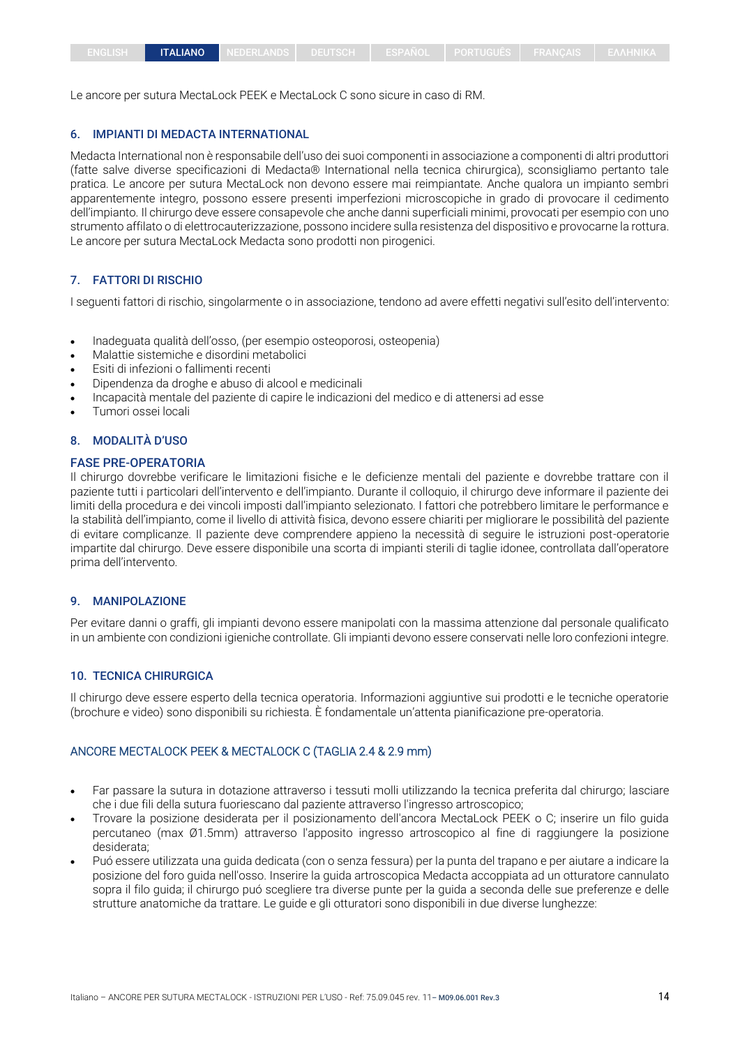Le ancore per sutura MectaLock PEEK e MectaLock C sono sicure in caso di RM.

## 6. IMPIANTI DI MEDACTA INTERNATIONAL

Medacta International non è responsabile dell'uso dei suoi componenti in associazione a componenti di altri produttori (fatte salve diverse specificazioni di Medacta® International nella tecnica chirurgica), sconsigliamo pertanto tale pratica. Le ancore per sutura MectaLock non devono essere mai reimpiantate. Anche qualora un impianto sembri apparentemente integro, possono essere presenti imperfezioni microscopiche in grado di provocare il cedimento dell'impianto. Il chirurgo deve essere consapevole che anche danni superficiali minimi, provocati per esempio con uno strumento affilato o di elettrocauterizzazione, possono incidere sulla resistenza del dispositivo e provocarne la rottura. Le ancore per sutura MectaLock Medacta sono prodotti non pirogenici.

## 7. FATTORI DI RISCHIO

I seguenti fattori di rischio, singolarmente o in associazione, tendono ad avere effetti negativi sull'esito dell'intervento:

- Inadeguata qualità dell'osso, (per esempio osteoporosi, osteopenia)
- Malattie sistemiche e disordini metabolici
- Esiti di infezioni o fallimenti recenti
- Dipendenza da droghe e abuso di alcool e medicinali
- Incapacità mentale del paziente di capire le indicazioni del medico e di attenersi ad esse
- Tumori ossei locali

## 8. MODALITÀ D'USO

### FASE PRE-OPERATORIA

Il chirurgo dovrebbe verificare le limitazioni fisiche e le deficienze mentali del paziente e dovrebbe trattare con il paziente tutti i particolari dell'intervento e dell'impianto. Durante il colloquio, il chirurgo deve informare il paziente dei limiti della procedura e dei vincoli imposti dall'impianto selezionato. I fattori che potrebbero limitare le performance e la stabilità dell'impianto, come il livello di attività fisica, devono essere chiariti per migliorare le possibilità del paziente di evitare complicanze. Il paziente deve comprendere appieno la necessità di seguire le istruzioni post-operatorie impartite dal chirurgo. Deve essere disponibile una scorta di impianti sterili di taglie idonee, controllata dall'operatore prima dell'intervento.

## 9. MANIPOLAZIONE

Per evitare danni o graffi, gli impianti devono essere manipolati con la massima attenzione dal personale qualificato in un ambiente con condizioni igieniche controllate. Gli impianti devono essere conservati nelle loro confezioni integre.

## 10. TECNICA CHIRURGICA

Il chirurgo deve essere esperto della tecnica operatoria. Informazioni aggiuntive sui prodotti e le tecniche operatorie (brochure e video) sono disponibili su richiesta. È fondamentale un'attenta pianificazione pre-operatoria.

### ANCORE MECTALOCK PEEK & MECTALOCK C (TAGLIA 2.4 & 2.9 mm)

- Far passare la sutura in dotazione attraverso i tessuti molli utilizzando la tecnica preferita dal chirurgo; lasciare che i due fili della sutura fuoriescano dal paziente attraverso l'ingresso artroscopico;
- Trovare la posizione desiderata per il posizionamento dell'ancora MectaLock PEEK o C; inserire un filo guida percutaneo (max Ø1.5mm) attraverso l'apposito ingresso artroscopico al fine di raggiungere la posizione desiderata;
- Puó essere utilizzata una guida dedicata (con o senza fessura) per la punta del trapano e per aiutare a indicare la posizione del foro guida nell'osso. Inserire la guida artroscopica Medacta accoppiata ad un otturatore cannulato sopra il filo guida; il chirurgo puó scegliere tra diverse punte per la guida a seconda delle sue preferenze e delle strutture anatomiche da trattare. Le guide e gli otturatori sono disponibili in due diverse lunghezze: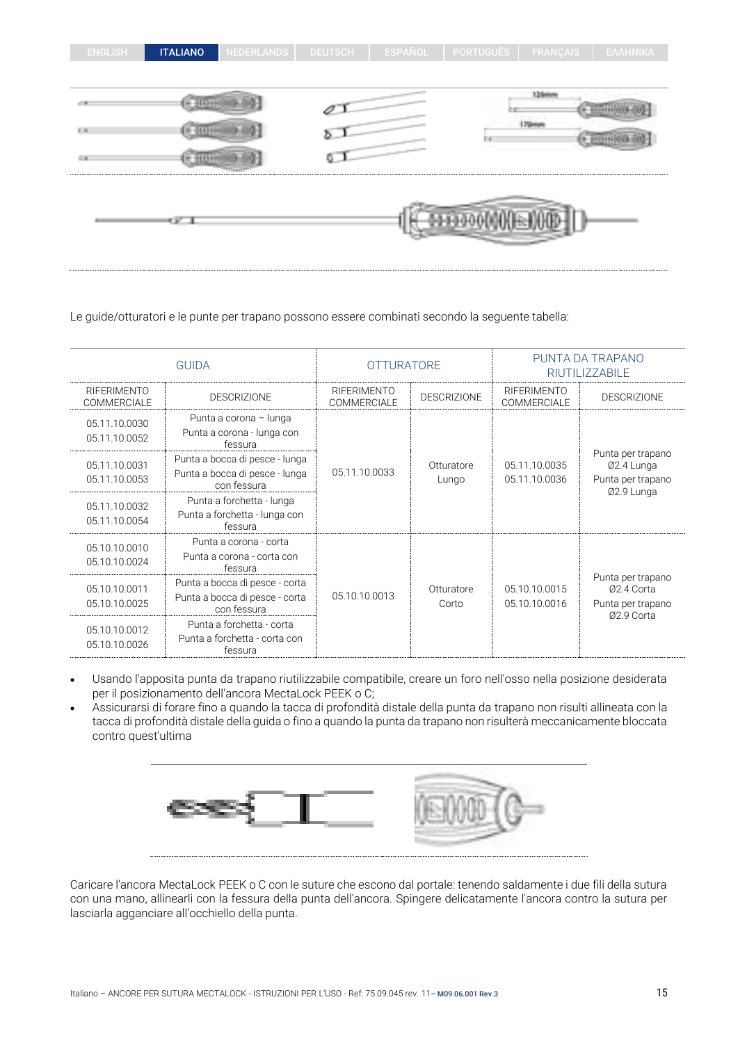Le guide/otturatori e le punte per trapano possono essere combinati secondo la seguente tabella:

| GUIDA | | OTTURATORE | | PUNTA DA TRAPANO RIUTILIZZABILE | |
|---|---|---|---|---|---|
| RIFERIMENTO COMMERCIALE | DESCRIZIONE | RIFERIMENTO COMMERCIALE | DESCRIZIONE | RIFERIMENTO COMMERCIALE | DESCRIZIONE |
| 05.11.10.0030<br>05.11.10.0052 | Punta a corona – lunga<br>Punta a corona - lunga con fessura | 05.11.10.0033 | Otturatore Lungo | 05.11.10.0035<br>05.11.10.0036 | Punta per trapano Ø2.4 Lunga<br>Punta per trapano Ø2.9 Lunga |
| 05.11.10.0031<br>05.11.10.0053 | Punta a bocca di pesce - lunga<br>Punta a bocca di pesce - lunga con fessura | | | | |
| 05.11.10.0032<br>05.11.10.0054 | Punta a forchetta - lunga<br>Punta a forchetta - lunga con fessura | | | | |
| 05.10.10.0010<br>05.10.10.0024 | Punta a corona - corta<br>Punta a corona - corta con fessura | 05.10.10.0013 | Otturatore Corto | 05.10.10.0015<br>05.10.10.0016 | Punta per trapano Ø2.4 Corta<br>Punta per trapano Ø2.9 Corta |
| 05.10.10.0011<br>05.10.10.0025 | Punta a bocca di pesce - corta<br>Punta a bocca di pesce - corta con fessura | | | | |
| 05.10.10.0012<br>05.10.10.0026 | Punta a forchetta - corta<br>Punta a forchetta - corta con fessura | | | | |

- Usando l'apposita punta da trapano riutilizzabile compatibile, creare un foro nell'osso nella posizione desiderata per il posizionamento dell'ancora MectaLock PEEK o C;
- Assicurarsi di forare fino a quando la tacca di profondità distale della punta da trapano non risulti allineata con la tacca di profondità distale della guida o fino a quando la punta da trapano non risulterà meccanicamente bloccata contro quest'ultima

Caricare l'ancora MectaLock PEEK o C con le suture che escono dal portale: tenendo saldamente i due fili della sutura con una mano, allinearli con la fessura della punta dell'ancora. Spingere delicatamente l'ancora contro la sutura per lasciarla agganciare all'occhiello della punta.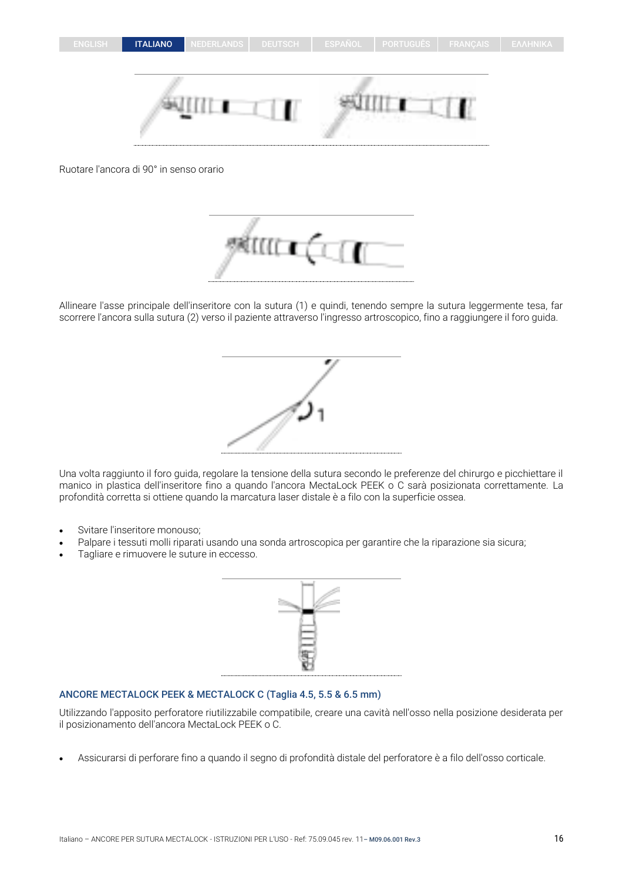Ruotare l'ancora di 90° in senso orario

Allineare l'asse principale dell'inseritore con la sutura (1) e quindi, tenendo sempre la sutura leggermente tesa, far scorrere l'ancora sulla sutura (2) verso il paziente attraverso l'ingresso artroscopico, fino a raggiungere il foro guida.

Una volta raggiunto il foro guida, regolare la tensione della sutura secondo le preferenze del chirurgo e picchiettare il manico in plastica dell'inseritore fino a quando l'ancora MectaLock PEEK o C sarà posizionata correttamente. La profondità corretta si ottiene quando la marcatura laser distale è a filo con la superficie ossea.

- Svitare l'inseritore monouso;
- Palpare i tessuti molli riparati usando una sonda artroscopica per garantire che la riparazione sia sicura;
- Tagliare e rimuovere le suture in eccesso.

### ANCORE MECTALOCK PEEK & MECTALOCK C (Taglia 4.5, 5.5 & 6.5 mm)

Utilizzando l'apposito perforatore riutilizzabile compatibile, creare una cavità nell'osso nella posizione desiderata per il posizionamento dell'ancora MectaLock PEEK o C.

- Assicurarsi di perforare fino a quando il segno di profondità distale del perforatore è a filo dell'osso corticale.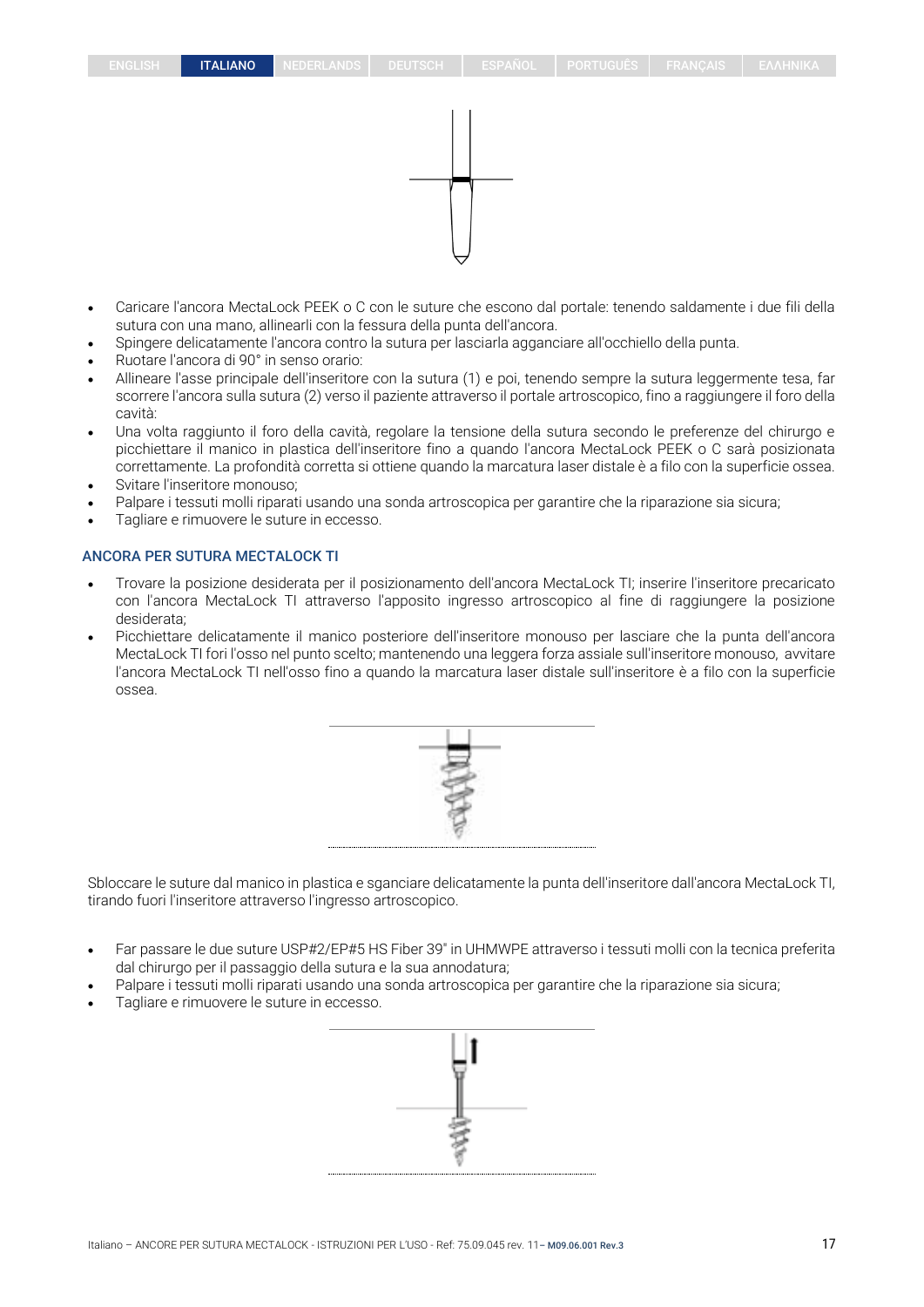- Caricare l'ancora MectaLock PEEK o C con le suture che escono dal portale: tenendo saldamente i due fili della sutura con una mano, allinearli con la fessura della punta dell'ancora.
- Spingere delicatamente l'ancora contro la sutura per lasciarla agganciare all'occhiello della punta.
- Ruotare l'ancora di 90° in senso orario:
- Allineare l'asse principale dell'inseritore con la sutura (1) e poi, tenendo sempre la sutura leggermente tesa, far scorrere l'ancora sulla sutura (2) verso il paziente attraverso il portale artroscopico, fino a raggiungere il foro della cavità:
- Una volta raggiunto il foro della cavità, regolare la tensione della sutura secondo le preferenze del chirurgo e picchiettare il manico in plastica dell'inseritore fino a quando l'ancora MectaLock PEEK o C sarà posizionata correttamente. La profondità corretta si ottiene quando la marcatura laser distale è a filo con la superficie ossea.
- Svitare l'inseritore monouso;
- Palpare i tessuti molli riparati usando una sonda artroscopica per garantire che la riparazione sia sicura;
- Tagliare e rimuovere le suture in eccesso.

### ANCORA PER SUTURA MECTALOCK TI

- Trovare la posizione desiderata per il posizionamento dell'ancora MectaLock TI; inserire l'inseritore precaricato con l'ancora MectaLock TI attraverso l'apposito ingresso artroscopico al fine di raggiungere la posizione desiderata;
- Picchiettare delicatamente il manico posteriore dell'inseritore monouso per lasciare che la punta dell'ancora MectaLock TI fori l'osso nel punto scelto; mantenendo una leggera forza assiale sull'inseritore monouso, avvitare l'ancora MectaLock TI nell'osso fino a quando la marcatura laser distale sull'inseritore è a filo con la superficie ossea.

Sbloccare le suture dal manico in plastica e sganciare delicatamente la punta dell'inseritore dall'ancora MectaLock TI, tirando fuori l'inseritore attraverso l'ingresso artroscopico.

- Far passare le due suture USP#2/EP#5 HS Fiber 39" in UHMWPE attraverso i tessuti molli con la tecnica preferita dal chirurgo per il passaggio della sutura e la sua annodatura;
- Palpare i tessuti molli riparati usando una sonda artroscopica per garantire che la riparazione sia sicura;
- Tagliare e rimuovere le suture in eccesso.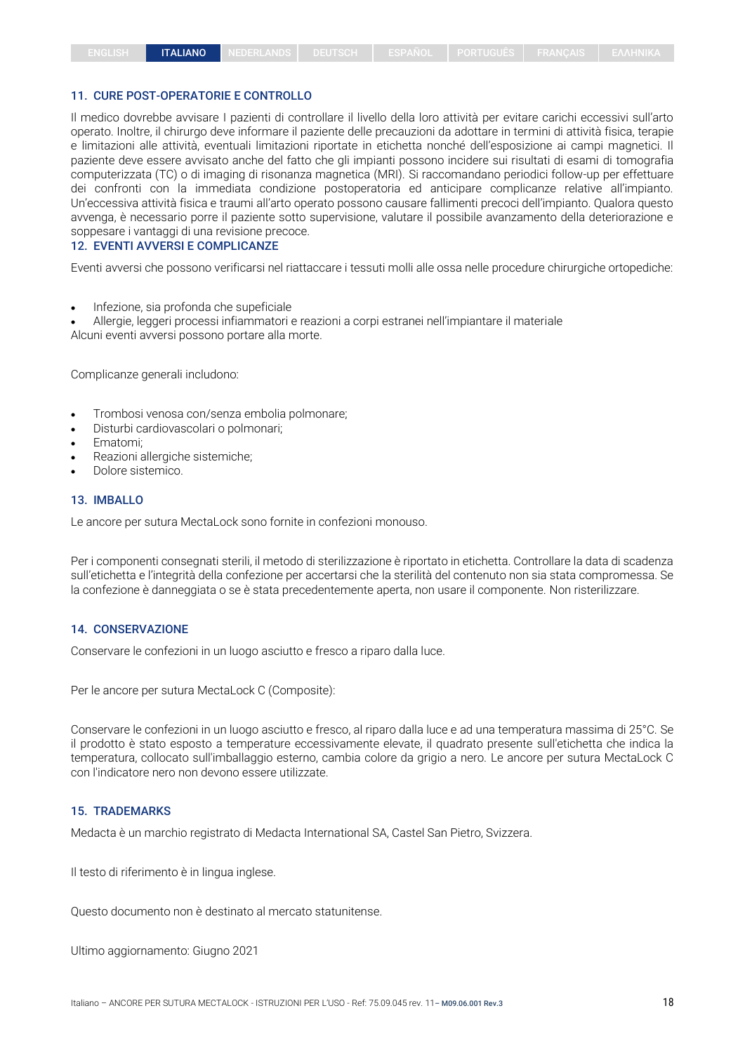## 11. CURE POST-OPERATORIE E CONTROLLO

Il medico dovrebbe avvisare I pazienti di controllare il livello della loro attività per evitare carichi eccessivi sull'arto operato. Inoltre, il chirurgo deve informare il paziente delle precauzioni da adottare in termini di attività fisica, terapie e limitazioni alle attività, eventuali limitazioni riportate in etichetta nonché dell'esposizione ai campi magnetici. Il paziente deve essere avvisato anche del fatto che gli impianti possono incidere sui risultati di esami di tomografia computerizzata (TC) o di imaging di risonanza magnetica (MRI). Si raccomandano periodici follow-up per effettuare dei confronti con la immediata condizione postoperatoria ed anticipare complicanze relative all'impianto. Un'eccessiva attività fisica e traumi all'arto operato possono causare fallimenti precoci dell'impianto. Qualora questo avvenga, è necessario porre il paziente sotto supervisione, valutare il possibile avanzamento della deteriorazione e soppesare i vantaggi di una revisione precoce.

## 12. EVENTI AVVERSI E COMPLICANZE

Eventi avversi che possono verificarsi nel riattaccare i tessuti molli alle ossa nelle procedure chirurgiche ortopediche:

- Infezione, sia profonda che supeficiale
- Allergie, leggeri processi infiammatori e reazioni a corpi estranei nell'impiantare il materiale

Alcuni eventi avversi possono portare alla morte.

Complicanze generali includono:

- Trombosi venosa con/senza embolia polmonare;
- Disturbi cardiovascolari o polmonari;
- Ematomi;
- Reazioni allergiche sistemiche;
- Dolore sistemico.

## 13. IMBALLO

Le ancore per sutura MectaLock sono fornite in confezioni monouso.

Per i componenti consegnati sterili, il metodo di sterilizzazione è riportato in etichetta. Controllare la data di scadenza sull'etichetta e l'integrità della confezione per accertarsi che la sterilità del contenuto non sia stata compromessa. Se la confezione è danneggiata o se è stata precedentemente aperta, non usare il componente. Non risterilizzare.

## 14. CONSERVAZIONE

Conservare le confezioni in un luogo asciutto e fresco a riparo dalla luce.

Per le ancore per sutura MectaLock C (Composite):

Conservare le confezioni in un luogo asciutto e fresco, al riparo dalla luce e ad una temperatura massima di 25°C. Se il prodotto è stato esposto a temperature eccessivamente elevate, il quadrato presente sull'etichetta che indica la temperatura, collocato sull'imballaggio esterno, cambia colore da grigio a nero. Le ancore per sutura MectaLock C con l'indicatore nero non devono essere utilizzate.

## 15. TRADEMARKS

Medacta è un marchio registrato di Medacta International SA, Castel San Pietro, Svizzera.

Il testo di riferimento è in lingua inglese.

Questo documento non è destinato al mercato statunitense.

Ultimo aggiornamento: Giugno 2021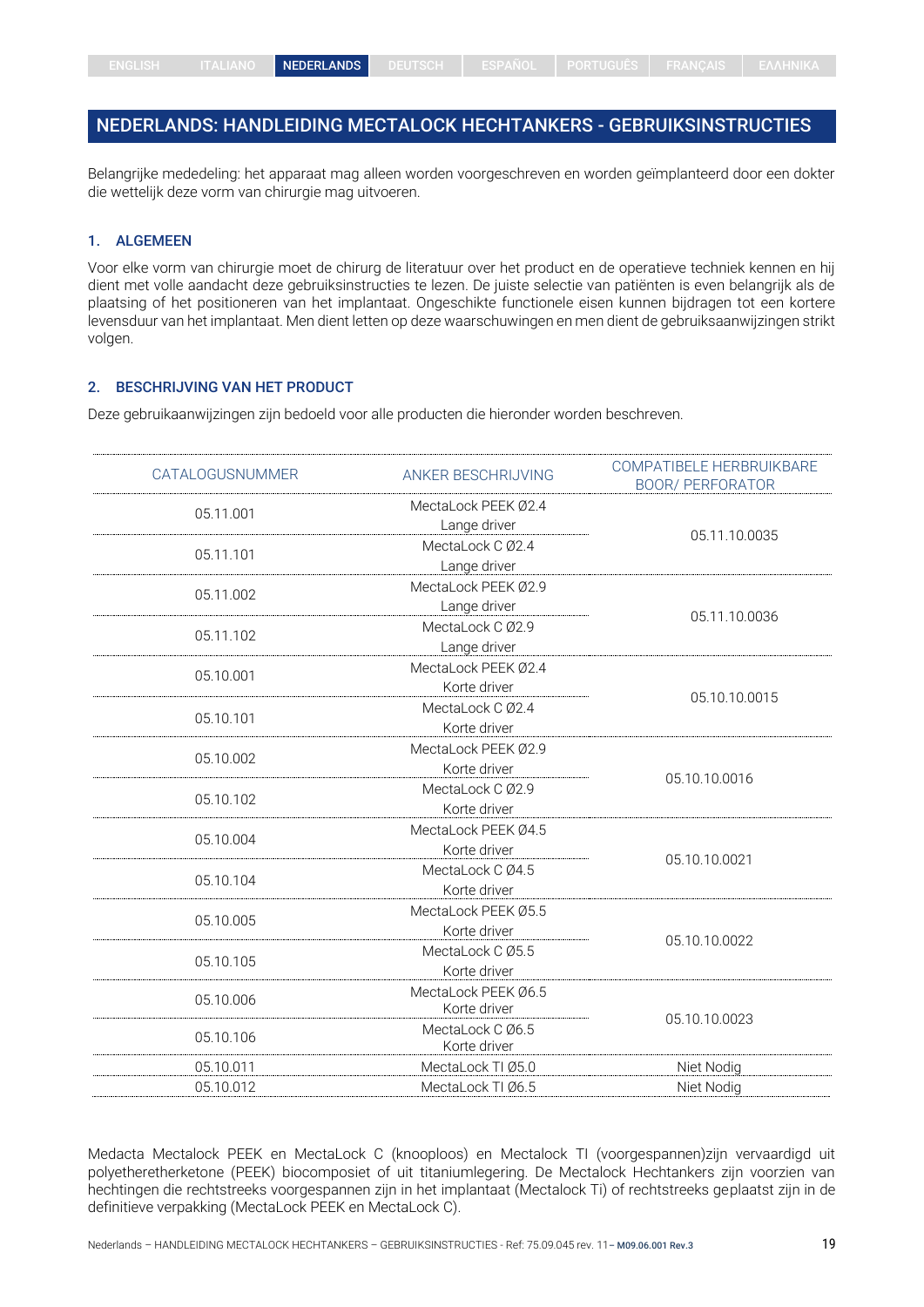## NEDERLANDS: HANDLEIDING MECTALOCK HECHTANKERS - GEBRUIKSINSTRUCTIES

Belangrijke mededeling: het apparaat mag alleen worden voorgeschreven en worden geïmplanteerd door een dokter die wettelijk deze vorm van chirurgie mag uitvoeren.

### 1. ALGEMEEN

Voor elke vorm van chirurgie moet de chirurg de literatuur over het product en de operatieve techniek kennen en hij dient met volle aandacht deze gebruiksinstructies te lezen. De juiste selectie van patiënten is even belangrijk als de plaatsing of het positioneren van het implantaat. Ongeschikte functionele eisen kunnen bijdragen tot een kortere levensduur van het implantaat. Men dient letten op deze waarschuwingen en men dient de gebruiksaanwijzingen strikt volgen.

### 2. BESCHRIJVING VAN HET PRODUCT

Deze gebruikaanwijzingen zijn bedoeld voor alle producten die hieronder worden beschreven.

| CATALOGUSNUMMER | ANKER BESCHRIJVING | COMPATIBELE HERBRUIKBARE BOOR/ PERFORATOR |
|---|---|---|
| 05.11.001 | MectaLock PEEK Ø2.4 Lange driver | 05.11.10.0035 |
| 05.11.101 | MectaLock C Ø2.4 Lange driver | |
| 05.11.002 | MectaLock PEEK Ø2.9 Lange driver | 05.11.10.0036 |
| 05.11.102 | MectaLock C Ø2.9 Lange driver | |
| 05.10.001 | MectaLock PEEK Ø2.4 Korte driver | 05.10.10.0015 |
| 05.10.101 | MectaLock C Ø2.4 Korte driver | |
| 05.10.002 | MectaLock PEEK Ø2.9 Korte driver | 05.10.10.0016 |
| 05.10.102 | MectaLock C Ø2.9 Korte driver | |
| 05.10.004 | MectaLock PEEK Ø4.5 Korte driver | 05.10.10.0021 |
| 05.10.104 | MectaLock C Ø4.5 Korte driver | |
| 05.10.005 | MectaLock PEEK Ø5.5 Korte driver | 05.10.10.0022 |
| 05.10.105 | MectaLock C Ø5.5 Korte driver | |
| 05.10.006 | MectaLock PEEK Ø6.5 Korte driver | 05.10.10.0023 |
| 05.10.106 | MectaLock C Ø6.5 Korte driver | |
| 05.10.011 | MectaLock TI Ø5.0 | Niet Nodig |
| 05.10.012 | MectaLock TI Ø6.5 | Niet Nodig |

Medacta Mectalock PEEK en MectaLock C (knooploos) en Mectalock TI (voorgespannen)zijn vervaardigd uit polyetheretherketone (PEEK) biocomposiet of uit titaniumlegering. De Mectalock Hechtankers zijn voorzien van hechtingen die rechtstreeks voorgespannen zijn in het implantaat (Mectalock Ti) of rechtstreeks geplaatst zijn in de definitieve verpakking (MectaLock PEEK en MectaLock C).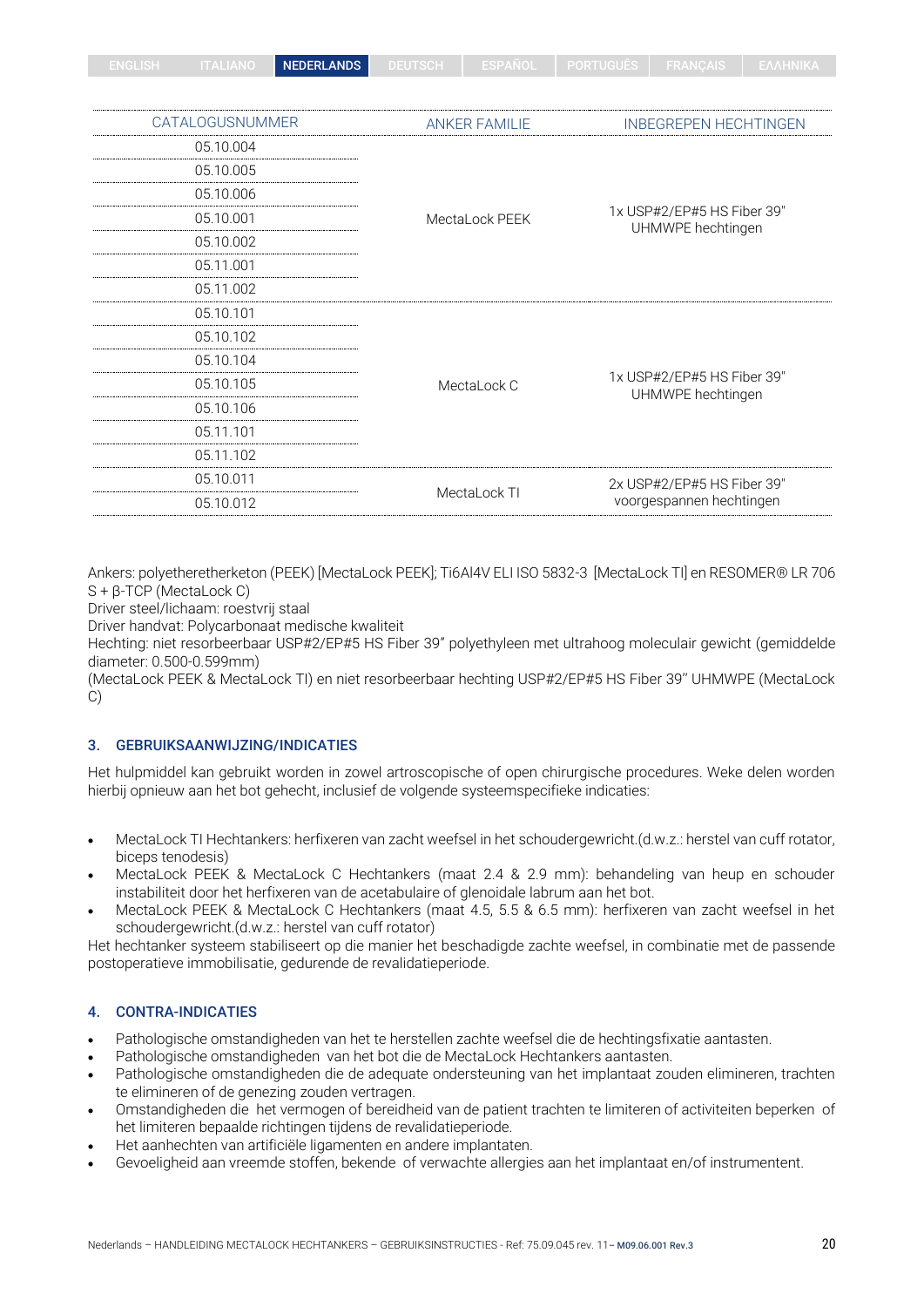| CATALOGUSNUMMER | ANKER FAMILIE | INBEGREPEN HECHTINGEN |
|---|---|---|
| 05.10.004 | MectaLock PEEK | 1x USP#2/EP#5 HS Fiber 39" UHMWPE hechtingen |
| 05.10.005 | | |
| 05.10.006 | | |
| 05.10.001 | | |
| 05.10.002 | | |
| 05.11.001 | | |
| 05.11.002 | | |
| 05.10.101 | MectaLock C | 1x USP#2/EP#5 HS Fiber 39" UHMWPE hechtingen |
| 05.10.102 | | |
| 05.10.104 | | |
| 05.10.105 | | |
| 05.10.106 | | |
| 05.11.101 | | |
| 05.11.102 | | |
| 05.10.011 | MectaLock TI | 2x USP#2/EP#5 HS Fiber 39" voorgespannen hechtingen |
| 05.10.012 | | |

Ankers: polyetheretherketon (PEEK) [MectaLock PEEK]; Ti6Al4V ELI ISO 5832-3 [MectaLock TI] en RESOMER® LR 706 S + β-TCP (MectaLock C)
Driver steel/lichaam: roestvrij staal
Driver handvat: Polycarbonaat medische kwaliteit
Hechting: niet resorbeerbaar USP#2/EP#5 HS Fiber 39" polyethyleen met ultrahoog moleculair gewicht (gemiddelde diameter: 0.500-0.599mm)
(MectaLock PEEK & MectaLock TI) en niet resorbeerbaar hechting USP#2/EP#5 HS Fiber 39'' UHMWPE (MectaLock C)

## 3. GEBRUIKSAANWIJZING/INDICATIES

Het hulpmiddel kan gebruikt worden in zowel artroscopische of open chirurgische procedures. Weke delen worden hierbij opnieuw aan het bot gehecht, inclusief de volgende systeemspecifieke indicaties:

- MectaLock TI Hechtankers: herfixeren van zacht weefsel in het schoudergewricht.(d.w.z.: herstel van cuff rotator, biceps tenodesis)
- MectaLock PEEK & MectaLock C Hechtankers (maat 2.4 & 2.9 mm): behandeling van heup en schouder instabiliteit door het herfixeren van de acetabulaire of glenoidale labrum aan het bot.
- MectaLock PEEK & MectaLock C Hechtankers (maat 4.5, 5.5 & 6.5 mm): herfixeren van zacht weefsel in het schoudergewricht.(d.w.z.: herstel van cuff rotator)

Het hechtanker systeem stabiliseert op die manier het beschadigde zachte weefsel, in combinatie met de passende postoperatieve immobilisatie, gedurende de revalidatieperiode.

## 4. CONTRA-INDICATIES

- Pathologische omstandigheden van het te herstellen zachte weefsel die de hechtingsfixatie aantasten.
- Pathologische omstandigheden van het bot die de MectaLock Hechtankers aantasten.
- Pathologische omstandigheden die de adequate ondersteuning van het implantaat zouden elimineren, trachten te elimineren of de genezing zouden vertragen.
- Omstandigheden die het vermogen of bereidheid van de patient trachten te limiteren of activiteiten beperken of het limiteren bepaalde richtingen tijdens de revalidatieperiode.
- Het aanhechten van artificiële ligamenten en andere implantaten.
- Gevoeligheid aan vreemde stoffen, bekende of verwachte allergies aan het implantaat en/of instrumentent.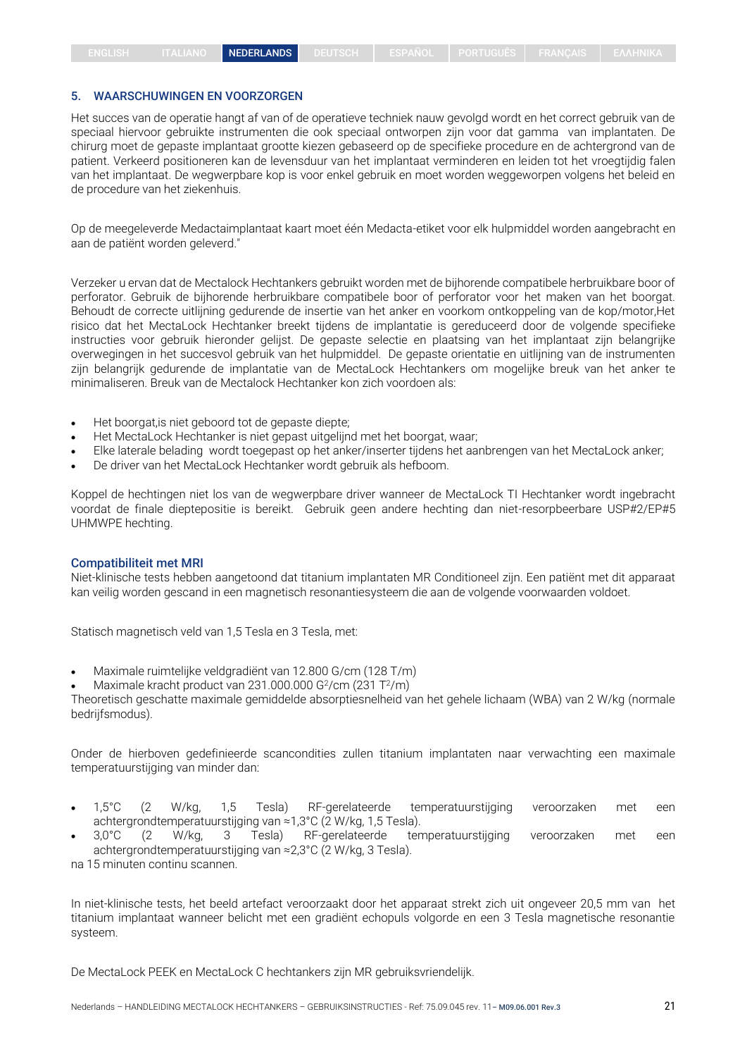## 5. WAARSCHUWINGEN EN VOORZORGEN

Het succes van de operatie hangt af van of de operatieve techniek nauw gevolgd wordt en het correct gebruik van de speciaal hiervoor gebruikte instrumenten die ook speciaal ontworpen zijn voor dat gamma van implantaten. De chirurg moet de gepaste implantaat grootte kiezen gebaseerd op de specifieke procedure en de achtergrond van de patient. Verkeerd positioneren kan de levensduur van het implantaat verminderen en leiden tot het vroegtijdig falen van het implantaat. De wegwerpbare kop is voor enkel gebruik en moet worden weggeworpen volgens het beleid en de procedure van het ziekenhuis.

Op de meegeleverde Medactaimplantaat kaart moet één Medacta-etiket voor elk hulpmiddel worden aangebracht en aan de patiënt worden geleverd."

Verzeker u ervan dat de Mectalock Hechtankers gebruikt worden met de bijhorende compatibele herbruikbare boor of perforator. Gebruik de bijhorende herbruikbare compatibele boor of perforator voor het maken van het boorgat. Behoudt de correcte uitlijning gedurende de insertie van het anker en voorkom ontkoppeling van de kop/motor,Het risico dat het MectaLock Hechtanker breekt tijdens de implantatie is gereduceerd door de volgende specifieke instructies voor gebruik hieronder gelijst. De gepaste selectie en plaatsing van het implantaat zijn belangrijke overwegingen in het succesvol gebruik van het hulpmiddel. De gepaste orientatie en uitlijning van de instrumenten zijn belangrijk gedurende de implantatie van de MectaLock Hechtankers om mogelijke breuk van het anker te minimaliseren. Breuk van de Mectalock Hechtanker kon zich voordoen als:

- Het boorgat,is niet geboord tot de gepaste diepte;
- Het MectaLock Hechtanker is niet gepast uitgelijnd met het boorgat, waar;
- Elke laterale belading wordt toegepast op het anker/inserter tijdens het aanbrengen van het MectaLock anker;
- De driver van het MectaLock Hechtanker wordt gebruik als hefboom.

Koppel de hechtingen niet los van de wegwerpbare driver wanneer de MectaLock TI Hechtanker wordt ingebracht voordat de finale dieptepositie is bereikt. Gebruik geen andere hechting dan niet-resorpbeerbare USP#2/EP#5 UHMWPE hechting.

### Compatibiliteit met MRI

Niet-klinische tests hebben aangetoond dat titanium implantaten MR Conditioneel zijn. Een patiënt met dit apparaat kan veilig worden gescand in een magnetisch resonantiesysteem die aan de volgende voorwaarden voldoet.

Statisch magnetisch veld van 1,5 Tesla en 3 Tesla, met:

- Maximale ruimtelijke veldgradiënt van 12.800 G/cm (128 T/m)
- Maximale kracht product van 231.000.000 $G^2$/cm (231 $T^2$/m)

Theoretisch geschatte maximale gemiddelde absorptiesnelheid van het gehele lichaam (WBA) van 2 W/kg (normale bedrijfsmodus).

Onder de hierboven gedefinieerde scancondities zullen titanium implantaten naar verwachting een maximale temperatuurstijging van minder dan:

- 1,5°C (2 W/kg, 1,5 Tesla) RF-gerelateerde temperatuurstijging veroorzaken met een achtergrondtemperatuurstijging van ≈1,3°C (2 W/kg, 1,5 Tesla).
- 3,0°C (2 W/kg, 3 Tesla) RF-gerelateerde temperatuurstijging veroorzaken met een achtergrondtemperatuurstijging van ≈2,3°C (2 W/kg, 3 Tesla).

na 15 minuten continu scannen.

In niet-klinische tests, het beeld artefact veroorzaakt door het apparaat strekt zich uit ongeveer 20,5 mm van het titanium implantaat wanneer belicht met een gradiënt echopuls volgorde en een 3 Tesla magnetische resonantie systeem.

De MectaLock PEEK en MectaLock C hechtankers zijn MR gebruiksvriendelijk.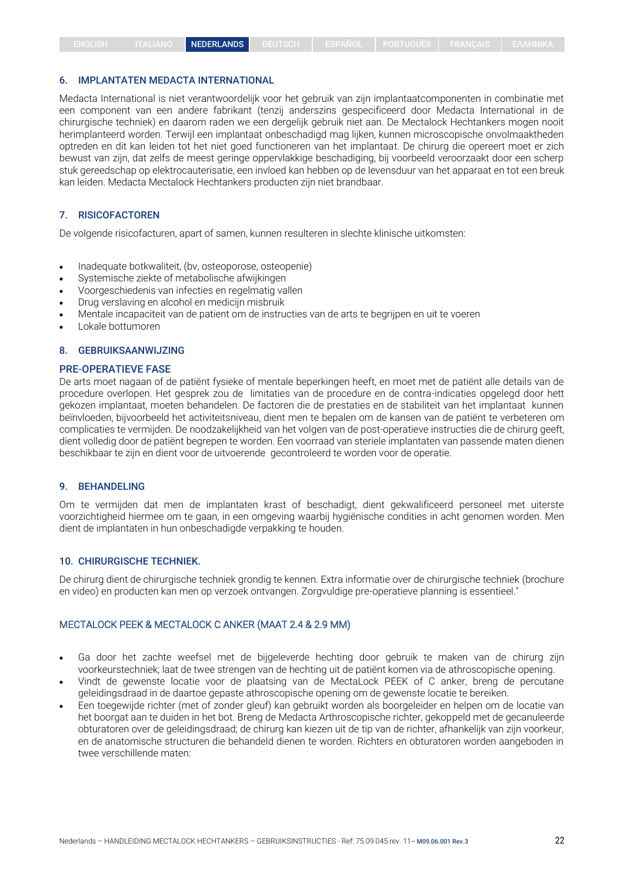## 6. IMPLANTATEN MEDACTA INTERNATIONAL

Medacta International is niet verantwoordelijk voor het gebruik van zijn implantaatcomponenten in combinatie met een component van een andere fabrikant (tenzij anderszins gespecificeerd door Medacta International in de chirurgische techniek) en daarom raden we een dergelijk gebruik niet aan. De Mectalock Hechtankers mogen nooit herimplanteerd worden. Terwijl een implantaat onbeschadigd mag lijken, kunnen microscopische onvolmaaktheden optreden en dit kan leiden tot het niet goed functioneren van het implantaat. De chirurg die opereert moet er zich bewust van zijn, dat zelfs de meest geringe oppervlakkige beschadiging, bij voorbeeld veroorzaakt door een scherp stuk gereedschap op elektrocauterisatie, een invloed kan hebben op de levensduur van het apparaat en tot een breuk kan leiden. Medacta Mectalock Hechtankers producten zijn niet brandbaar.

## 7. RISICOFACTOREN

De volgende risicofacturen, apart of samen, kunnen resulteren in slechte klinische uitkomsten:

- Inadequate botkwaliteit, (bv, osteoporose, osteopenie)
- Systemische ziekte of metabolische afwijkingen
- Voorgeschiedenis van infecties en regelmatig vallen
- Drug verslaving en alcohol en medicijn misbruik
- Mentale incapaciteit van de patient om de instructies van de arts te begrijpen en uit te voeren
- Lokale bottumoren

## 8. GEBRUIKSAANWIJZING

### PRE-OPERATIEVE FASE

De arts moet nagaan of de patiënt fysieke of mentale beperkingen heeft, en moet met de patiënt alle details van de procedure overlopen. Het gesprek zou de limitaties van de procedure en de contra-indicaties opgelegd door hett gekozen implantaat, moeten behandelen. De factoren die de prestaties en de stabiliteit van het implantaat kunnen beïnvloeden, bijvoorbeeld het activiteitsniveau, dient men te bepalen om de kansen van de patiënt te verbeteren om complicaties te vermijden. De noodzakelijkheid van het volgen van de post-operatieve instructies die de chirurg geeft, dient volledig door de patiënt begrepen te worden. Een voorraad van steriele implantaten van passende maten dienen beschikbaar te zijn en dient voor de uitvoerende gecontroleerd te worden voor de operatie.

## 9. BEHANDELING

Om te vermijden dat men de implantaten krast of beschadigt, dient gekwalificeerd personeel met uiterste voorzichtigheid hiermee om te gaan, in een omgeving waarbij hygiënische condities in acht genomen worden. Men dient de implantaten in hun onbeschadigde verpakking te houden.

## 10. CHIRURGISCHE TECHNIEK.

De chirurg dient de chirurgische techniek grondig te kennen. Extra informatie over de chirurgische techniek (brochure en video) en producten kan men op verzoek ontvangen. Zorgvuldige pre-operatieve planning is essentieel."

### MECTALOCK PEEK & MECTALOCK C ANKER (MAAT 2.4 & 2.9 MM)

- Ga door het zachte weefsel met de bijgeleverde hechting door gebruik te maken van de chirurg zijn voorkeurstechniek; laat de twee strengen van de hechting uit de patiënt komen via de athroscopische opening.
- Vindt de gewenste locatie voor de plaatsing van de MectaLock PEEK of C anker, breng de percutane geleidingsdraad in de daartoe gepaste athroscopische opening om de gewenste locatie te bereiken.
- Een toegewijde richter (met of zonder gleuf) kan gebruikt worden als boorgeleider en helpen om de locatie van het boorgat aan te duiden in het bot. Breng de Medacta Arthroscopische richter, gekoppeld met de gecanuleerde obturatoren over de geleidingsdraad; de chirurg kan kiezen uit de tip van de richter, afhankelijk van zijn voorkeur, en de anatomische structuren die behandeld dienen te worden. Richters en obturatoren worden aangeboden in twee verschillende maten: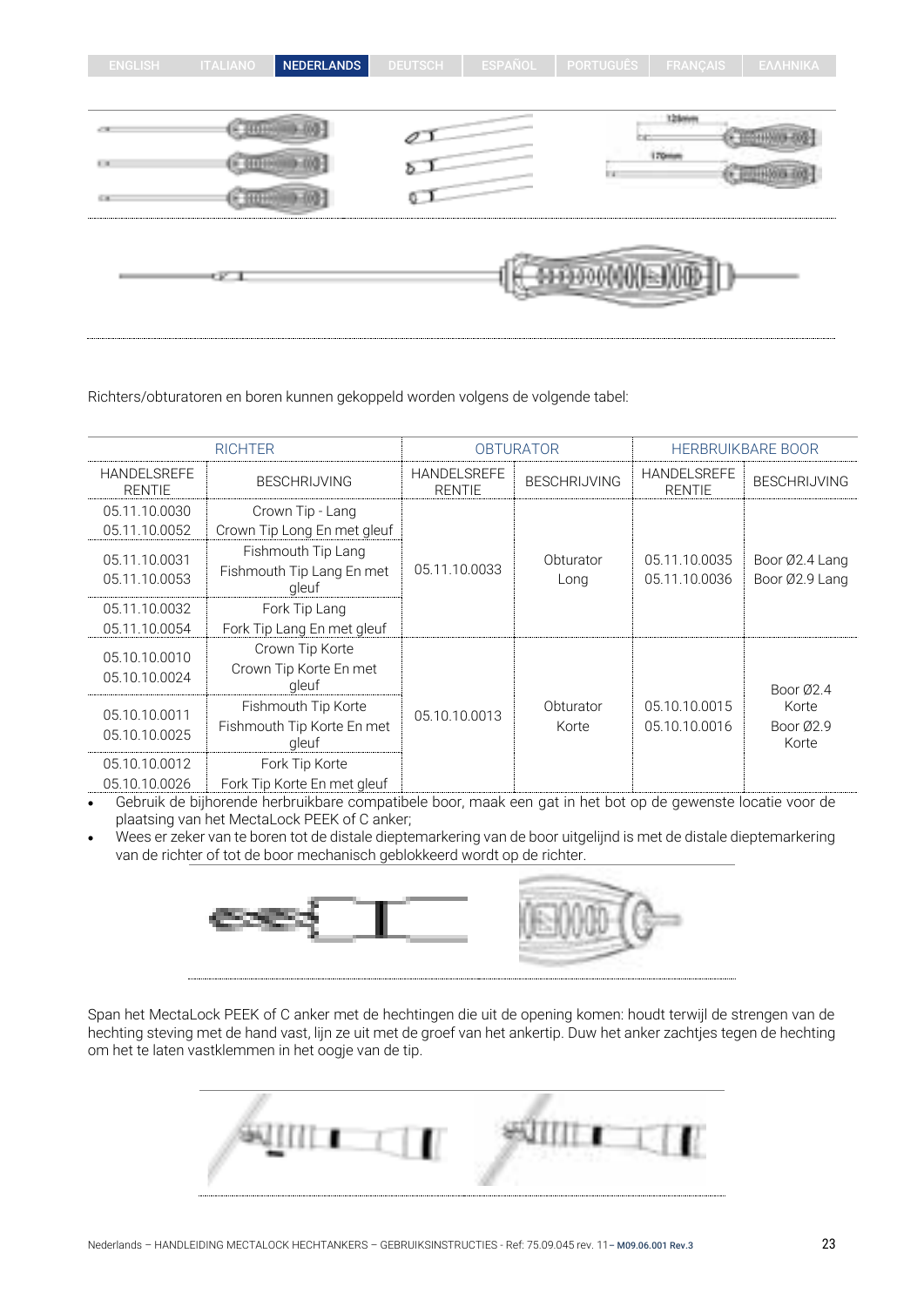Richters/obturatoren en boren kunnen gekoppeld worden volgens de volgende tabel:

| RICHTER | | OBTURATOR | | HERBRUIKBARE BOOR | |
|---|---|---|---|---|---|
| HANDELSREFERENTIE | BESCHRIJVING | HANDELSREFERENTIE | BESCHRIJVING | HANDELSREFERENTIE | BESCHRIJVING |
| 05.11.10.0030<br>05.11.10.0052 | Crown Tip - Lang<br>Crown Tip Long En met gleuf | 05.11.10.0033 | Obturator Long | 05.11.10.0035<br>05.11.10.0036 | Boor Ø2.4 Lang<br>Boor Ø2.9 Lang |
| 05.11.10.0031<br>05.11.10.0053 | Fishmouth Tip Lang<br>Fishmouth Tip Lang En met gleuf | | | | |
| 05.11.10.0032<br>05.11.10.0054 | Fork Tip Lang<br>Fork Tip Lang En met gleuf | | | | |
| 05.10.10.0010<br>05.10.10.0024 | Crown Tip Korte<br>Crown Tip Korte En met gleuf | 05.10.10.0013 | Obturator Korte | 05.10.10.0015<br>05.10.10.0016 | Boor Ø2.4 Korte<br>Boor Ø2.9 Korte |
| 05.10.10.0011<br>05.10.10.0025 | Fishmouth Tip Korte<br>Fishmouth Tip Korte En met gleuf | | | | |
| 05.10.10.0012<br>05.10.10.0026 | Fork Tip Korte<br>Fork Tip Korte En met gleuf | | | | |

- Gebruik de bijhorende herbruikbare compatibele boor, maak een gat in het bot op de gewenste locatie voor de plaatsing van het MectaLock PEEK of C anker;
- Wees er zeker van te boren tot de distale dieptemarkering van de boor uitgelijnd is met de distale dieptemarkering van de richter of tot de boor mechanisch geblokkeerd wordt op de richter.

Span het MectaLock PEEK of C anker met de hechtingen die uit de opening komen: houdt terwijl de strengen van de hechting steving met de hand vast, lijn ze uit met de groef van het ankertip. Duw het anker zachtjes tegen de hechting om het te laten vastklemmen in het oogje van de tip.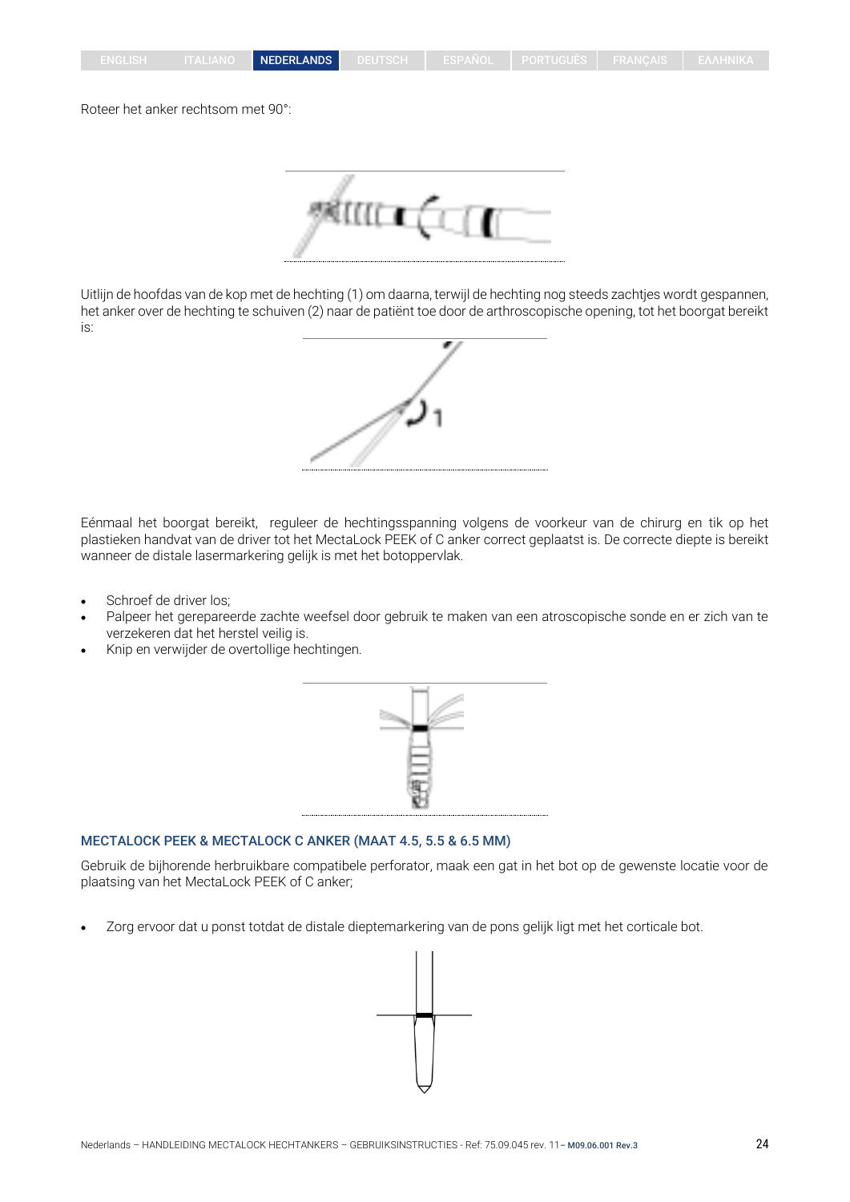Roteer het anker rechtsom met 90°:

Uitlijn de hoofdas van de kop met de hechting (1) om daarna, terwijl de hechting nog steeds zachtjes wordt gespannen, het anker over de hechting te schuiven (2) naar de patiënt toe door de arthroscopische opening, tot het boorgat bereikt is:

Eénmaal het boorgat bereikt, reguleer de hechtingsspanning volgens de voorkeur van de chirurg en tik op het plastieken handvat van de driver tot het MectaLock PEEK of C anker correct geplaatst is. De correcte diepte is bereikt wanneer de distale lasermarkering gelijk is met het botoppervlak.

- Schroef de driver los;
- Palpeer het gerepareerde zachte weefsel door gebruik te maken van een atroscopische sonde en er zich van te verzekeren dat het herstel veilig is.
- Knip en verwijder de overtollige hechtingen.

## MECTALOCK PEEK & MECTALOCK C ANKER (MAAT 4.5, 5.5 & 6.5 MM)

Gebruik de bijhorende herbruikbare compatibele perforator, maak een gat in het bot op de gewenste locatie voor de plaatsing van het MectaLock PEEK of C anker;

- Zorg ervoor dat u ponst totdat de distale dieptemarkering van de pons gelijk ligt met het corticale bot.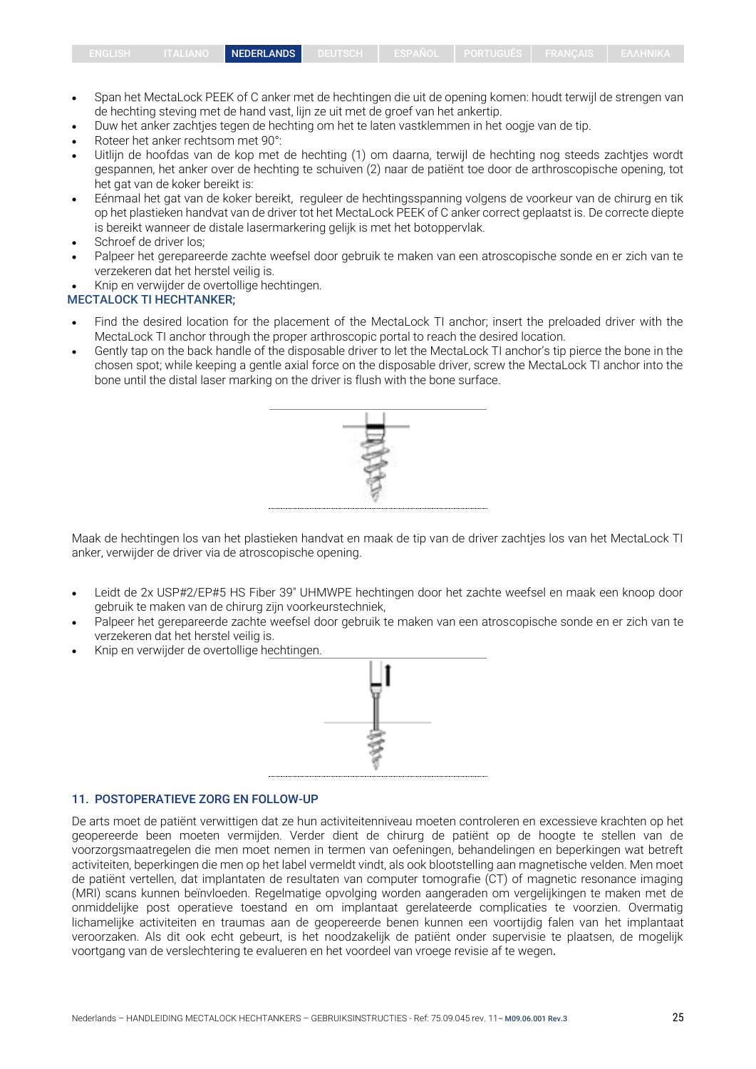- Span het MectaLock PEEK of C anker met de hechtingen die uit de opening komen: houdt terwijl de strengen van de hechting steving met de hand vast, lijn ze uit met de groef van het ankertip.
- Duw het anker zachtjes tegen de hechting om het te laten vastklemmen in het oogje van de tip.
- Roteer het anker rechtsom met 90°:
- Uitlijn de hoofdas van de kop met de hechting (1) om daarna, terwijl de hechting nog steeds zachtjes wordt gespannen, het anker over de hechting te schuiven (2) naar de patiënt toe door de arthroscopische opening, tot het gat van de koker bereikt is:
- Eénmaal het gat van de koker bereikt, reguleer de hechtingsspanning volgens de voorkeur van de chirurg en tik op het plastieken handvat van de driver tot het MectaLock PEEK of C anker correct geplaatst is. De correcte diepte is bereikt wanneer de distale lasermarkering gelijk is met het botoppervlak.
- Schroef de driver los;
- Palpeer het gerepareerde zachte weefsel door gebruik te maken van een atroscopische sonde en er zich van te verzekeren dat het herstel veilig is.
- Knip en verwijder de overtollige hechtingen.

### MECTALOCK TI HECHTANKER;

- Find the desired location for the placement of the MectaLock TI anchor; insert the preloaded driver with the MectaLock TI anchor through the proper arthroscopic portal to reach the desired location.
- Gently tap on the back handle of the disposable driver to let the MectaLock TI anchor's tip pierce the bone in the chosen spot; while keeping a gentle axial force on the disposable driver, screw the MectaLock TI anchor into the bone until the distal laser marking on the driver is flush with the bone surface.

Maak de hechtingen los van het plastieken handvat en maak de tip van de driver zachtjes los van het MectaLock TI anker, verwijder de driver via de atroscopische opening.

- Leidt de 2x USP#2/EP#5 HS Fiber 39" UHMWPE hechtingen door het zachte weefsel en maak een knoop door gebruik te maken van de chirurg zijn voorkeurstechniek,
- Palpeer het gerepareerde zachte weefsel door gebruik te maken van een atroscopische sonde en er zich van te verzekeren dat het herstel veilig is.
- Knip en verwijder de overtollige hechtingen.

## 11. POSTOPERATIEVE ZORG EN FOLLOW-UP

De arts moet de patiënt verwittigen dat ze hun activiteitenniveau moeten controleren en excessieve krachten op het geopereerde been moeten vermijden. Verder dient de chirurg de patiënt op de hoogte te stellen van de voorzorgsmaatregelen die men moet nemen in termen van oefeningen, behandelingen en beperkingen wat betreft activiteiten, beperkingen die men op het label vermeldt vindt, als ook blootstelling aan magnetische velden. Men moet de patiënt vertellen, dat implantaten de resultaten van computer tomografie (CT) of magnetic resonance imaging (MRI) scans kunnen beïnvloeden. Regelmatige opvolging worden aangeraden om vergelijkingen te maken met de onmiddelijke post operatieve toestand en om implantaat gerelateerde complicaties te voorzien. Overmatig lichamelijke activiteiten en traumas aan de geopereerde benen kunnen een voortijdig falen van het implantaat veroorzaken. Als dit ook echt gebeurt, is het noodzakelijk de patiënt onder supervisie te plaatsen, de mogelijk voortgang van de verslechtering te evalueren en het voordeel van vroege revisie af te wegen.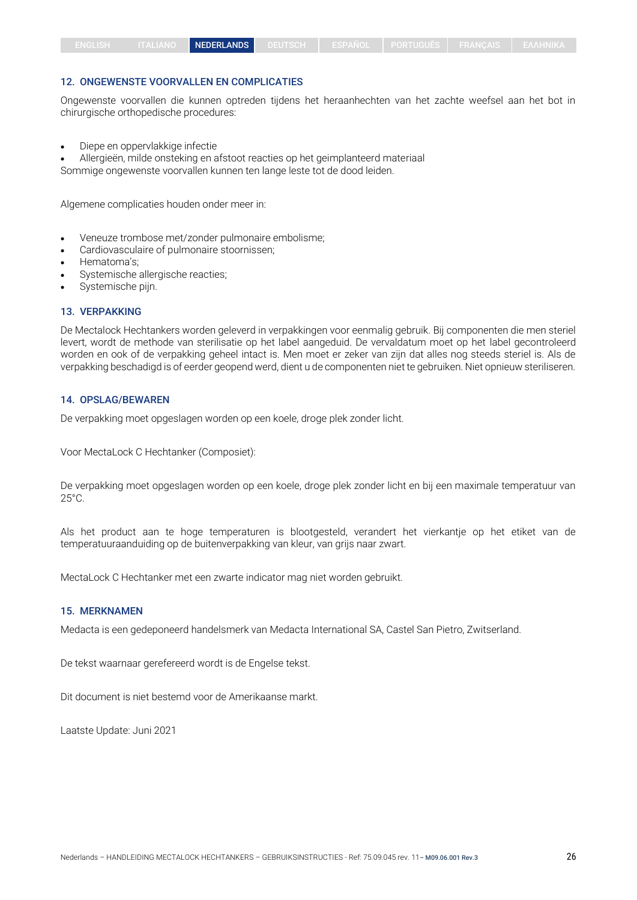## 12. ONGEWENSTE VOORVALLEN EN COMPLICATIES

Ongewenste voorvallen die kunnen optreden tijdens het heraanhechten van het zachte weefsel aan het bot in chirurgische orthopedische procedures:

- Diepe en oppervlakkige infectie
- Allergieën, milde onsteking en afstoot reacties op het geimplanteerd materiaal

Sommige ongewenste voorvallen kunnen ten lange leste tot de dood leiden.

Algemene complicaties houden onder meer in:

- Veneuze trombose met/zonder pulmonaire embolisme;
- Cardiovasculaire of pulmonaire stoornissen;
- Hematoma's;
- Systemische allergische reacties;
- Systemische pijn.

## 13. VERPAKKING

De Mectalock Hechtankers worden geleverd in verpakkingen voor eenmalig gebruik. Bij componenten die men steriel levert, wordt de methode van sterilisatie op het label aangeduid. De vervaldatum moet op het label gecontroleerd worden en ook of de verpakking geheel intact is. Men moet er zeker van zijn dat alles nog steeds steriel is. Als de verpakking beschadigd is of eerder geopend werd, dient u de componenten niet te gebruiken. Niet opnieuw steriliseren.

## 14. OPSLAG/BEWAREN

De verpakking moet opgeslagen worden op een koele, droge plek zonder licht.

Voor MectaLock C Hechtanker (Composiet):

De verpakking moet opgeslagen worden op een koele, droge plek zonder licht en bij een maximale temperatuur van 25°C.

Als het product aan te hoge temperaturen is blootgesteld, verandert het vierkantje op het etiket van de temperatuuraanduiding op de buitenverpakking van kleur, van grijs naar zwart.

MectaLock C Hechtanker met een zwarte indicator mag niet worden gebruikt.

## 15. MERKNAMEN

Medacta is een gedeponeerd handelsmerk van Medacta International SA, Castel San Pietro, Zwitserland.

De tekst waarnaar gerefereerd wordt is de Engelse tekst.

Dit document is niet bestemd voor de Amerikaanse markt.

Laatste Update: Juni 2021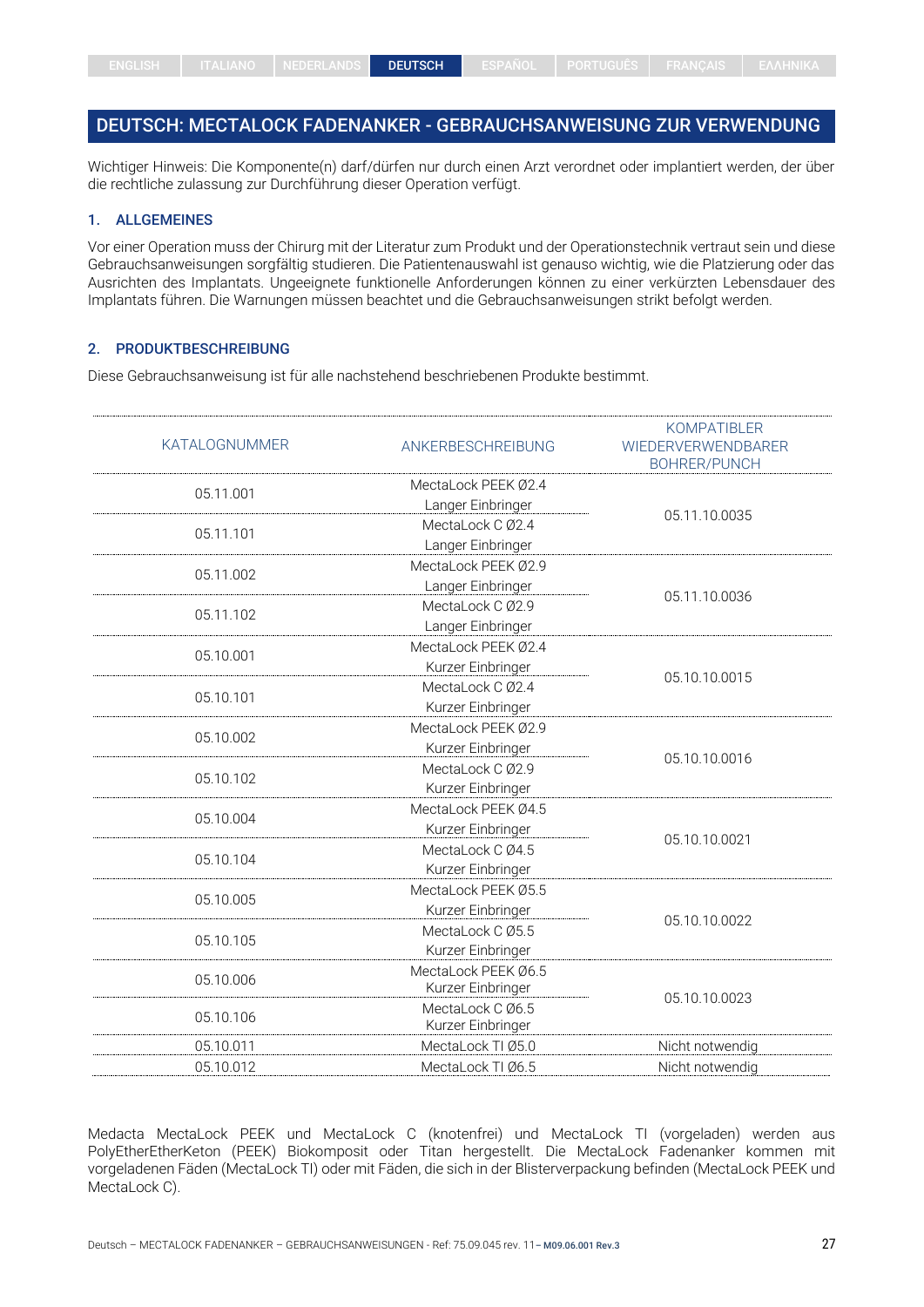## DEUTSCH: MECTALOCK FADENANKER - GEBRAUCHSANWEISUNG ZUR VERWENDUNG

Wichtiger Hinweis: Die Komponente(n) darf/dürfen nur durch einen Arzt verordnet oder implantiert werden, der über die rechtliche zulassung zur Durchführung dieser Operation verfügt.

### 1. ALLGEMEINES

Vor einer Operation muss der Chirurg mit der Literatur zum Produkt und der Operationstechnik vertraut sein und diese Gebrauchsanweisungen sorgfältig studieren. Die Patientenauswahl ist genauso wichtig, wie die Platzierung oder das Ausrichten des Implantats. Ungeeignete funktionelle Anforderungen können zu einer verkürzten Lebensdauer des Implantats führen. Die Warnungen müssen beachtet und die Gebrauchsanweisungen strikt befolgt werden.

### 2. PRODUKTBESCHREIBUNG

Diese Gebrauchsanweisung ist für alle nachstehend beschriebenen Produkte bestimmt.

| KATALOGNUMMER | ANKERBESCHREIBUNG | KOMPATIBLER WIEDERVERWENDBARER BOHRER/PUNCH |
|---|---|---|
| 05.11.001 | MectaLock PEEK Ø2.4 Langer Einbringer | 05.11.10.0035 |
| 05.11.101 | MectaLock C Ø2.4 Langer Einbringer | |
| 05.11.002 | MectaLock PEEK Ø2.9 Langer Einbringer | 05.11.10.0036 |
| 05.11.102 | MectaLock C Ø2.9 Langer Einbringer | |
| 05.10.001 | MectaLock PEEK Ø2.4 Kurzer Einbringer | 05.10.10.0015 |
| 05.10.101 | MectaLock C Ø2.4 Kurzer Einbringer | |
| 05.10.002 | MectaLock PEEK Ø2.9 Kurzer Einbringer | 05.10.10.0016 |
| 05.10.102 | MectaLock C Ø2.9 Kurzer Einbringer | |
| 05.10.004 | MectaLock PEEK Ø4.5 Kurzer Einbringer | 05.10.10.0021 |
| 05.10.104 | MectaLock C Ø4.5 Kurzer Einbringer | |
| 05.10.005 | MectaLock PEEK Ø5.5 Kurzer Einbringer | 05.10.10.0022 |
| 05.10.105 | MectaLock C Ø5.5 Kurzer Einbringer | |
| 05.10.006 | MectaLock PEEK Ø6.5 Kurzer Einbringer | 05.10.10.0023 |
| 05.10.106 | MectaLock C Ø6.5 Kurzer Einbringer | |
| 05.10.011 | MectaLock TI Ø5.0 | Nicht notwendig |
| 05.10.012 | MectaLock TI Ø6.5 | Nicht notwendig |

Medacta MectaLock PEEK und MectaLock C (knotenfrei) und MectaLock TI (vorgeladen) werden aus PolyEtherEtherKeton (PEEK) Biokomposit oder Titan hergestellt. Die MectaLock Fadenanker kommen mit vorgeladenen Fäden (MectaLock TI) oder mit Fäden, die sich in der Blisterverpackung befinden (MectaLock PEEK und MectaLock C).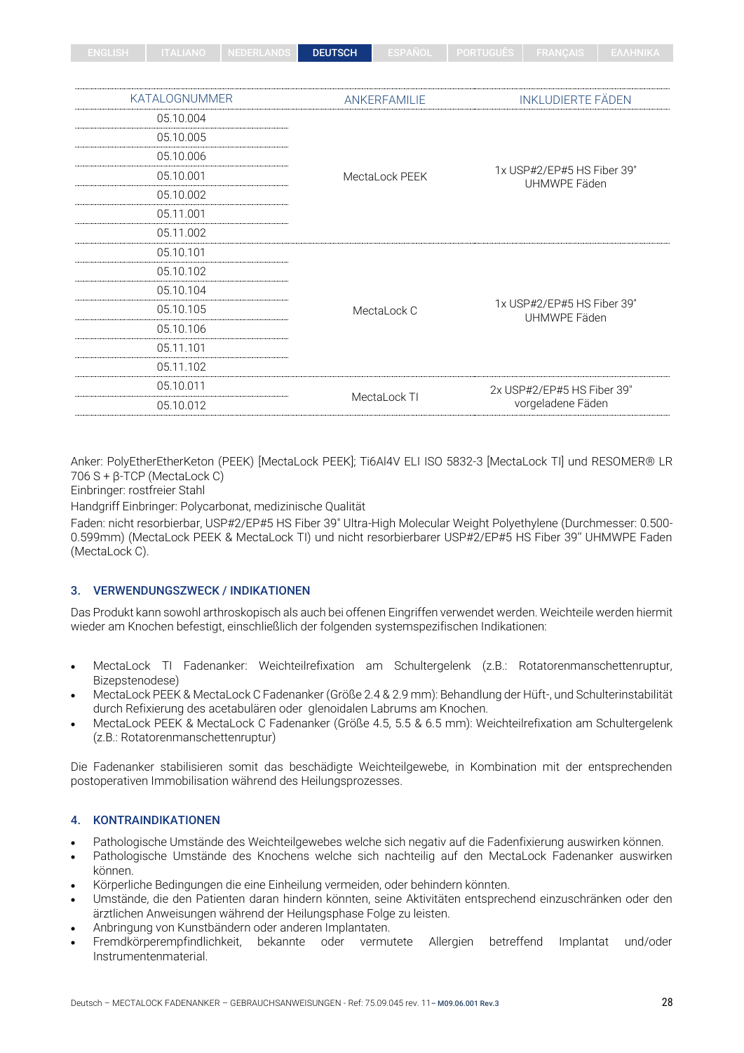| KATALOGNUMMER | ANKERFAMILIE | INKLUDIERTE FÄDEN |
|---|---|---|
| 05.10.004 | MectaLock PEEK | 1x USP#2/EP#5 HS Fiber 39" UHMWPE Fäden |
| 05.10.005 | | |
| 05.10.006 | | |
| 05.10.001 | | |
| 05.10.002 | | |
| 05.11.001 | | |
| 05.11.002 | | |
| 05.10.101 | MectaLock C | 1x USP#2/EP#5 HS Fiber 39" UHMWPE Fäden |
| 05.10.102 | | |
| 05.10.104 | | |
| 05.10.105 | | |
| 05.10.106 | | |
| 05.11.101 | | |
| 05.11.102 | | |
| 05.10.011 | MectaLock TI | 2x USP#2/EP#5 HS Fiber 39" vorgeladene Fäden |
| 05.10.012 | | |

Anker: PolyEtherEtherKeton (PEEK) [MectaLock PEEK]; Ti6Al4V ELI ISO 5832-3 [MectaLock TI] und RESOMER® LR 706 S + β-TCP (MectaLock C)
Einbringer: rostfreier Stahl
Handgriff Einbringer: Polycarbonat, medizinische Qualität
Faden: nicht resorbierbar, USP#2/EP#5 HS Fiber 39" Ultra-High Molecular Weight Polyethylene (Durchmesser: 0.500-0.599mm) (MectaLock PEEK & MectaLock TI) und nicht resorbierbarer USP#2/EP#5 HS Fiber 39" UHMWPE Faden (MectaLock C).

## 3. VERWENDUNGSZWECK / INDIKATIONEN

Das Produkt kann sowohl arthroskopisch als auch bei offenen Eingriffen verwendet werden. Weichteile werden hiermit wieder am Knochen befestigt, einschließlich der folgenden systemspezifischen Indikationen:

- MectaLock TI Fadenanker: Weichteilrefixation am Schultergelenk (z.B.: Rotatorenmanschettenruptur, Bizepstenodese)
- MectaLock PEEK & MectaLock C Fadenanker (Größe 2.4 & 2.9 mm): Behandlung der Hüft-, und Schulterinstabilität durch Refixierung des acetabulären oder glenoidalen Labrums am Knochen.
- MectaLock PEEK & MectaLock C Fadenanker (Größe 4.5, 5.5 & 6.5 mm): Weichteilrefixation am Schultergelenk (z.B.: Rotatorenmanschettenruptur)

Die Fadenanker stabilisieren somit das beschädigte Weichteilgewebe, in Kombination mit der entsprechenden postoperativen Immobilisation während des Heilungsprozesses.

## 4. KONTRAINDIKATIONEN

- Pathologische Umstände des Weichteilgewebes welche sich negativ auf die Fadenfixierung auswirken können.
- Pathologische Umstände des Knochens welche sich nachteilig auf den MectaLock Fadenanker auswirken können.
- Körperliche Bedingungen die eine Einheilung vermeiden, oder behindern könnten.
- Umstände, die den Patienten daran hindern könnten, seine Aktivitäten entsprechend einzuschränken oder den ärztlichen Anweisungen während der Heilungsphase Folge zu leisten.
- Anbringung von Kunstbändern oder anderen Implantaten.
- Fremdkörperempfindlichkeit, bekannte oder vermutete Allergien betreffend Implantat und/oder Instrumentenmaterial.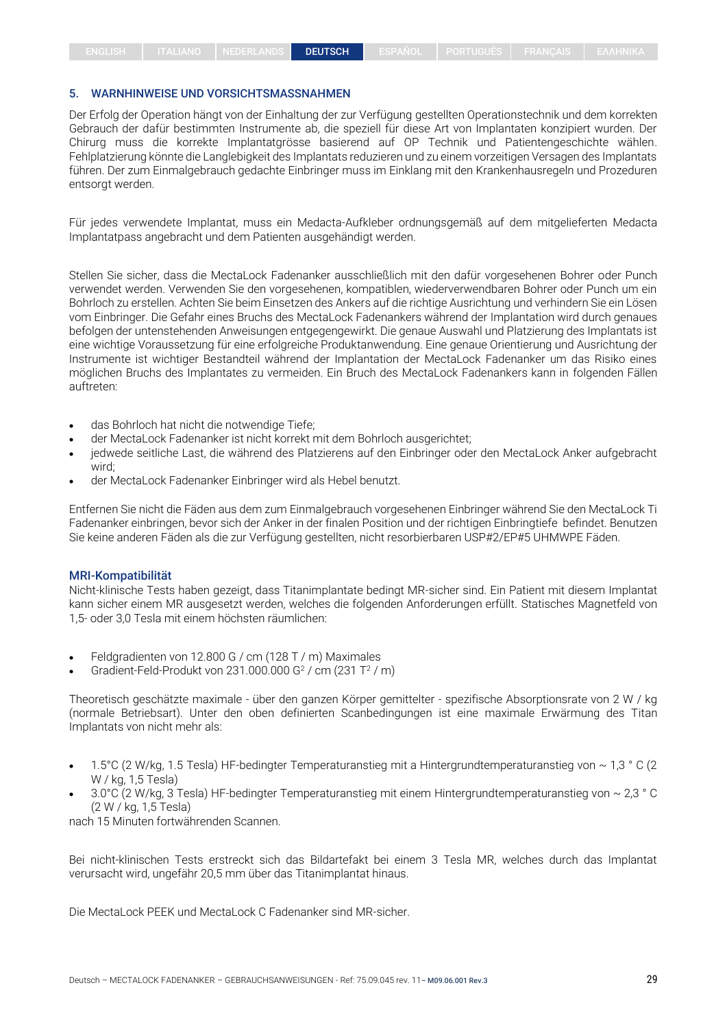## 5. WARNHINWEISE UND VORSICHTSMASSNAHMEN

Der Erfolg der Operation hängt von der Einhaltung der zur Verfügung gestellten Operationstechnik und dem korrekten Gebrauch der dafür bestimmten Instrumente ab, die speziell für diese Art von Implantaten konzipiert wurden. Der Chirurg muss die korrekte Implantatgrösse basierend auf OP Technik und Patientengeschichte wählen. Fehlplatzierung könnte die Langlebigkeit des Implantats reduzieren und zu einem vorzeitigen Versagen des Implantats führen. Der zum Einmalgebrauch gedachte Einbringer muss im Einklang mit den Krankenhausregeln und Prozeduren entsorgt werden.

Für jedes verwendete Implantat, muss ein Medacta-Aufkleber ordnungsgemäß auf dem mitgelieferten Medacta Implantatpass angebracht und dem Patienten ausgehändigt werden.

Stellen Sie sicher, dass die MectaLock Fadenanker ausschließlich mit den dafür vorgesehenen Bohrer oder Punch verwendet werden. Verwenden Sie den vorgesehenen, kompatiblen, wiederverwendbaren Bohrer oder Punch um ein Bohrloch zu erstellen. Achten Sie beim Einsetzen des Ankers auf die richtige Ausrichtung und verhindern Sie ein Lösen vom Einbringer. Die Gefahr eines Bruchs des MectaLock Fadenankers während der Implantation wird durch genaues befolgen der untenstehenden Anweisungen entgegengewirkt. Die genaue Auswahl und Platzierung des Implantats ist eine wichtige Voraussetzung für eine erfolgreiche Produktanwendung. Eine genaue Orientierung und Ausrichtung der Instrumente ist wichtiger Bestandteil während der Implantation der MectaLock Fadenanker um das Risiko eines möglichen Bruchs des Implantates zu vermeiden. Ein Bruch des MectaLock Fadenankers kann in folgenden Fällen auftreten:

- das Bohrloch hat nicht die notwendige Tiefe;
- der MectaLock Fadenanker ist nicht korrekt mit dem Bohrloch ausgerichtet;
- jedwede seitliche Last, die während des Platzierens auf den Einbringer oder den MectaLock Anker aufgebracht wird;
- der MectaLock Fadenanker Einbringer wird als Hebel benutzt.

Entfernen Sie nicht die Fäden aus dem zum Einmalgebrauch vorgesehenen Einbringer während Sie den MectaLock Ti Fadenanker einbringen, bevor sich der Anker in der finalen Position und der richtigen Einbringtiefe befindet. Benutzen Sie keine anderen Fäden als die zur Verfügung gestellten, nicht resorbierbaren USP#2/EP#5 UHMWPE Fäden.

### MRI-Kompatibilität

Nicht-klinische Tests haben gezeigt, dass Titanimplantate bedingt MR-sicher sind. Ein Patient mit diesem Implantat kann sicher einem MR ausgesetzt werden, welches die folgenden Anforderungen erfüllt. Statisches Magnetfeld von 1,5- oder 3,0 Tesla mit einem höchsten räumlichen:

- Feldgradienten von 12.800 G / cm (128 T / m) Maximales
- Gradient-Feld-Produkt von 231.000.000 $G^2$ / cm (231 $T^2$ / m)

Theoretisch geschätzte maximale - über den ganzen Körper gemittelter - spezifische Absorptionsrate von 2 W / kg (normale Betriebsart). Unter den oben definierten Scanbedingungen ist eine maximale Erwärmung des Titan Implantats von nicht mehr als:

- 1.5°C (2 W/kg, 1.5 Tesla) HF-bedingter Temperaturanstieg mit a Hintergrundtemperaturanstieg von ~ 1,3 ° C (2 W / kg, 1,5 Tesla)
- 3.0°C (2 W/kg, 3 Tesla) HF-bedingter Temperaturanstieg mit einem Hintergrundtemperaturanstieg von ~ 2,3 ° C (2 W / kg, 1,5 Tesla)

nach 15 Minuten fortwährenden Scannen.

Bei nicht-klinischen Tests erstreckt sich das Bildartefakt bei einem 3 Tesla MR, welches durch das Implantat verursacht wird, ungefähr 20,5 mm über das Titanimplantat hinaus.

Die MectaLock PEEK und MectaLock C Fadenanker sind MR-sicher.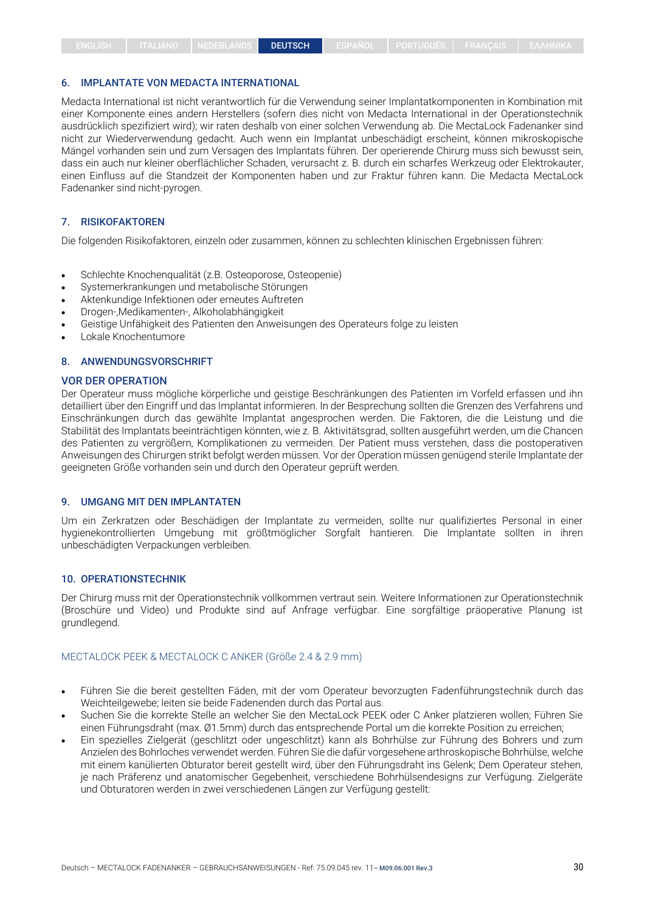## 6. IMPLANTATE VON MEDACTA INTERNATIONAL

Medacta International ist nicht verantwortlich für die Verwendung seiner Implantatkomponenten in Kombination mit einer Komponente eines andern Herstellers (sofern dies nicht von Medacta International in der Operationstechnik ausdrücklich spezifiziert wird); wir raten deshalb von einer solchen Verwendung ab. Die MectaLock Fadenanker sind nicht zur Wiederverwendung gedacht. Auch wenn ein Implantat unbeschädigt erscheint, können mikroskopische Mängel vorhanden sein und zum Versagen des Implantats führen. Der operierende Chirurg muss sich bewusst sein, dass ein auch nur kleiner oberflächlicher Schaden, verursacht z. B. durch ein scharfes Werkzeug oder Elektrokauter, einen Einfluss auf die Standzeit der Komponenten haben und zur Fraktur führen kann. Die Medacta MectaLock Fadenanker sind nicht-pyrogen.

## 7. RISIKOFAKTOREN

Die folgenden Risikofaktoren, einzeln oder zusammen, können zu schlechten klinischen Ergebnissen führen:

- Schlechte Knochenqualität (z.B. Osteoporose, Osteopenie)
- Systemerkrankungen und metabolische Störungen
- Aktenkundige Infektionen oder erneutes Auftreten
- Drogen-,Medikamenten-, Alkoholabhängigkeit
- Geistige Unfähigkeit des Patienten den Anweisungen des Operateurs folge zu leisten
- Lokale Knochentumore

## 8. ANWENDUNGSVORSCHRIFT

### VOR DER OPERATION

Der Operateur muss mögliche körperliche und geistige Beschränkungen des Patienten im Vorfeld erfassen und ihn detailliert über den Eingriff und das Implantat informieren. In der Besprechung sollten die Grenzen des Verfahrens und Einschränkungen durch das gewählte Implantat angesprochen werden. Die Faktoren, die die Leistung und die Stabilität des Implantats beeinträchtigen könnten, wie z. B. Aktivitätsgrad, sollten ausgeführt werden, um die Chancen des Patienten zu vergrößern, Komplikationen zu vermeiden. Der Patient muss verstehen, dass die postoperativen Anweisungen des Chirurgen strikt befolgt werden müssen. Vor der Operation müssen genügend sterile Implantate der geeigneten Größe vorhanden sein und durch den Operateur geprüft werden.

## 9. UMGANG MIT DEN IMPLANTATEN

Um ein Zerkratzen oder Beschädigen der Implantate zu vermeiden, sollte nur qualifiziertes Personal in einer hygienekontrollierten Umgebung mit größtmöglicher Sorgfalt hantieren. Die Implantate sollten in ihren unbeschädigten Verpackungen verbleiben.

## 10. OPERATIONSTECHNIK

Der Chirurg muss mit der Operationstechnik vollkommen vertraut sein. Weitere Informationen zur Operationstechnik (Broschüre und Video) und Produkte sind auf Anfrage verfügbar. Eine sorgfältige präoperative Planung ist grundlegend.

### MECTALOCK PEEK & MECTALOCK C ANKER (Größe 2.4 & 2.9 mm)

- Führen Sie die bereit gestellten Fäden, mit der vom Operateur bevorzugten Fadenführungstechnik durch das Weichteilgewebe; leiten sie beide Fadenenden durch das Portal aus.
- Suchen Sie die korrekte Stelle an welcher Sie den MectaLock PEEK oder C Anker platzieren wollen; Führen Sie einen Führungsdraht (max. Ø1.5mm) durch das entsprechende Portal um die korrekte Position zu erreichen;
- Ein spezielles Zielgerät (geschlitzt oder ungeschlitzt) kann als Bohrhülse zur Führung des Bohrers und zum Anzielen des Bohrloches verwendet werden. Führen Sie die dafür vorgesehene arthroskopische Bohrhülse, welche mit einem kanülierten Obturator bereit gestellt wird, über den Führungsdraht ins Gelenk; Dem Operateur stehen, je nach Präferenz und anatomischer Gegebenheit, verschiedene Bohrhülsendesigns zur Verfügung. Zielgeräte und Obturatoren werden in zwei verschiedenen Längen zur Verfügung gestellt: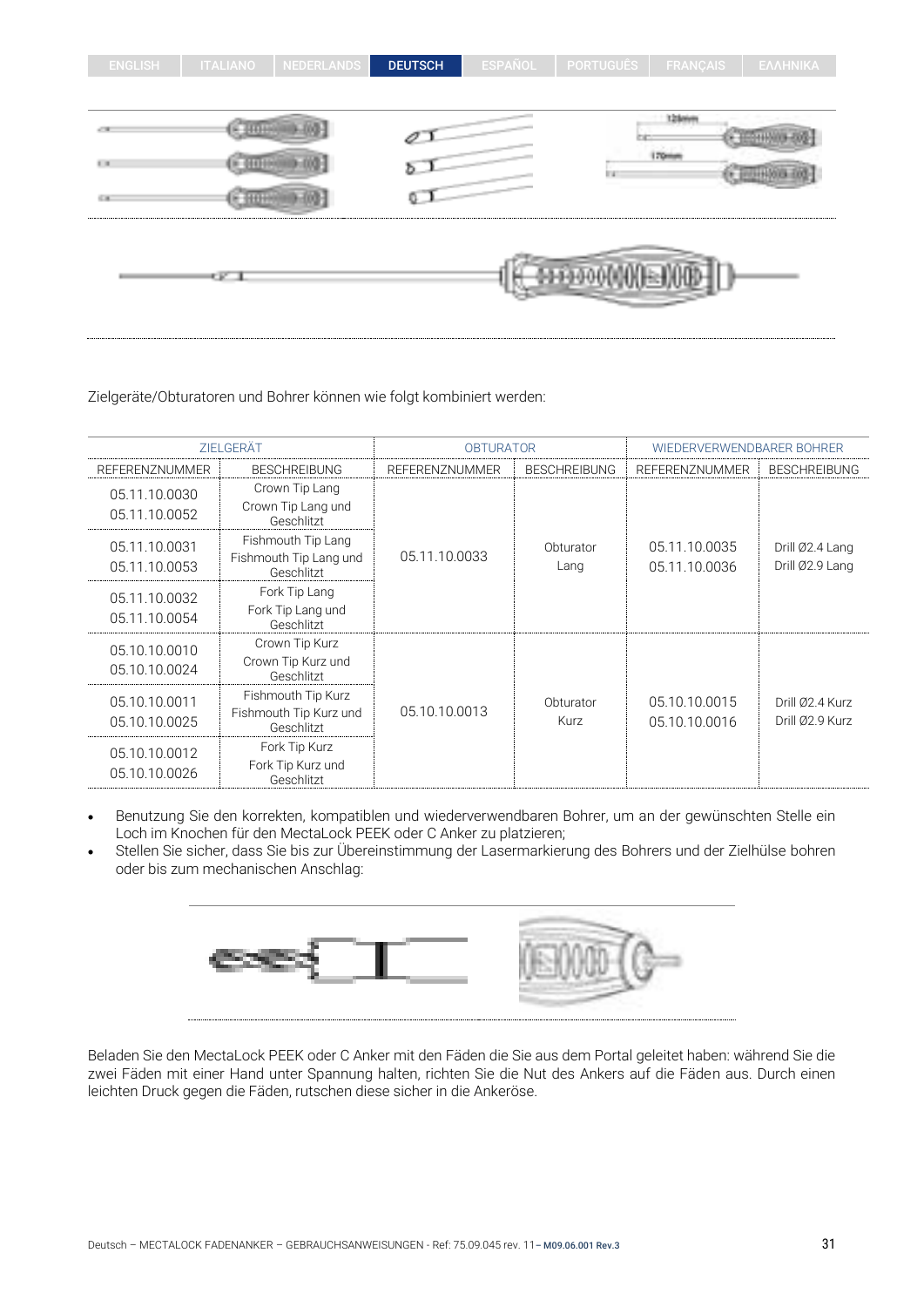Zielgeräte/Obturatoren und Bohrer können wie folgt kombiniert werden:

| ZIELGERÄT | | OBTURATOR | | WIEDERVERWENDBARER BOHRER | |
|---|---|---|---|---|---|
| REFERENZNUMMER | BESCHREIBUNG | REFERENZNUMMER | BESCHREIBUNG | REFERENZNUMMER | BESCHREIBUNG |
| 05.11.10.0030<br>05.11.10.0052 | Crown Tip Lang<br>Crown Tip Lang und Geschlitzt | 05.11.10.0033 | Obturator Lang | 05.11.10.0035<br>05.11.10.0036 | Drill Ø2.4 Lang<br>Drill Ø2.9 Lang |
| 05.11.10.0031<br>05.11.10.0053 | Fishmouth Tip Lang<br>Fishmouth Tip Lang und Geschlitzt | | | | |
| 05.11.10.0032<br>05.11.10.0054 | Fork Tip Lang<br>Fork Tip Lang und Geschlitzt | | | | |
| 05.10.10.0010<br>05.10.10.0024 | Crown Tip Kurz<br>Crown Tip Kurz und Geschlitzt | 05.10.10.0013 | Obturator Kurz | 05.10.10.0015<br>05.10.10.0016 | Drill Ø2.4 Kurz<br>Drill Ø2.9 Kurz |
| 05.10.10.0011<br>05.10.10.0025 | Fishmouth Tip Kurz<br>Fishmouth Tip Kurz und Geschlitzt | | | | |
| 05.10.10.0012<br>05.10.10.0026 | Fork Tip Kurz<br>Fork Tip Kurz und Geschlitzt | | | | |

- Benutzung Sie den korrekten, kompatiblen und wiederverwendbaren Bohrer, um an der gewünschten Stelle ein Loch im Knochen für den MectaLock PEEK oder C Anker zu platzieren;
- Stellen Sie sicher, dass Sie bis zur Übereinstimmung der Lasermarkierung des Bohrers und der Zielhülse bohren oder bis zum mechanischen Anschlag:

Beladen Sie den MectaLock PEEK oder C Anker mit den Fäden die Sie aus dem Portal geleitet haben: während Sie die zwei Fäden mit einer Hand unter Spannung halten, richten Sie die Nut des Ankers auf die Fäden aus. Durch einen leichten Druck gegen die Fäden, rutschen diese sicher in die Ankeröse.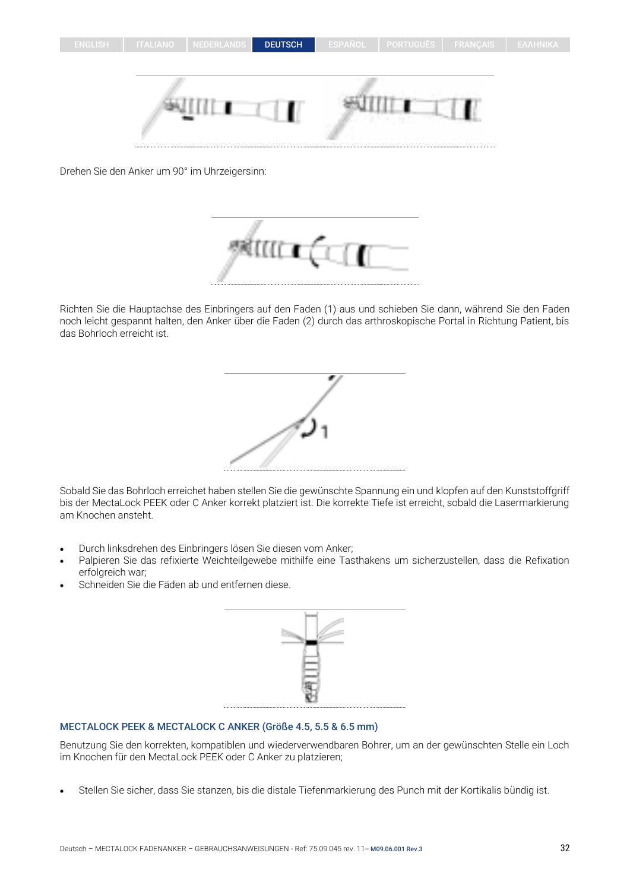Drehen Sie den Anker um 90° im Uhrzeigersinn:

Richten Sie die Hauptachse des Einbringers auf den Faden (1) aus und schieben Sie dann, während Sie den Faden noch leicht gespannt halten, den Anker über die Faden (2) durch das arthroskopische Portal in Richtung Patient, bis das Bohrloch erreicht ist.

Sobald Sie das Bohrloch erreichet haben stellen Sie die gewünschte Spannung ein und klopfen auf den Kunststoffgriff bis der MectaLock PEEK oder C Anker korrekt platziert ist. Die korrekte Tiefe ist erreicht, sobald die Lasermarkierung am Knochen ansteht.

- Durch linksdrehen des Einbringers lösen Sie diesen vom Anker;
- Palpieren Sie das refixierte Weichteilgewebe mithilfe eine Tasthakens um sicherzustellen, dass die Refixation erfolgreich war;
- Schneiden Sie die Fäden ab und entfernen diese.

### MECTALOCK PEEK & MECTALOCK C ANKER (Größe 4.5, 5.5 & 6.5 mm)

Benutzung Sie den korrekten, kompatiblen und wiederverwendbaren Bohrer, um an der gewünschten Stelle ein Loch im Knochen für den MectaLock PEEK oder C Anker zu platzieren;

- Stellen Sie sicher, dass Sie stanzen, bis die distale Tiefenmarkierung des Punch mit der Kortikalis bündig ist.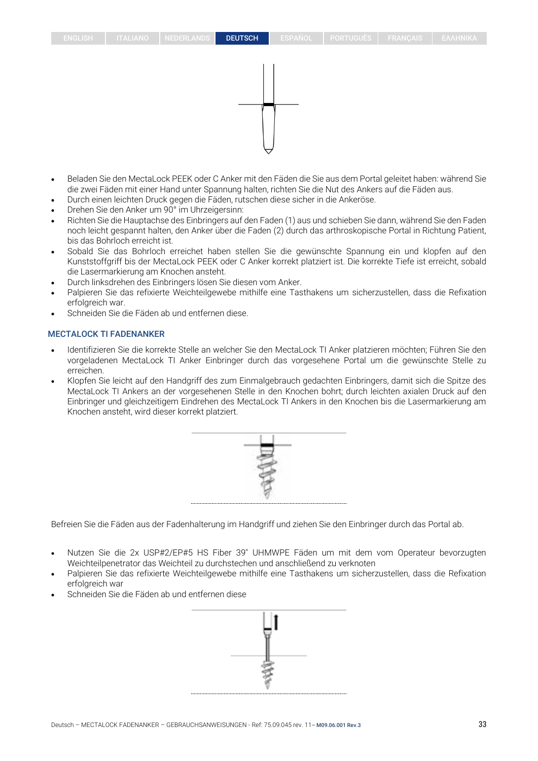- Beladen Sie den MectaLock PEEK oder C Anker mit den Fäden die Sie aus dem Portal geleitet haben: während Sie die zwei Fäden mit einer Hand unter Spannung halten, richten Sie die Nut des Ankers auf die Fäden aus.
- Durch einen leichten Druck gegen die Fäden, rutschen diese sicher in die Ankeröse.
- Drehen Sie den Anker um 90° im Uhrzeigersinn:
- Richten Sie die Hauptachse des Einbringers auf den Faden (1) aus und schieben Sie dann, während Sie den Faden noch leicht gespannt halten, den Anker über die Faden (2) durch das arthroskopische Portal in Richtung Patient, bis das Bohrloch erreicht ist.
- Sobald Sie das Bohrloch erreichet haben stellen Sie die gewünschte Spannung ein und klopfen auf den Kunststoffgriff bis der MectaLock PEEK oder C Anker korrekt platziert ist. Die korrekte Tiefe ist erreicht, sobald die Lasermarkierung am Knochen ansteht.
- Durch linksdrehen des Einbringers lösen Sie diesen vom Anker.
- Palpieren Sie das refixierte Weichteilgewebe mithilfe eine Tasthakens um sicherzustellen, dass die Refixation erfolgreich war.
- Schneiden Sie die Fäden ab und entfernen diese.

### MECTALOCK TI FADENANKER

- Identifizieren Sie die korrekte Stelle an welcher Sie den MectaLock TI Anker platzieren möchten; Führen Sie den vorgeladenen MectaLock TI Anker Einbringer durch das vorgesehene Portal um die gewünschte Stelle zu erreichen.
- Klopfen Sie leicht auf den Handgriff des zum Einmalgebrauch gedachten Einbringers, damit sich die Spitze des MectaLock TI Ankers an der vorgesehenen Stelle in den Knochen bohrt; durch leichten axialen Druck auf den Einbringer und gleichzeitigem Eindrehen des MectaLock TI Ankers in den Knochen bis die Lasermarkierung am Knochen ansteht, wird dieser korrekt platziert.

Befreien Sie die Fäden aus der Fadenhalterung im Handgriff und ziehen Sie den Einbringer durch das Portal ab.

- Nutzen Sie die 2x USP#2/EP#5 HS Fiber 39" UHMWPE Fäden um mit dem vom Operateur bevorzugten Weichteilpenetrator das Weichteil zu durchstechen und anschließend zu verknoten
- Palpieren Sie das refixierte Weichteilgewebe mithilfe eine Tasthakens um sicherzustellen, dass die Refixation erfolgreich war
- Schneiden Sie die Fäden ab und entfernen diese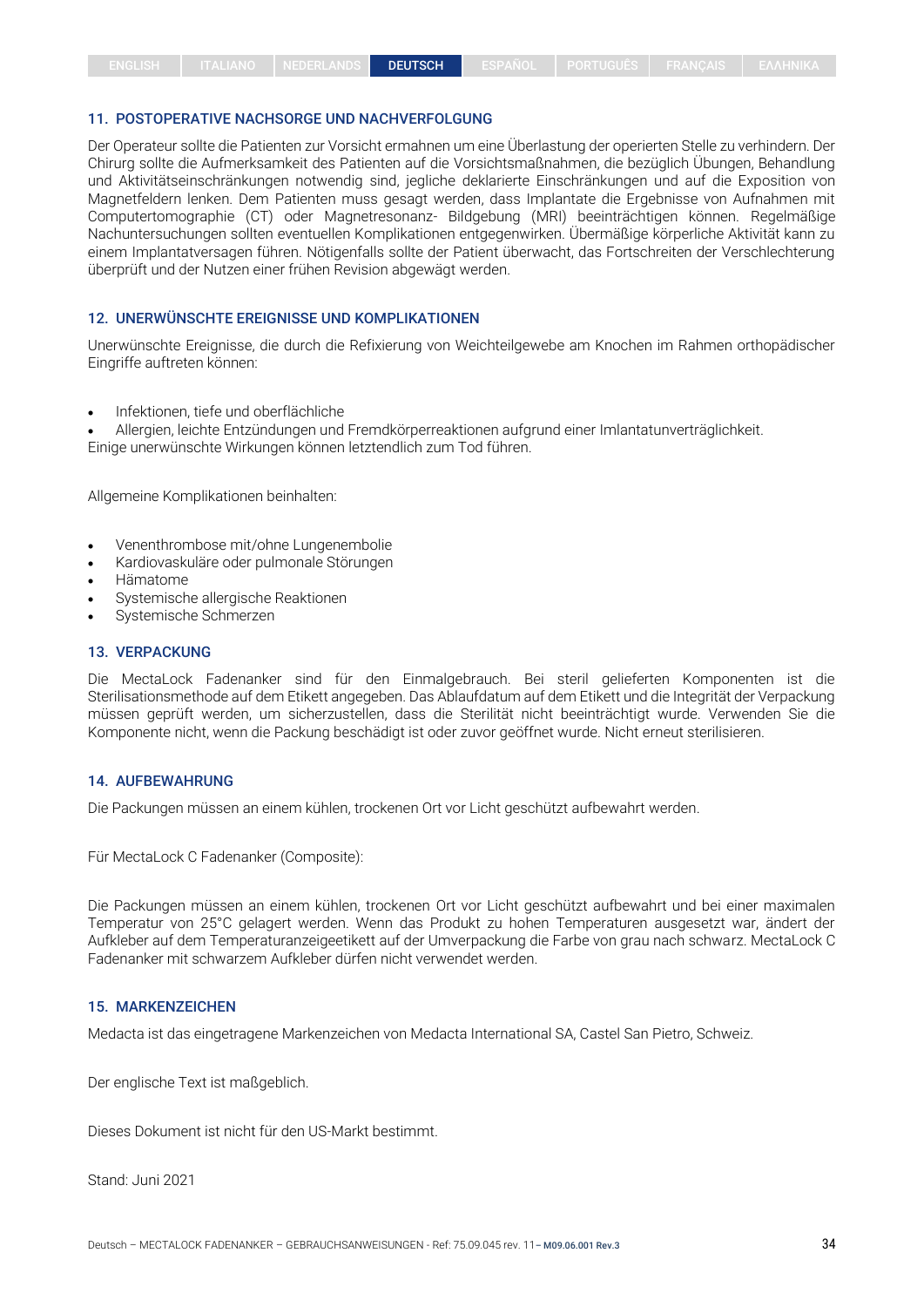## 11. POSTOPERATIVE NACHSORGE UND NACHVERFOLGUNG

Der Operateur sollte die Patienten zur Vorsicht ermahnen um eine Überlastung der operierten Stelle zu verhindern. Der Chirurg sollte die Aufmerksamkeit des Patienten auf die Vorsichtsmaßnahmen, die bezüglich Übungen, Behandlung und Aktivitätseinschränkungen notwendig sind, jegliche deklarierte Einschränkungen und auf die Exposition von Magnetfeldern lenken. Dem Patienten muss gesagt werden, dass Implantate die Ergebnisse von Aufnahmen mit Computertomographie (CT) oder Magnetresonanz- Bildgebung (MRI) beeinträchtigen können. Regelmäßige Nachuntersuchungen sollten eventuellen Komplikationen entgegenwirken. Übermäßige körperliche Aktivität kann zu einem Implantatversagen führen. Nötigenfalls sollte der Patient überwacht, das Fortschreiten der Verschlechterung überprüft und der Nutzen einer frühen Revision abgewägt werden.

## 12. UNERWÜNSCHTE EREIGNISSE UND KOMPLIKATIONEN

Unerwünschte Ereignisse, die durch die Refixierung von Weichteilgewebe am Knochen im Rahmen orthopädischer Eingriffe auftreten können:

- Infektionen, tiefe und oberflächliche
- Allergien, leichte Entzündungen und Fremdkörperreaktionen aufgrund einer Imlantatunverträglichkeit.

Einige unerwünschte Wirkungen können letztendlich zum Tod führen.

Allgemeine Komplikationen beinhalten:

- Venenthrombose mit/ohne Lungenembolie
- Kardiovaskuläre oder pulmonale Störungen
- Hämatome
- Systemische allergische Reaktionen
- Systemische Schmerzen

## 13. VERPACKUNG

Die MectaLock Fadenanker sind für den Einmalgebrauch. Bei steril gelieferten Komponenten ist die Sterilisationsmethode auf dem Etikett angegeben. Das Ablaufdatum auf dem Etikett und die Integrität der Verpackung müssen geprüft werden, um sicherzustellen, dass die Sterilität nicht beeinträchtigt wurde. Verwenden Sie die Komponente nicht, wenn die Packung beschädigt ist oder zuvor geöffnet wurde. Nicht erneut sterilisieren.

## 14. AUFBEWAHRUNG

Die Packungen müssen an einem kühlen, trockenen Ort vor Licht geschützt aufbewahrt werden.

Für MectaLock C Fadenanker (Composite):

Die Packungen müssen an einem kühlen, trockenen Ort vor Licht geschützt aufbewahrt und bei einer maximalen Temperatur von 25°C gelagert werden. Wenn das Produkt zu hohen Temperaturen ausgesetzt war, ändert der Aufkleber auf dem Temperaturanzeigeetikett auf der Umverpackung die Farbe von grau nach schwarz. MectaLock C Fadenanker mit schwarzem Aufkleber dürfen nicht verwendet werden.

## 15. MARKENZEICHEN

Medacta ist das eingetragene Markenzeichen von Medacta International SA, Castel San Pietro, Schweiz.

Der englische Text ist maßgeblich.

Dieses Dokument ist nicht für den US-Markt bestimmt.

Stand: Juni 2021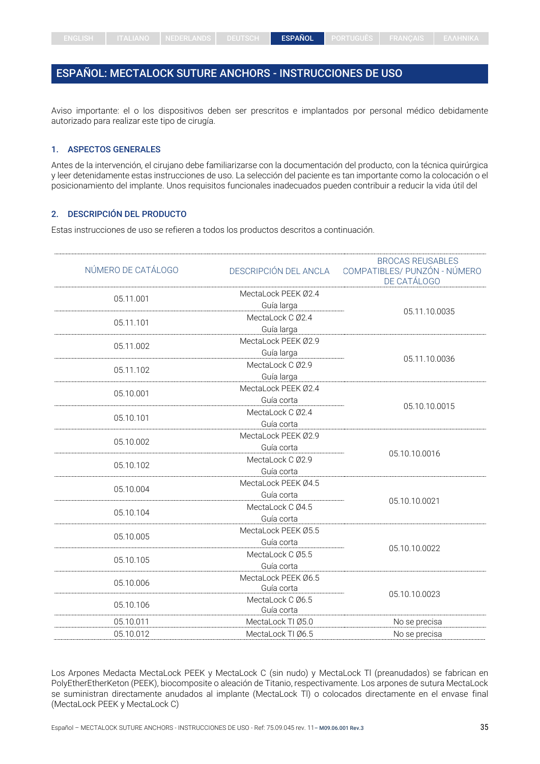# ESPAÑOL: MECTALOCK SUTURE ANCHORS - INSTRUCCIONES DE USO

Aviso importante: el o los dispositivos deben ser prescritos e implantados por personal médico debidamente autorizado para realizar este tipo de cirugía.

## 1. ASPECTOS GENERALES

Antes de la intervención, el cirujano debe familiarizarse con la documentación del producto, con la técnica quirúrgica y leer detenidamente estas instrucciones de uso. La selección del paciente es tan importante como la colocación o el posicionamiento del implante. Unos requisitos funcionales inadecuados pueden contribuir a reducir la vida útil del

## 2. DESCRIPCIÓN DEL PRODUCTO

Estas instrucciones de uso se refieren a todos los productos descritos a continuación.

| NÚMERO DE CATÁLOGO | DESCRIPCIÓN DEL ANCLA | BROCAS REUSABLES COMPATIBLES/ PUNZÓN - NÚMERO DE CATÁLOGO |
|---|---|---|
| 05.11.001 | MectaLock PEEK Ø2.4 Guía larga | 05.11.10.0035 |
| 05.11.101 | MectaLock C Ø2.4 Guía larga | |
| 05.11.002 | MectaLock PEEK Ø2.9 Guía larga | 05.11.10.0036 |
| 05.11.102 | MectaLock C Ø2.9 Guía larga | |
| 05.10.001 | MectaLock PEEK Ø2.4 Guía corta | 05.10.10.0015 |
| 05.10.101 | MectaLock C Ø2.4 Guía corta | |
| 05.10.002 | MectaLock PEEK Ø2.9 Guía corta | 05.10.10.0016 |
| 05.10.102 | MectaLock C Ø2.9 Guía corta | |
| 05.10.004 | MectaLock PEEK Ø4.5 Guía corta | 05.10.10.0021 |
| 05.10.104 | MectaLock C Ø4.5 Guía corta | |
| 05.10.005 | MectaLock PEEK Ø5.5 Guía corta | 05.10.10.0022 |
| 05.10.105 | MectaLock C Ø5.5 Guía corta | |
| 05.10.006 | MectaLock PEEK Ø6.5 Guía corta | 05.10.10.0023 |
| 05.10.106 | MectaLock C Ø6.5 Guía corta | |
| 05.10.011 | MectaLock TI Ø5.0 | No se precisa |
| 05.10.012 | MectaLock TI Ø6.5 | No se precisa |

Los Arpones Medacta MectaLock PEEK y MectaLock C (sin nudo) y MectaLock TI (preanudados) se fabrican en PolyEtherEtherKeton (PEEK), biocomposite o aleación de Titanio, respectivamente. Los arpones de sutura MectaLock se suministran directamente anudados al implante (MectaLock TI) o colocados directamente en el envase final (MectaLock PEEK y MectaLock C)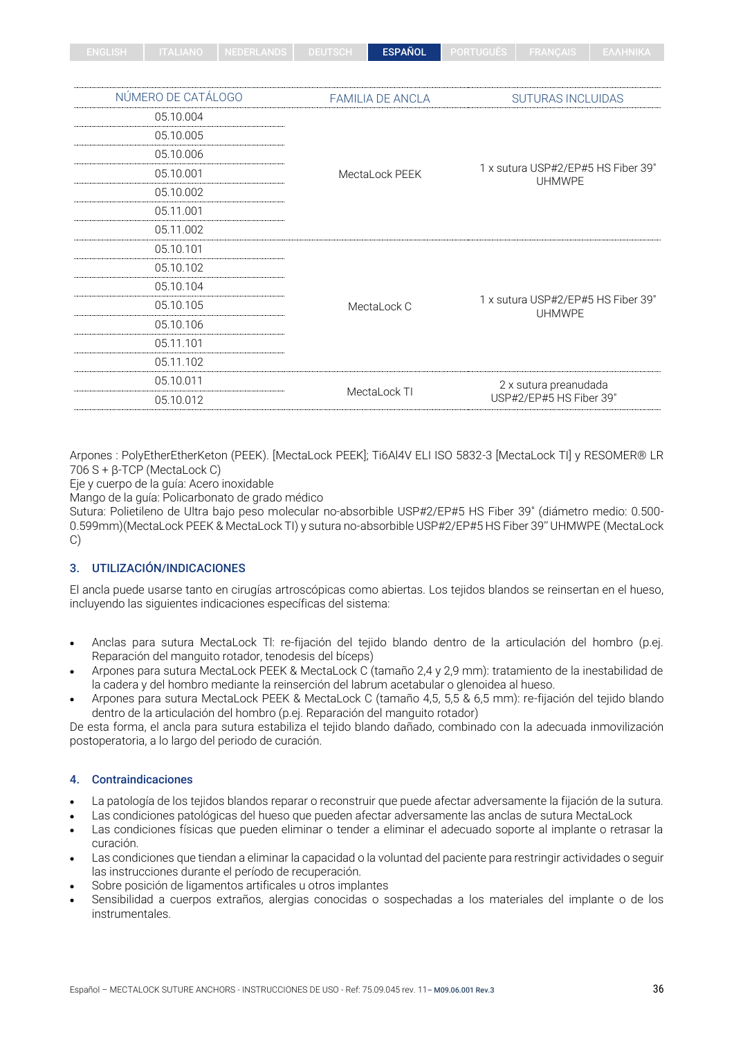| NÚMERO DE CATÁLOGO | FAMILIA DE ANCLA | SUTURAS INCLUIDAS |
|---|---|---|
| 05.10.004 | MectaLock PEEK | 1 x sutura USP#2/EP#5 HS Fiber 39" UHMWPE |
| 05.10.005 | | |
| 05.10.006 | | |
| 05.10.001 | | |
| 05.10.002 | | |
| 05.11.001 | | |
| 05.11.002 | | |
| 05.10.101 | MectaLock C | 1 x sutura USP#2/EP#5 HS Fiber 39" UHMWPE |
| 05.10.102 | | |
| 05.10.104 | | |
| 05.10.105 | | |
| 05.10.106 | | |
| 05.11.101 | | |
| 05.11.102 | | |
| 05.10.011 | MectaLock TI | 2 x sutura preanudada USP#2/EP#5 HS Fiber 39" |
| 05.10.012 | | |

Arpones : PolyEtherEtherKeton (PEEK). [MectaLock PEEK]; Ti6Al4V ELI ISO 5832-3 [MectaLock TI] y RESOMER® LR 706 S + β-TCP (MectaLock C)
Eje y cuerpo de la guía: Acero inoxidable
Mango de la guía: Policarbonato de grado médico
Sutura: Polietileno de Ultra bajo peso molecular no-absorbible USP#2/EP#5 HS Fiber 39" (diámetro medio: 0.500-0.599mm)(MectaLock PEEK & MectaLock TI) y sutura no-absorbible USP#2/EP#5 HS Fiber 39" UHMWPE (MectaLock C)

## 3. UTILIZACIÓN/INDICACIONES

El ancla puede usarse tanto en cirugías artroscópicas como abiertas. Los tejidos blandos se reinsertan en el hueso, incluyendo las siguientes indicaciones específicas del sistema:

- Anclas para sutura MectaLock TI: re-fijación del tejido blando dentro de la articulación del hombro (p.ej. Reparación del manguito rotador, tenodesis del bíceps)
- Arpones para sutura MectaLock PEEK & MectaLock C (tamaño 2,4 y 2,9 mm): tratamiento de la inestabilidad de la cadera y del hombro mediante la reinserción del labrum acetabular o glenoidea al hueso.
- Arpones para sutura MectaLock PEEK & MectaLock C (tamaño 4,5, 5,5 & 6,5 mm): re-fijación del tejido blando dentro de la articulación del hombro (p.ej. Reparación del manguito rotador)

De esta forma, el ancla para sutura estabiliza el tejido blando dañado, combinado con la adecuada inmovilización postoperatoria, a lo largo del periodo de curación.

## 4. Contraindicaciones

- La patología de los tejidos blandos reparar o reconstruir que puede afectar adversamente la fijación de la sutura.
- Las condiciones patológicas del hueso que pueden afectar adversamente las anclas de sutura MectaLock
- Las condiciones físicas que pueden eliminar o tender a eliminar el adecuado soporte al implante o retrasar la curación.
- Las condiciones que tiendan a eliminar la capacidad o la voluntad del paciente para restringir actividades o seguir las instrucciones durante el período de recuperación.
- Sobre posición de ligamentos artificales u otros implantes
- Sensibilidad a cuerpos extraños, alergias conocidas o sospechadas a los materiales del implante o de los instrumentales.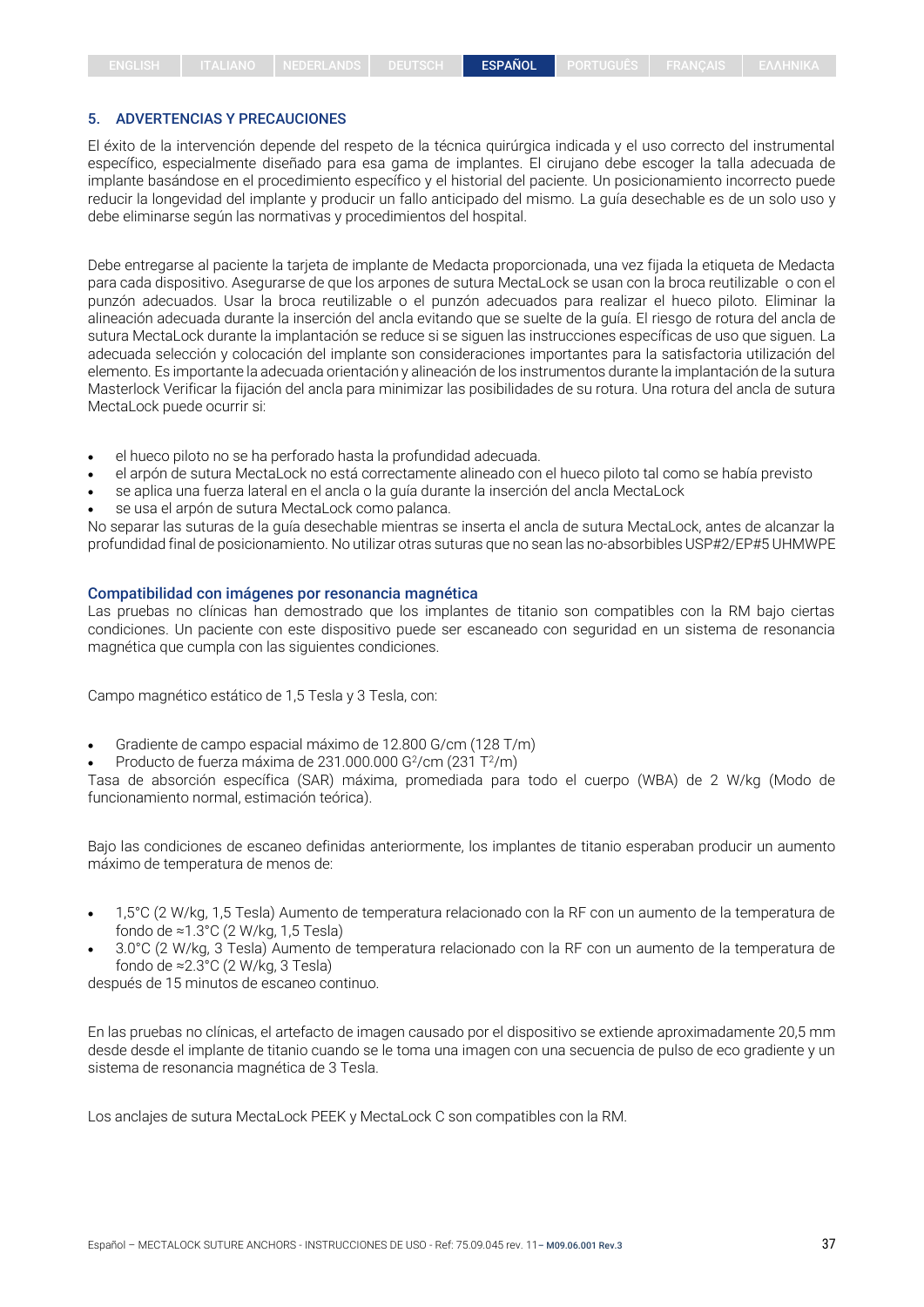## 5. ADVERTENCIAS Y PRECAUCIONES

El éxito de la intervención depende del respeto de la técnica quirúrgica indicada y el uso correcto del instrumental específico, especialmente diseñado para esa gama de implantes. El cirujano debe escoger la talla adecuada de implante basándose en el procedimiento específico y el historial del paciente. Un posicionamiento incorrecto puede reducir la longevidad del implante y producir un fallo anticipado del mismo. La guía desechable es de un solo uso y debe eliminarse según las normativas y procedimientos del hospital.

Debe entregarse al paciente la tarjeta de implante de Medacta proporcionada, una vez fijada la etiqueta de Medacta para cada dispositivo. Asegurarse de que los arpones de sutura MectaLock se usan con la broca reutilizable o con el punzón adecuados. Usar la broca reutilizable o el punzón adecuados para realizar el hueco piloto. Eliminar la alineación adecuada durante la inserción del ancla evitando que se suelte de la guía. El riesgo de rotura del ancla de sutura MectaLock durante la implantación se reduce si se siguen las instrucciones específicas de uso que siguen. La adecuada selección y colocación del implante son consideraciones importantes para la satisfactoria utilización del elemento. Es importante la adecuada orientación y alineación de los instrumentos durante la implantación de la sutura Masterlock Verificar la fijación del ancla para minimizar las posibilidades de su rotura. Una rotura del ancla de sutura MectaLock puede ocurrir si:

- el hueco piloto no se ha perforado hasta la profundidad adecuada.
- el arpón de sutura MectaLock no está correctamente alineado con el hueco piloto tal como se había previsto
- se aplica una fuerza lateral en el ancla o la guía durante la inserción del ancla MectaLock
- se usa el arpón de sutura MectaLock como palanca.

No separar las suturas de la guía desechable mientras se inserta el ancla de sutura MectaLock, antes de alcanzar la profundidad final de posicionamiento. No utilizar otras suturas que no sean las no-absorbibles USP#2/EP#5 UHMWPE

### Compatibilidad con imágenes por resonancia magnética

Las pruebas no clínicas han demostrado que los implantes de titanio son compatibles con la RM bajo ciertas condiciones. Un paciente con este dispositivo puede ser escaneado con seguridad en un sistema de resonancia magnética que cumpla con las siguientes condiciones.

Campo magnético estático de 1,5 Tesla y 3 Tesla, con:

- Gradiente de campo espacial máximo de 12.800 G/cm (128 T/m)
- Producto de fuerza máxima de 231.000.000 $G^2/cm$ (231 $T^2/m$)

Tasa de absorción específica (SAR) máxima, promediada para todo el cuerpo (WBA) de 2 W/kg (Modo de funcionamiento normal, estimación teórica).

Bajo las condiciones de escaneo definidas anteriormente, los implantes de titanio esperaban producir un aumento máximo de temperatura de menos de:

- 1,5°C (2 W/kg, 1,5 Tesla) Aumento de temperatura relacionado con la RF con un aumento de la temperatura de fondo de ≈1.3°C (2 W/kg, 1,5 Tesla)
- 3.0°C (2 W/kg, 3 Tesla) Aumento de temperatura relacionado con la RF con un aumento de la temperatura de fondo de ≈2.3°C (2 W/kg, 3 Tesla)

después de 15 minutos de escaneo continuo.

En las pruebas no clínicas, el artefacto de imagen causado por el dispositivo se extiende aproximadamente 20,5 mm desde desde el implante de titanio cuando se le toma una imagen con una secuencia de pulso de eco gradiente y un sistema de resonancia magnética de 3 Tesla.

Los anclajes de sutura MectaLock PEEK y MectaLock C son compatibles con la RM.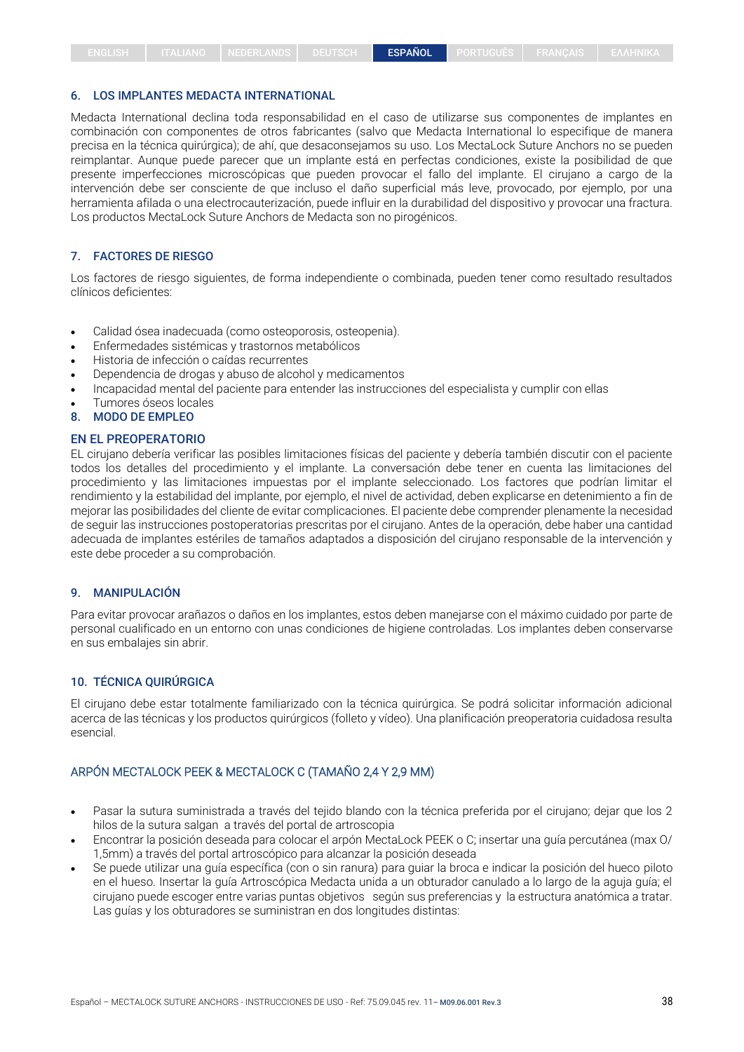## 6. LOS IMPLANTES MEDACTA INTERNATIONAL

Medacta International declina toda responsabilidad en el caso de utilizarse sus componentes de implantes en combinación con componentes de otros fabricantes (salvo que Medacta International lo especifique de manera precisa en la técnica quirúrgica); de ahí, que desaconsejamos su uso. Los MectaLock Suture Anchors no se pueden reimplantar. Aunque puede parecer que un implante está en perfectas condiciones, existe la posibilidad de que presente imperfecciones microscópicas que pueden provocar el fallo del implante. El cirujano a cargo de la intervención debe ser consciente de que incluso el daño superficial más leve, provocado, por ejemplo, por una herramienta afilada o una electrocauterización, puede influir en la durabilidad del dispositivo y provocar una fractura. Los productos MectaLock Suture Anchors de Medacta son no pirogénicos.

## 7. FACTORES DE RIESGO

Los factores de riesgo siguientes, de forma independiente o combinada, pueden tener como resultado resultados clínicos deficientes:

- Calidad ósea inadecuada (como osteoporosis, osteopenia).
- Enfermedades sistémicas y trastornos metabólicos
- Historia de infección o caídas recurrentes
- Dependencia de drogas y abuso de alcohol y medicamentos
- Incapacidad mental del paciente para entender las instrucciones del especialista y cumplir con ellas
- Tumores óseos locales

## 8. MODO DE EMPLEO

### EN EL PREOPERATORIO

EL cirujano debería verificar las posibles limitaciones físicas del paciente y debería también discutir con el paciente todos los detalles del procedimiento y el implante. La conversación debe tener en cuenta las limitaciones del procedimiento y las limitaciones impuestas por el implante seleccionado. Los factores que podrían limitar el rendimiento y la estabilidad del implante, por ejemplo, el nivel de actividad, deben explicarse en detenimiento a fin de mejorar las posibilidades del cliente de evitar complicaciones. El paciente debe comprender plenamente la necesidad de seguir las instrucciones postoperatorias prescritas por el cirujano. Antes de la operación, debe haber una cantidad adecuada de implantes estériles de tamaños adaptados a disposición del cirujano responsable de la intervención y este debe proceder a su comprobación.

## 9. MANIPULACIÓN

Para evitar provocar arañazos o daños en los implantes, estos deben manejarse con el máximo cuidado por parte de personal cualificado en un entorno con unas condiciones de higiene controladas. Los implantes deben conservarse en sus embalajes sin abrir.

## 10. TÉCNICA QUIRÚRGICA

El cirujano debe estar totalmente familiarizado con la técnica quirúrgica. Se podrá solicitar información adicional acerca de las técnicas y los productos quirúrgicos (folleto y vídeo). Una planificación preoperatoria cuidadosa resulta esencial.

### ARPÓN MECTALOCK PEEK & MECTALOCK C (TAMAÑO 2,4 Y 2,9 MM)

- Pasar la sutura suministrada a través del tejido blando con la técnica preferida por el cirujano; dejar que los 2 hilos de la sutura salgan a través del portal de artroscopia
- Encontrar la posición deseada para colocar el arpón MectaLock PEEK o C; insertar una guía percutánea (max Ø 1,5mm) a través del portal artroscópico para alcanzar la posición deseada
- Se puede utilizar una guía específica (con o sin ranura) para guiar la broca e indicar la posición del hueco piloto en el hueso. Insertar la guía Artroscópica Medacta unida a un obturador canulado a lo largo de la aguja guía; el cirujano puede escoger entre varias puntas objetivos según sus preferencias y la estructura anatómica a tratar. Las guías y los obturadores se suministran en dos longitudes distintas: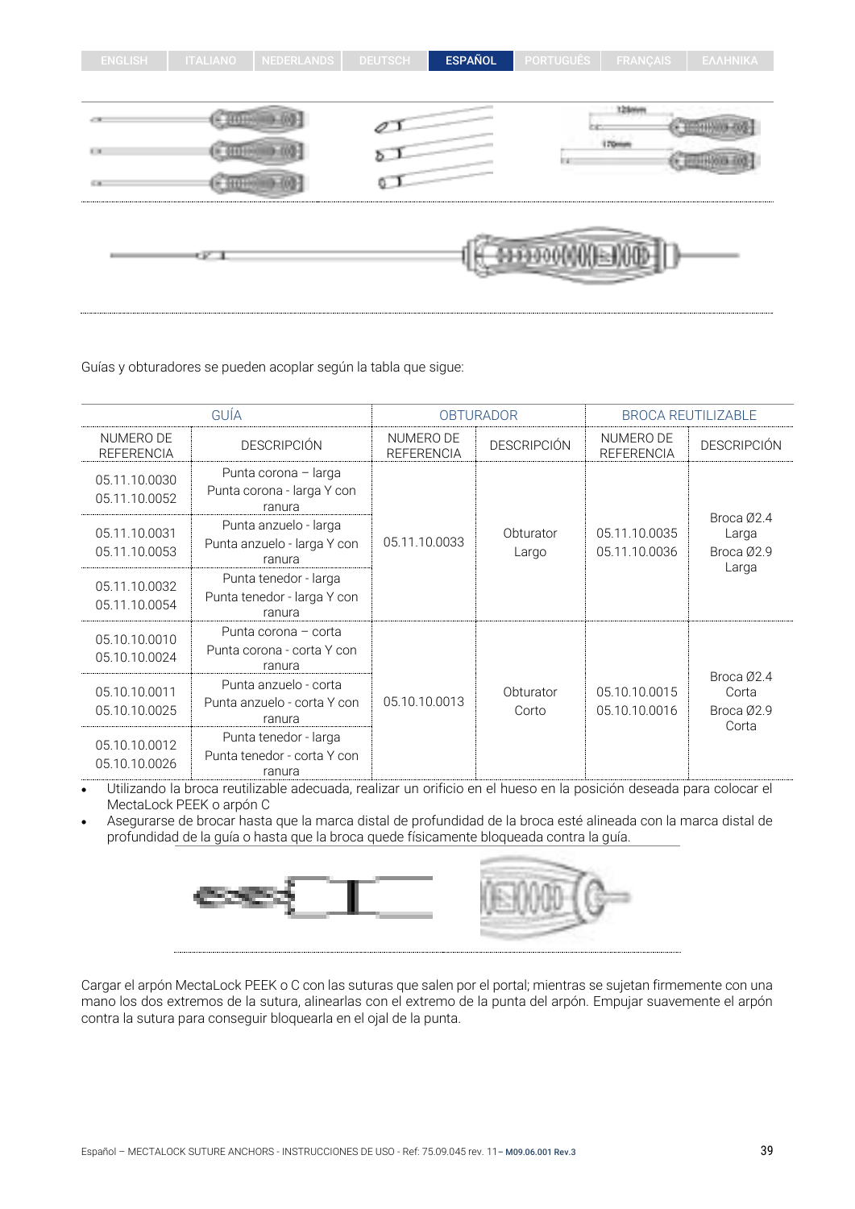Guías y obturadores se pueden acoplar según la tabla que sigue:

| GUÍA | | OBTURADOR | | BROCA REUTILIZABLE | |
|---|---|---|---|---|---|
| NUMERO DE REFERENCIA | DESCRIPCIÓN | NUMERO DE REFERENCIA | DESCRIPCIÓN | NUMERO DE REFERENCIA | DESCRIPCIÓN |
| 05.11.10.0030<br>05.11.10.0052 | Punta corona – larga<br>Punta corona - larga Y con ranura | 05.11.10.0033 | Obturator Largo | 05.11.10.0035<br>05.11.10.0036 | Broca Ø2.4 Larga<br>Broca Ø2.9 Larga |
| 05.11.10.0031<br>05.11.10.0053 | Punta anzuelo - larga<br>Punta anzuelo - larga Y con ranura | | | | |
| 05.11.10.0032<br>05.11.10.0054 | Punta tenedor - larga<br>Punta tenedor - larga Y con ranura | | | | |
| 05.10.10.0010<br>05.10.10.0024 | Punta corona – corta<br>Punta corona - corta Y con ranura | 05.10.10.0013 | Obturator Corto | 05.10.10.0015<br>05.10.10.0016 | Broca Ø2.4 Corta<br>Broca Ø2.9 Corta |
| 05.10.10.0011<br>05.10.10.0025 | Punta anzuelo - corta<br>Punta anzuelo - corta Y con ranura | | | | |
| 05.10.10.0012<br>05.10.10.0026 | Punta tenedor - larga<br>Punta tenedor - corta Y con ranura | | | | |

- Utilizando la broca reutilizable adecuada, realizar un orificio en el hueso en la posición deseada para colocar el MectaLock PEEK o arpón C
- Asegurarse de brocar hasta que la marca distal de profundidad de la broca esté alineada con la marca distal de profundidad de la guía o hasta que la broca quede físicamente bloqueada contra la guía.

Cargar el arpón MectaLock PEEK o C con las suturas que salen por el portal; mientras se sujetan firmemente con una mano los dos extremos de la sutura, alinearlas con el extremo de la punta del arpón. Empujar suavemente el arpón contra la sutura para conseguir bloquearla en el ojal de la punta.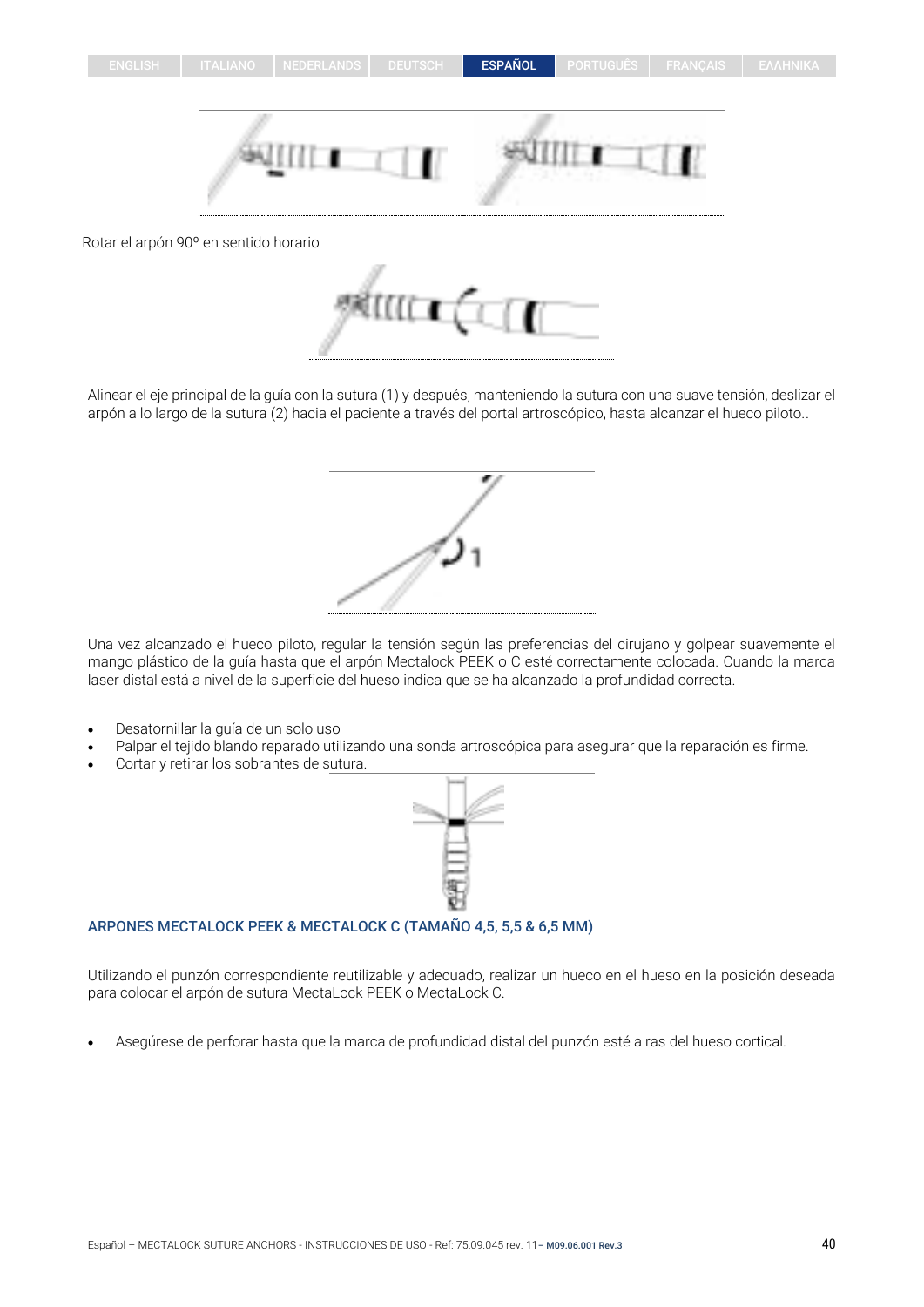Rotar el arpón 90º en sentido horario

Alinear el eje principal de la guía con la sutura (1) y después, manteniendo la sutura con una suave tensión, deslizar el arpón a lo largo de la sutura (2) hacia el paciente a través del portal artroscópico, hasta alcanzar el hueco piloto..

Una vez alcanzado el hueco piloto, regular la tensión según las preferencias del cirujano y golpear suavemente el mango plástico de la guía hasta que el arpón Mectalock PEEK o C esté correctamente colocada. Cuando la marca laser distal está a nivel de la superficie del hueso indica que se ha alcanzado la profundidad correcta.

- Desatornillar la guía de un solo uso
- Palpar el tejido blando reparado utilizando una sonda artroscópica para asegurar que la reparación es firme.
- Cortar y retirar los sobrantes de sutura.

## ARPONES MECTALOCK PEEK & MECTALOCK C (TAMAÑO 4,5, 5,5 & 6,5 MM)

Utilizando el punzón correspondiente reutilizable y adecuado, realizar un hueco en el hueso en la posición deseada para colocar el arpón de sutura MectaLock PEEK o MectaLock C.

- Asegúrese de perforar hasta que la marca de profundidad distal del punzón esté a ras del hueso cortical.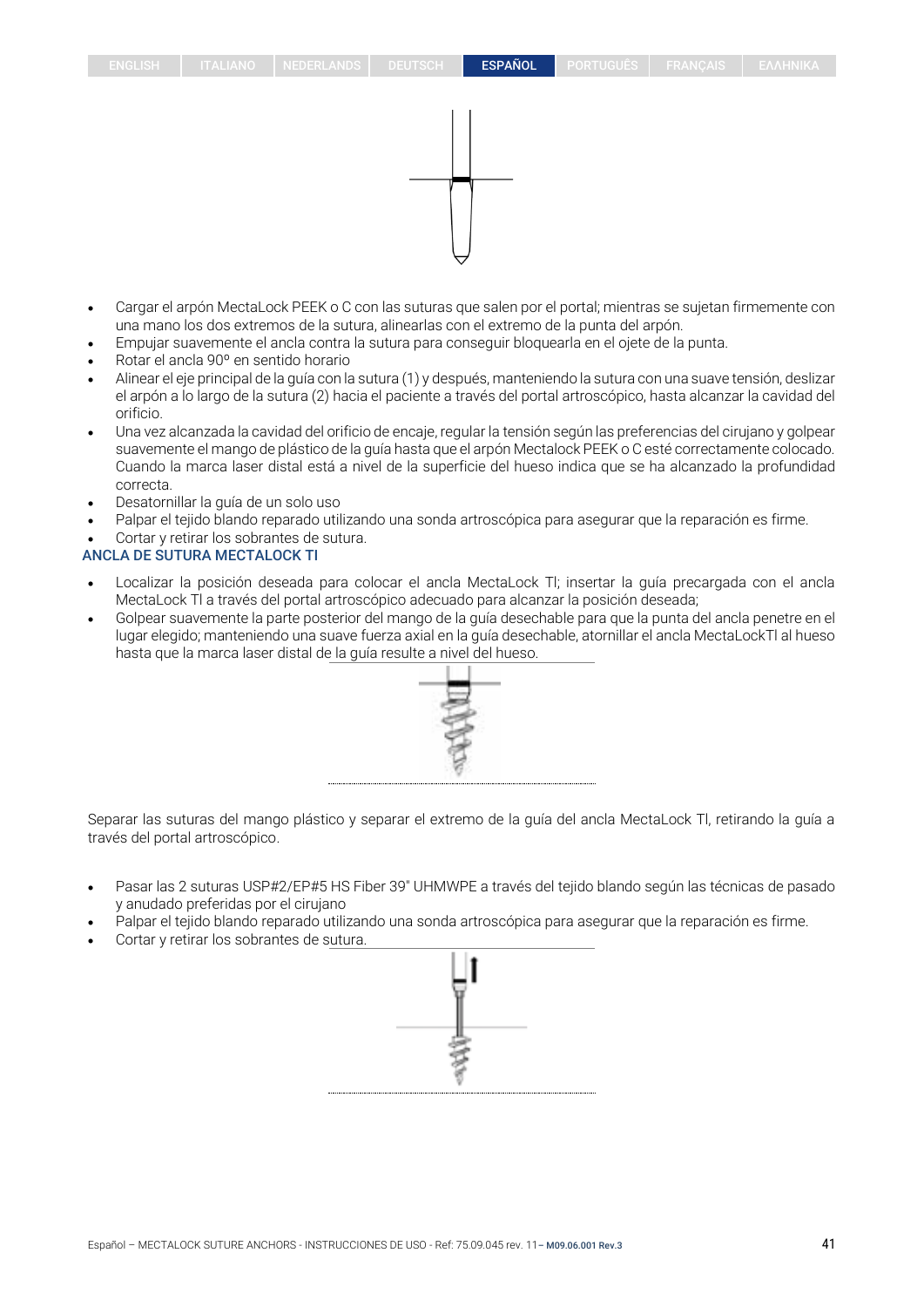- Cargar el arpón MectaLock PEEK o C con las suturas que salen por el portal; mientras se sujetan firmemente con una mano los dos extremos de la sutura, alinearlas con el extremo de la punta del arpón.
- Empujar suavemente el ancla contra la sutura para conseguir bloquearla en el ojete de la punta.
- Rotar el ancla 90º en sentido horario
- Alinear el eje principal de la guía con la sutura (1) y después, manteniendo la sutura con una suave tensión, deslizar el arpón a lo largo de la sutura (2) hacia el paciente a través del portal artroscópico, hasta alcanzar la cavidad del orificio.
- Una vez alcanzada la cavidad del orificio de encaje, regular la tensión según las preferencias del cirujano y golpear suavemente el mango de plástico de la guía hasta que el arpón Mectalock PEEK o C esté correctamente colocado. Cuando la marca laser distal está a nivel de la superficie del hueso indica que se ha alcanzado la profundidad correcta.
- Desatornillar la guía de un solo uso
- Palpar el tejido blando reparado utilizando una sonda artroscópica para asegurar que la reparación es firme.
- Cortar y retirar los sobrantes de sutura.

## ANCLA DE SUTURA MECTALOCK TI

- Localizar la posición deseada para colocar el ancla MectaLock TI; insertar la guía precargada con el ancla MectaLock TI a través del portal artroscópico adecuado para alcanzar la posición deseada;
- Golpear suavemente la parte posterior del mango de la guía desechable para que la punta del ancla penetre en el lugar elegido; manteniendo una suave fuerza axial en la guía desechable, atornillar el ancla MectaLockTI al hueso hasta que la marca laser distal de la guía resulte a nivel del hueso.

Separar las suturas del mango plástico y separar el extremo de la guía del ancla MectaLock TI, retirando la guía a través del portal artroscópico.

- Pasar las 2 suturas USP#2/EP#5 HS Fiber 39" UHMWPE a través del tejido blando según las técnicas de pasado y anudado preferidas por el cirujano
- Palpar el tejido blando reparado utilizando una sonda artroscópica para asegurar que la reparación es firme.
- Cortar y retirar los sobrantes de sutura.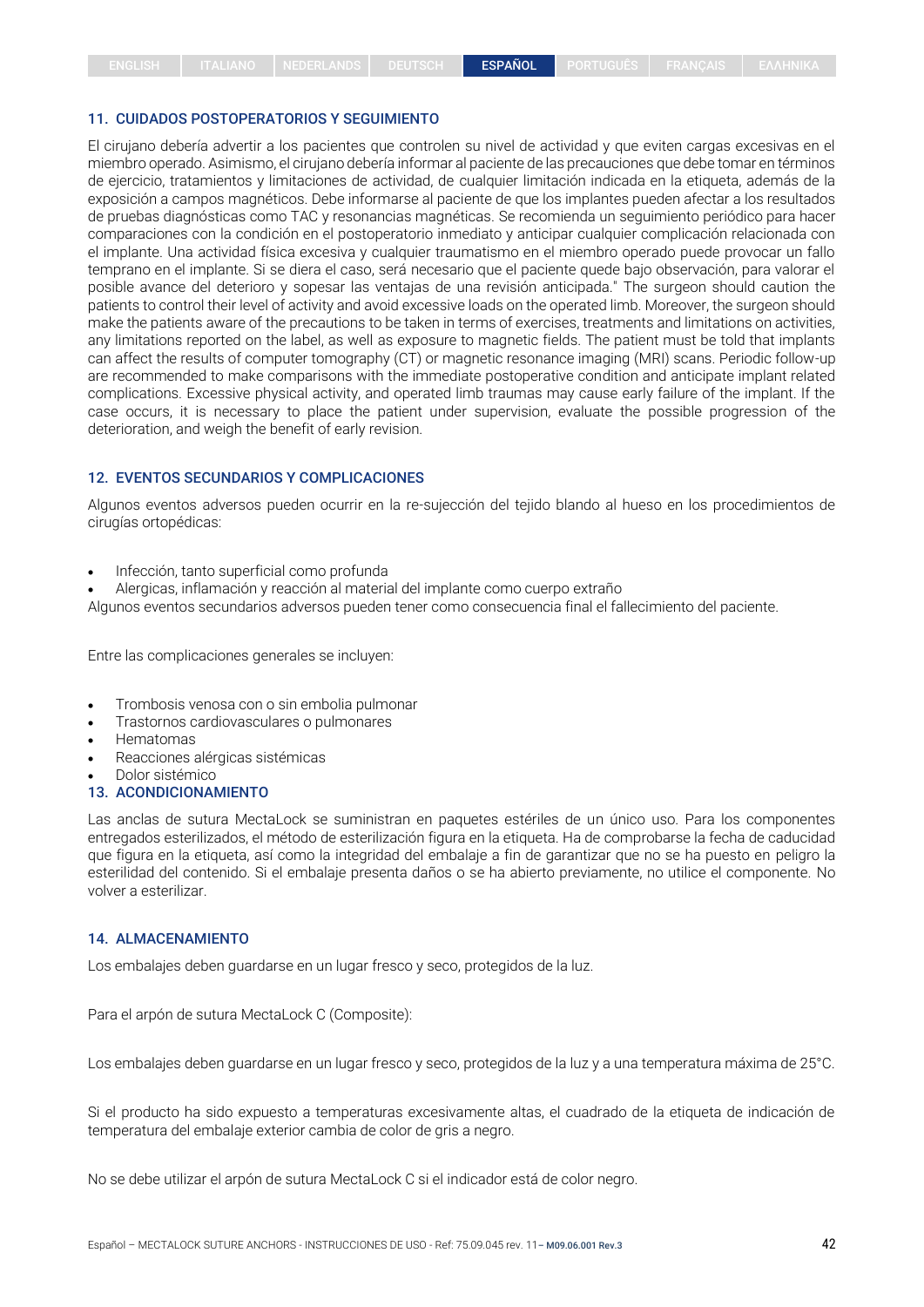## 11. CUIDADOS POSTOPERATORIOS Y SEGUIMIENTO

El cirujano debería advertir a los pacientes que controlen su nivel de actividad y que eviten cargas excesivas en el miembro operado. Asimismo, el cirujano debería informar al paciente de las precauciones que debe tomar en términos de ejercicio, tratamientos y limitaciones de actividad, de cualquier limitación indicada en la etiqueta, además de la exposición a campos magnéticos. Debe informarse al paciente de que los implantes pueden afectar a los resultados de pruebas diagnósticas como TAC y resonancias magnéticas. Se recomienda un seguimiento periódico para hacer comparaciones con la condición en el postoperatorio inmediato y anticipar cualquier complicación relacionada con el implante. Una actividad física excesiva y cualquier traumatismo en el miembro operado puede provocar un fallo temprano en el implante. Si se diera el caso, será necesario que el paciente quede bajo observación, para valorar el posible avance del deterioro y sopesar las ventajas de una revisión anticipada." The surgeon should caution the patients to control their level of activity and avoid excessive loads on the operated limb. Moreover, the surgeon should make the patients aware of the precautions to be taken in terms of exercises, treatments and limitations on activities, any limitations reported on the label, as well as exposure to magnetic fields. The patient must be told that implants can affect the results of computer tomography (CT) or magnetic resonance imaging (MRI) scans. Periodic follow-up are recommended to make comparisons with the immediate postoperative condition and anticipate implant related complications. Excessive physical activity, and operated limb traumas may cause early failure of the implant. If the case occurs, it is necessary to place the patient under supervision, evaluate the possible progression of the deterioration, and weigh the benefit of early revision.

## 12. EVENTOS SECUNDARIOS Y COMPLICACIONES

Algunos eventos adversos pueden ocurrir en la re-sujección del tejido blando al hueso en los procedimientos de cirugías ortopédicas:

- Infección, tanto superficial como profunda
- Alergicas, inflamación y reacción al material del implante como cuerpo extraño

Algunos eventos secundarios adversos pueden tener como consecuencia final el fallecimiento del paciente.

Entre las complicaciones generales se incluyen:

- Trombosis venosa con o sin embolia pulmonar
- Trastornos cardiovasculares o pulmonares
- Hematomas
- Reacciones alérgicas sistémicas
- Dolor sistémico

## 13. ACONDICIONAMIENTO

Las anclas de sutura MectaLock se suministran en paquetes estériles de un único uso. Para los componentes entregados esterilizados, el método de esterilización figura en la etiqueta. Ha de comprobarse la fecha de caducidad que figura en la etiqueta, así como la integridad del embalaje a fin de garantizar que no se ha puesto en peligro la esterilidad del contenido. Si el embalaje presenta daños o se ha abierto previamente, no utilice el componente. No volver a esterilizar.

## 14. ALMACENAMIENTO

Los embalajes deben guardarse en un lugar fresco y seco, protegidos de la luz.

Para el arpón de sutura MectaLock C (Composite):

Los embalajes deben guardarse en un lugar fresco y seco, protegidos de la luz y a una temperatura máxima de 25°C.

Si el producto ha sido expuesto a temperaturas excesivamente altas, el cuadrado de la etiqueta de indicación de temperatura del embalaje exterior cambia de color de gris a negro.

No se debe utilizar el arpón de sutura MectaLock C si el indicador está de color negro.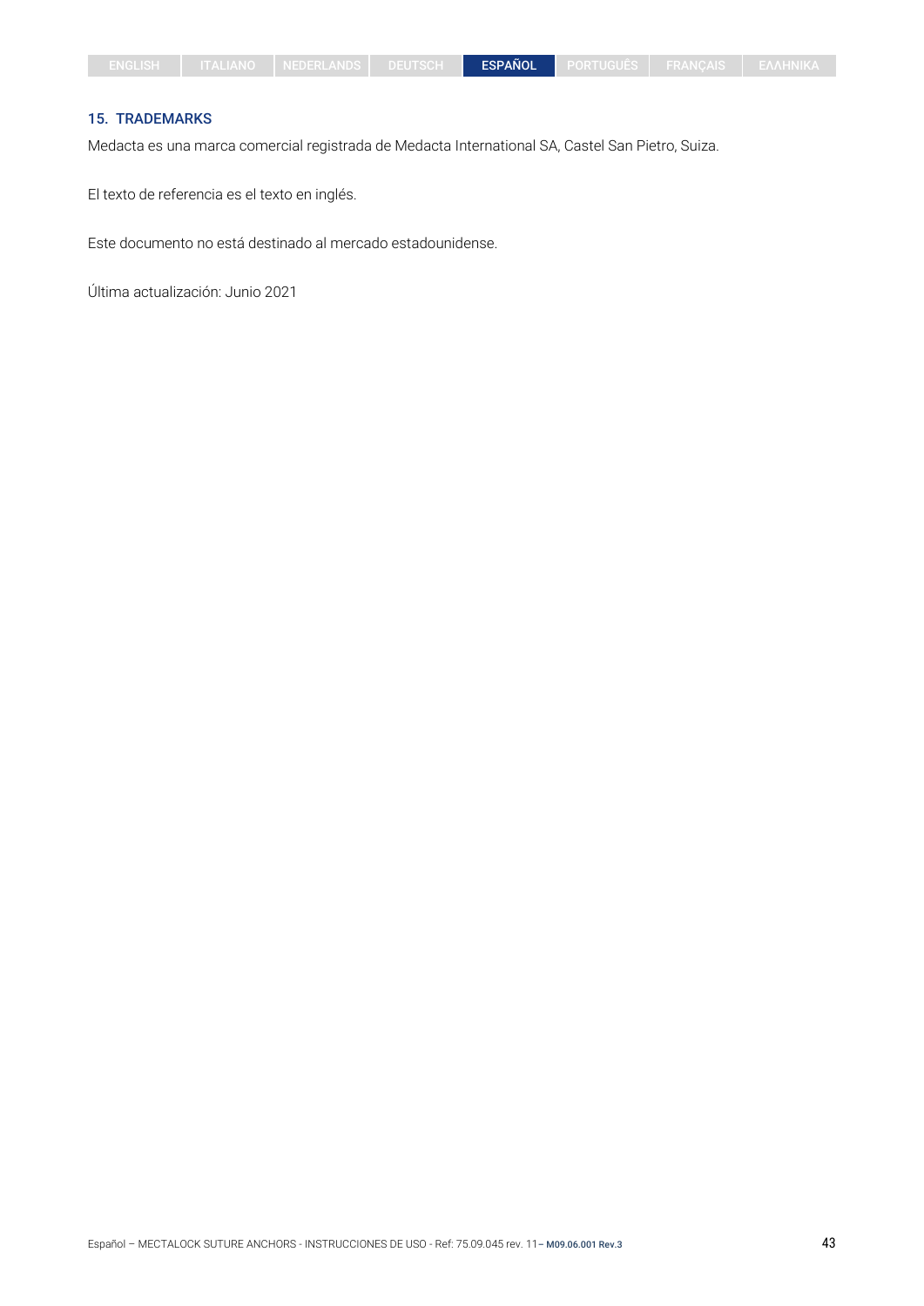## 15. TRADEMARKS

Medacta es una marca comercial registrada de Medacta International SA, Castel San Pietro, Suiza.

El texto de referencia es el texto en inglés.

Este documento no está destinado al mercado estadounidense.

Última actualización: Junio 2021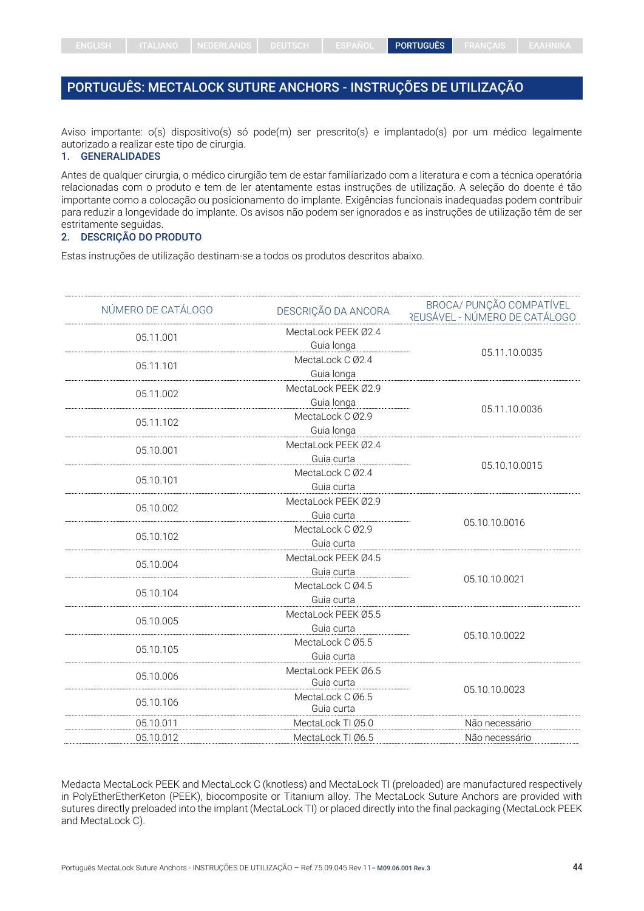# PORTUGUÊS: MECTALOCK SUTURE ANCHORS - INSTRUÇÕES DE UTILIZAÇÃO

Aviso importante: o(s) dispositivo(s) só pode(m) ser prescrito(s) e implantado(s) por um médico legalmente autorizado a realizar este tipo de cirurgia.

## 1. GENERALIDADES

Antes de qualquer cirurgia, o médico cirurgião tem de estar familiarizado com a literatura e com a técnica operatória relacionadas com o produto e tem de ler atentamente estas instruções de utilização. A seleção do doente é tão importante como a colocação ou posicionamento do implante. Exigências funcionais inadequadas podem contribuir para reduzir a longevidade do implante. Os avisos não podem ser ignorados e as instruções de utilização têm de ser estritamente seguidas.

## 2. DESCRIÇÃO DO PRODUTO

Estas instruções de utilização destinam-se a todos os produtos descritos abaixo.

| NÚMERO DE CATÁLOGO | DESCRIÇÃO DA ANCORA | BROCA/ PUNÇÃO COMPATÍVEL REUSÁVEL - NÚMERO DE CATÁLOGO |
|---|---|---|
| 05.11.001 | MectaLock PEEK Ø2.4 Guia longa | 05.11.10.0035 |
| 05.11.101 | MectaLock C Ø2.4 Guia longa | |
| 05.11.002 | MectaLock PEEK Ø2.9 Guia longa | 05.11.10.0036 |
| 05.11.102 | MectaLock C Ø2.9 Guia longa | |
| 05.10.001 | MectaLock PEEK Ø2.4 Guia curta | 05.10.10.0015 |
| 05.10.101 | MectaLock C Ø2.4 Guia curta | |
| 05.10.002 | MectaLock PEEK Ø2.9 Guia curta | 05.10.10.0016 |
| 05.10.102 | MectaLock C Ø2.9 Guia curta | |
| 05.10.004 | MectaLock PEEK Ø4.5 Guia curta | 05.10.10.0021 |
| 05.10.104 | MectaLock C Ø4.5 Guia curta | |
| 05.10.005 | MectaLock PEEK Ø5.5 Guia curta | 05.10.10.0022 |
| 05.10.105 | MectaLock C Ø5.5 Guia curta | |
| 05.10.006 | MectaLock PEEK Ø6.5 Guia curta | 05.10.10.0023 |
| 05.10.106 | MectaLock C Ø6.5 Guia curta | |
| 05.10.011 | MectaLock TI Ø5.0 | Não necessário |
| 05.10.012 | MectaLock TI Ø6.5 | Não necessário |

Medacta MectaLock PEEK and MectaLock C (knotless) and MectaLock TI (preloaded) are manufactured respectively in PolyEtherEtherKeton (PEEK), biocomposite or Titanium alloy. The MectaLock Suture Anchors are provided with sutures directly preloaded into the implant (MectaLock TI) or placed directly into the final packaging (MectaLock PEEK and MectaLock C).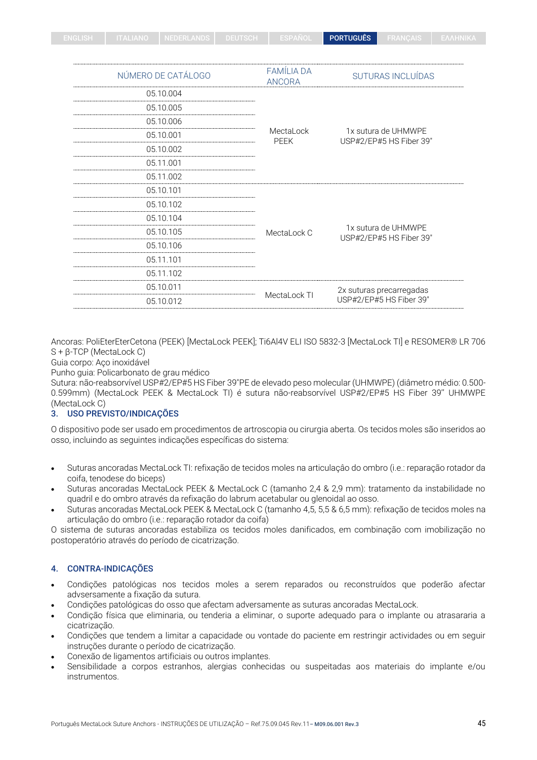| NÚMERO DE CATÁLOGO | FAMÍLIA DA ANCORA | SUTURAS INCLUÍDAS |
|---|---|---|
| 05.10.004 | MectaLock PEEK | 1x sutura de UHMWPE USP#2/EP#5 HS Fiber 39" |
| 05.10.005 | | |
| 05.10.006 | | |
| 05.10.001 | | |
| 05.10.002 | | |
| 05.11.001 | | |
| 05.11.002 | | |
| 05.10.101 | MectaLock C | 1x sutura de UHMWPE USP#2/EP#5 HS Fiber 39" |
| 05.10.102 | | |
| 05.10.104 | | |
| 05.10.105 | | |
| 05.10.106 | | |
| 05.11.101 | | |
| 05.11.102 | | |
| 05.10.011 | MectaLock TI | 2x suturas precarregadas USP#2/EP#5 HS Fiber 39" |
| 05.10.012 | | |

Ancoras: PoliEterEterCetona (PEEK) [MectaLock PEEK]; Ti6Al4V ELI ISO 5832-3 [MectaLock TI] e RESOMER® LR 706 S + β-TCP (MectaLock C)
Guia corpo: Aço inoxidável
Punho guia: Policarbonato de grau médico
Sutura: não-reabsorvível USP#2/EP#5 HS Fiber 39"PE de elevado peso molecular (UHMWPE) (diâmetro médio: 0.500-0.599mm) (MectaLock PEEK & MectaLock TI) é sutura não-reabsorvível USP#2/EP#5 HS Fiber 39" UHMWPE (MectaLock C)

## 3. USO PREVISTO/INDICAÇÕES

O dispositivo pode ser usado em procedimentos de artroscopia ou cirurgia aberta. Os tecidos moles são inseridos ao osso, incluindo as seguintes indicações específicas do sistema:

- Suturas ancoradas MectaLock TI: refixação de tecidos moles na articulaçâo do ombro (i.e.: reparação rotador da coifa, tenodese do biceps)
- Suturas ancoradas MectaLock PEEK & MectaLock C (tamanho 2,4 & 2,9 mm): tratamento da instabilidade no quadril e do ombro através da refixação do labrum acetabular ou glenoidal ao osso.
- Suturas ancoradas MectaLock PEEK & MectaLock C (tamanho 4,5, 5,5 & 6,5 mm): refixação de tecidos moles na articulaçâo do ombro (i.e.: reparação rotador da coifa)

O sistema de suturas ancoradas estabiliza os tecidos moles danificados, em combinação com imobilização no postoperatório através do período de cicatrização.

## 4. CONTRA-INDICAÇÕES

- Condições patológicas nos tecidos moles a serem reparados ou reconstruídos que poderão afectar advsersamente a fixação da sutura.
- Condições patológicas do osso que afectam adversamente as suturas ancoradas MectaLock.
- Condição física que eliminaria, ou tenderia a eliminar, o suporte adequado para o implante ou atrasararia a cicatrização.
- Condições que tendem a limitar a capacidade ou vontade do paciente em restringir actividades ou em seguir instruções durante o período de cicatrização.
- Conexão de ligamentos artificiais ou outros implantes.
- Sensibilidade a corpos estranhos, alergias conhecidas ou suspeitadas aos materiais do implante e/ou instrumentos.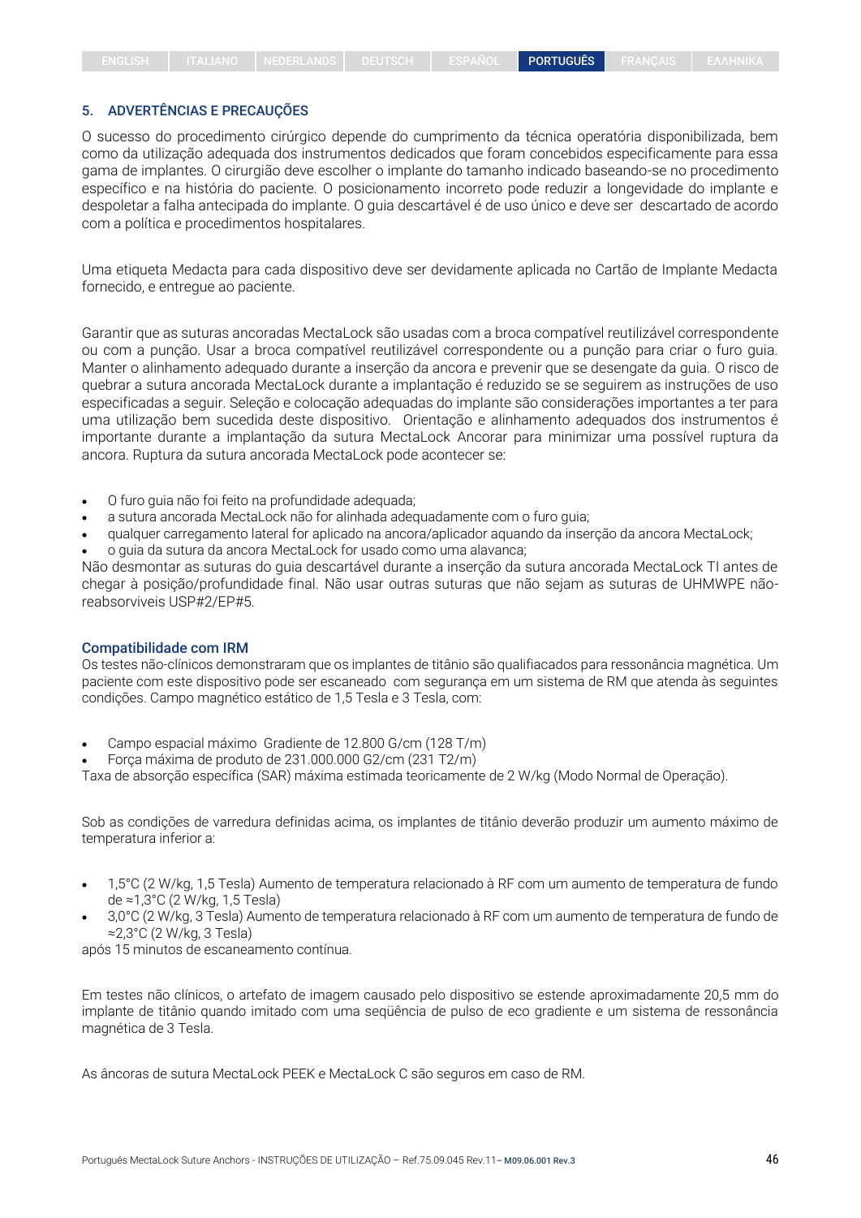## 5. ADVERTÊNCIAS E PRECAUÇÕES

O sucesso do procedimento cirúrgico depende do cumprimento da técnica operatória disponibilizada, bem como da utilização adequada dos instrumentos dedicados que foram concebidos especificamente para essa gama de implantes. O cirurgião deve escolher o implante do tamanho indicado baseando-se no procedimento específico e na história do paciente. O posicionamento incorreto pode reduzir a longevidade do implante e despoletar a falha antecipada do implante. O guia descartável é de uso único e deve ser descartado de acordo com a política e procedimentos hospitalares.

Uma etiqueta Medacta para cada dispositivo deve ser devidamente aplicada no Cartão de Implante Medacta fornecido, e entregue ao paciente.

Garantir que as suturas ancoradas MectaLock são usadas com a broca compatível reutilizável correspondente ou com a punção. Usar a broca compatível reutilizável correspondente ou a punção para criar o furo guia. Manter o alinhamento adequado durante a inserção da ancora e prevenir que se desengate da guia. O risco de quebrar a sutura ancorada MectaLock durante a implantação é reduzido se se seguirem as instruções de uso especificadas a seguir. Seleção e colocação adequadas do implante são considerações importantes a ter para uma utilização bem sucedida deste dispositivo. Orientação e alinhamento adequados dos instrumentos é importante durante a implantação da sutura MectaLock Ancorar para minimizar uma possível ruptura da ancora. Ruptura da sutura ancorada MectaLock pode acontecer se:

- O furo guia não foi feito na profundidade adequada;
- a sutura ancorada MectaLock não for alinhada adequadamente com o furo guia;
- qualquer carregamento lateral for aplicado na ancora/aplicador aquando da inserção da ancora MectaLock;
- o guia da sutura da ancora MectaLock for usado como uma alavanca;

Não desmontar as suturas do guia descartável durante a inserção da sutura ancorada MectaLock TI antes de chegar à posição/profundidade final. Não usar outras suturas que não sejam as suturas de UHMWPE não-reabsorviveis USP#2/EP#5.

### Compatibilidade com IRM

Os testes não-clínicos demonstraram que os implantes de titânio são qualifiacados para ressonância magnética. Um paciente com este dispositivo pode ser escaneado com segurança em um sistema de RM que atenda às seguintes condições. Campo magnético estático de 1,5 Tesla e 3 Tesla, com:

- Campo espacial máximo Gradiente de 12.800 G/cm (128 T/m)
- Força máxima de produto de 231.000.000 G2/cm (231 T2/m)

Taxa de absorção específica (SAR) máxima estimada teoricamente de 2 W/kg (Modo Normal de Operação).

Sob as condições de varredura definidas acima, os implantes de titânio deverão produzir um aumento máximo de temperatura inferior a:

- 1,5°C (2 W/kg, 1,5 Tesla) Aumento de temperatura relacionado à RF com um aumento de temperatura de fundo de ≈1,3°C (2 W/kg, 1,5 Tesla)
- 3,0°C (2 W/kg, 3 Tesla) Aumento de temperatura relacionado à RF com um aumento de temperatura de fundo de ≈2,3°C (2 W/kg, 3 Tesla)

após 15 minutos de escaneamento contínua.

Em testes não clínicos, o artefato de imagem causado pelo dispositivo se estende aproximadamente 20,5 mm do implante de titânio quando imitado com uma seqüência de pulso de eco gradiente e um sistema de ressonância magnética de 3 Tesla.

As âncoras de sutura MectaLock PEEK e MectaLock C são seguros em caso de RM.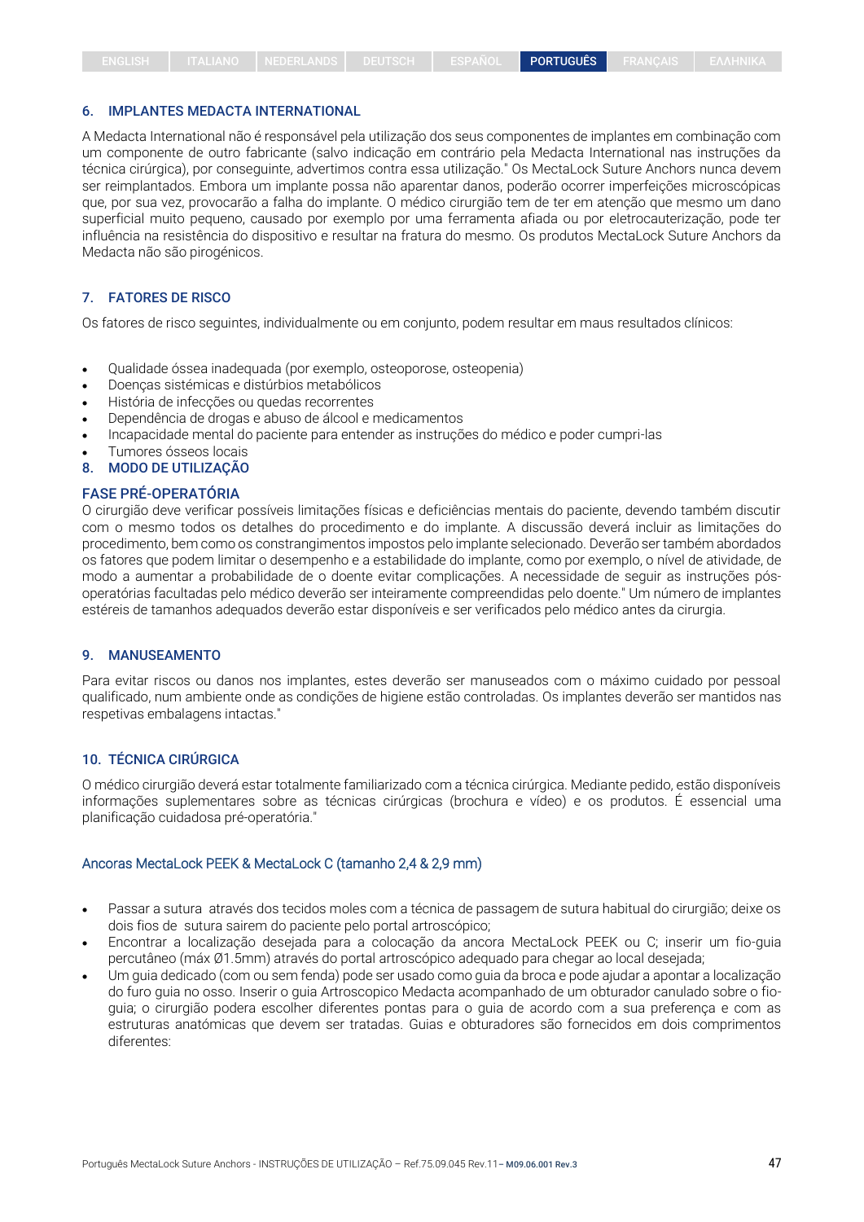## 6. IMPLANTES MEDACTA INTERNATIONAL

A Medacta International não é responsável pela utilização dos seus componentes de implantes em combinação com um componente de outro fabricante (salvo indicação em contrário pela Medacta International nas instruções da técnica cirúrgica), por conseguinte, advertimos contra essa utilização." Os MectaLock Suture Anchors nunca devem ser reimplantados. Embora um implante possa não aparentar danos, poderão ocorrer imperfeições microscópicas que, por sua vez, provocarão a falha do implante. O médico cirurgião tem de ter em atenção que mesmo um dano superficial muito pequeno, causado por exemplo por uma ferramenta afiada ou por eletrocauterização, pode ter influência na resistência do dispositivo e resultar na fratura do mesmo. Os produtos MectaLock Suture Anchors da Medacta não são pirogénicos.

## 7. FATORES DE RISCO

Os fatores de risco seguintes, individualmente ou em conjunto, podem resultar em maus resultados clínicos:

- Qualidade óssea inadequada (por exemplo, osteoporose, osteopenia)
- Doenças sistémicas e distúrbios metabólicos
- História de infecções ou quedas recorrentes
- Dependência de drogas e abuso de álcool e medicamentos
- Incapacidade mental do paciente para entender as instruções do médico e poder cumpri-las
- Tumores ósseos locais

## 8. MODO DE UTILIZAÇÃO

### FASE PRÉ-OPERATÓRIA

O cirurgião deve verificar possíveis limitações físicas e deficiências mentais do paciente, devendo também discutir com o mesmo todos os detalhes do procedimento e do implante. A discussão deverá incluir as limitações do procedimento, bem como os constrangimentos impostos pelo implante selecionado. Deverão ser também abordados os fatores que podem limitar o desempenho e a estabilidade do implante, como por exemplo, o nível de atividade, de modo a aumentar a probabilidade de o doente evitar complicações. A necessidade de seguir as instruções pós-operatórias facultadas pelo médico deverão ser inteiramente compreendidas pelo doente." Um número de implantes estéreis de tamanhos adequados deverão estar disponíveis e ser verificados pelo médico antes da cirurgia.

## 9. MANUSEAMENTO

Para evitar riscos ou danos nos implantes, estes deverão ser manuseados com o máximo cuidado por pessoal qualificado, num ambiente onde as condições de higiene estão controladas. Os implantes deverão ser mantidos nas respetivas embalagens intactas."

## 10. TÉCNICA CIRÚRGICA

O médico cirurgião deverá estar totalmente familiarizado com a técnica cirúrgica. Mediante pedido, estão disponíveis informações suplementares sobre as técnicas cirúrgicas (brochura e vídeo) e os produtos. É essencial uma planificação cuidadosa pré-operatória."

### Ancoras MectaLock PEEK & MectaLock C (tamanho 2,4 & 2,9 mm)

- Passar a sutura através dos tecidos moles com a técnica de passagem de sutura habitual do cirurgião; deixe os dois fios de sutura sairem do paciente pelo portal artroscópico;
- Encontrar a localização desejada para a colocação da ancora MectaLock PEEK ou C; inserir um fio-guia percutâneo (máx Ø1.5mm) através do portal artroscópico adequado para chegar ao local desejada;
- Um guia dedicado (com ou sem fenda) pode ser usado como guia da broca e pode ajudar a apontar a localização do furo guia no osso. Inserir o guia Artroscopico Medacta acompanhado de um obturador canulado sobre o fio-guia; o cirurgião podera escolher diferentes pontas para o guia de acordo com a sua preferença e com as estruturas anatómicas que devem ser tratadas. Guias e obturadores são fornecidos em dois comprimentos diferentes: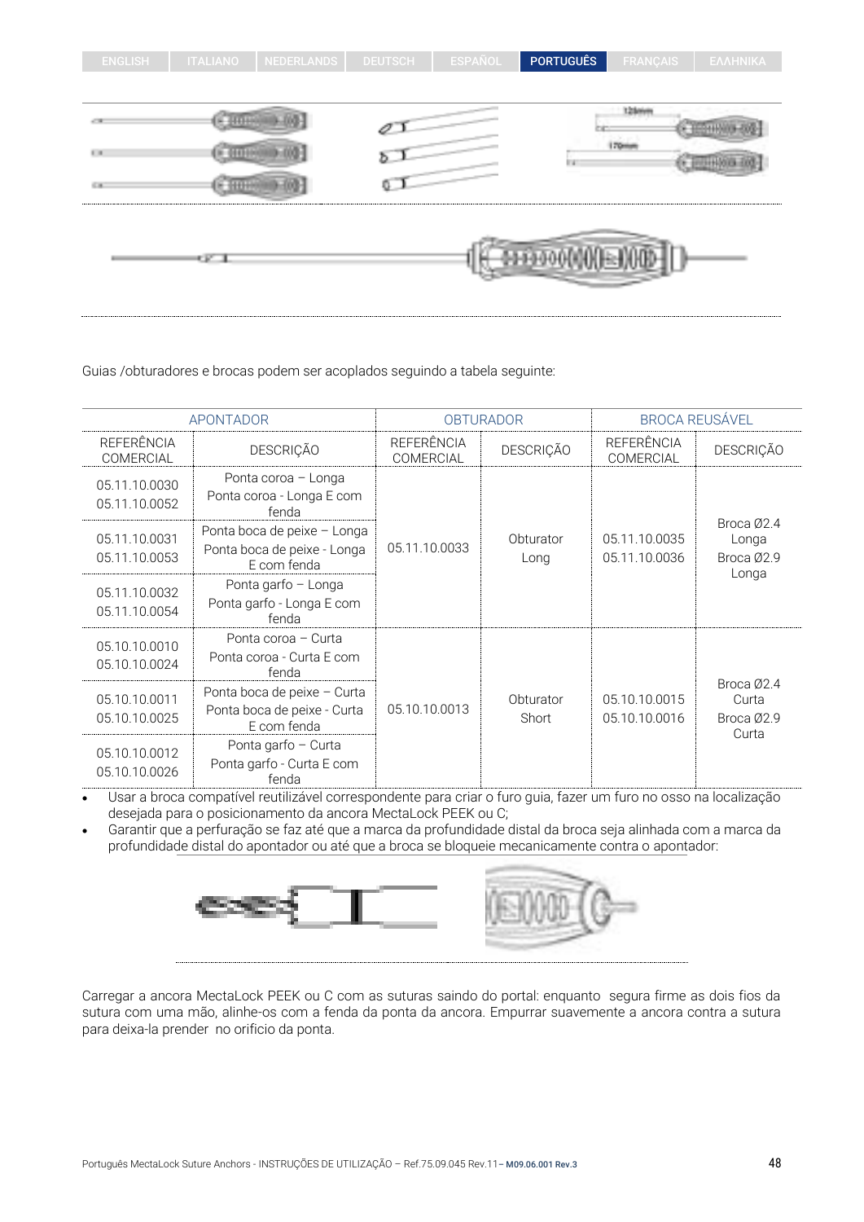Guias /obturadores e brocas podem ser acoplados seguindo a tabela seguinte:

| APONTADOR | | OBTURADOR | | BROCA REUSÁVEL | |
|---|---|---|---|---|---|
| REFERÊNCIA COMERCIAL | DESCRIÇÃO | REFERÊNCIA COMERCIAL | DESCRIÇÃO | REFERÊNCIA COMERCIAL | DESCRIÇÃO |
| 05.11.10.0030<br>05.11.10.0052 | Ponta coroa – Longa<br>Ponta coroa - Longa E com fenda | 05.11.10.0033 | Obturador Long | 05.11.10.0035<br>05.11.10.0036 | Broca Ø2.4 Longa<br>Broca Ø2.9 Longa |
| 05.11.10.0031<br>05.11.10.0053 | Ponta boca de peixe – Longa<br>Ponta boca de peixe - Longa E com fenda | | | | |
| 05.11.10.0032<br>05.11.10.0054 | Ponta garfo – Longa<br>Ponta garfo - Longa E com fenda | | | | |
| 05.10.10.0010<br>05.10.10.0024 | Ponta coroa – Curta<br>Ponta coroa - Curta E com fenda | 05.10.10.0013 | Obturador Short | 05.10.10.0015<br>05.10.10.0016 | Broca Ø2.4 Curta<br>Broca Ø2.9 Curta |
| 05.10.10.0011<br>05.10.10.0025 | Ponta boca de peixe – Curta<br>Ponta boca de peixe - Curta E com fenda | | | | |
| 05.10.10.0012<br>05.10.10.0026 | Ponta garfo – Curta<br>Ponta garfo - Curta E com fenda | | | | |

- Usar a broca compatível reutilizável correspondente para criar o furo guia, fazer um furo no osso na localização desejada para o posicionamento da ancora MectaLock PEEK ou C;
- Garantir que a perfuração se faz até que a marca da profundidade distal da broca seja alinhada com a marca da profundidade distal do apontador ou até que a broca se bloqueie mecanicamente contra o apontador:

Carregar a ancora MectaLock PEEK ou C com as suturas saindo do portal: enquanto segura firme as dois fios da sutura com uma mão, alinhe-os com a fenda da ponta da ancora. Empurrar suavemente a ancora contra a sutura para deixa-la prender no orificio da ponta.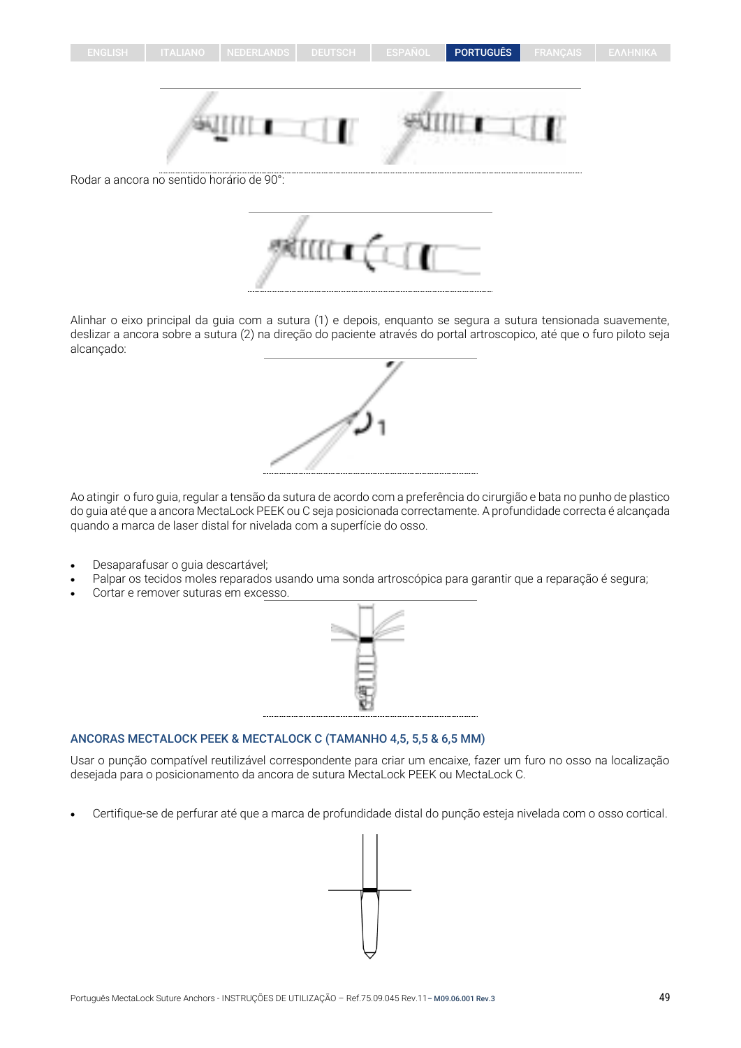Rodar a ancora no sentido horário de 90°:

Alinhar o eixo principal da guia com a sutura (1) e depois, enquanto se segura a sutura tensionada suavemente, deslizar a ancora sobre a sutura (2) na direção do paciente através do portal artroscopico, até que o furo piloto seja alcançado:

Ao atingir o furo guia, regular a tensão da sutura de acordo com a preferência do cirurgião e bata no punho de plastico do guia até que a ancora MectaLock PEEK ou C seja posicionada correctamente. A profundidade correcta é alcançada quando a marca de laser distal for nivelada com a superfície do osso.

- Desaparafusar o guia descartável;
- Palpar os tecidos moles reparados usando uma sonda artroscópica para garantir que a reparação é segura;
- Cortar e remover suturas em excesso.

## ANCORAS MECTALOCK PEEK & MECTALOCK C (TAMANHO 4,5, 5,5 & 6,5 MM)

Usar o punção compatível reutilizável correspondente para criar um encaixe, fazer um furo no osso na localização desejada para o posicionamento da ancora de sutura MectaLock PEEK ou MectaLock C.

- Certifique-se de perfurar até que a marca de profundidade distal do punção esteja nivelada com o osso cortical.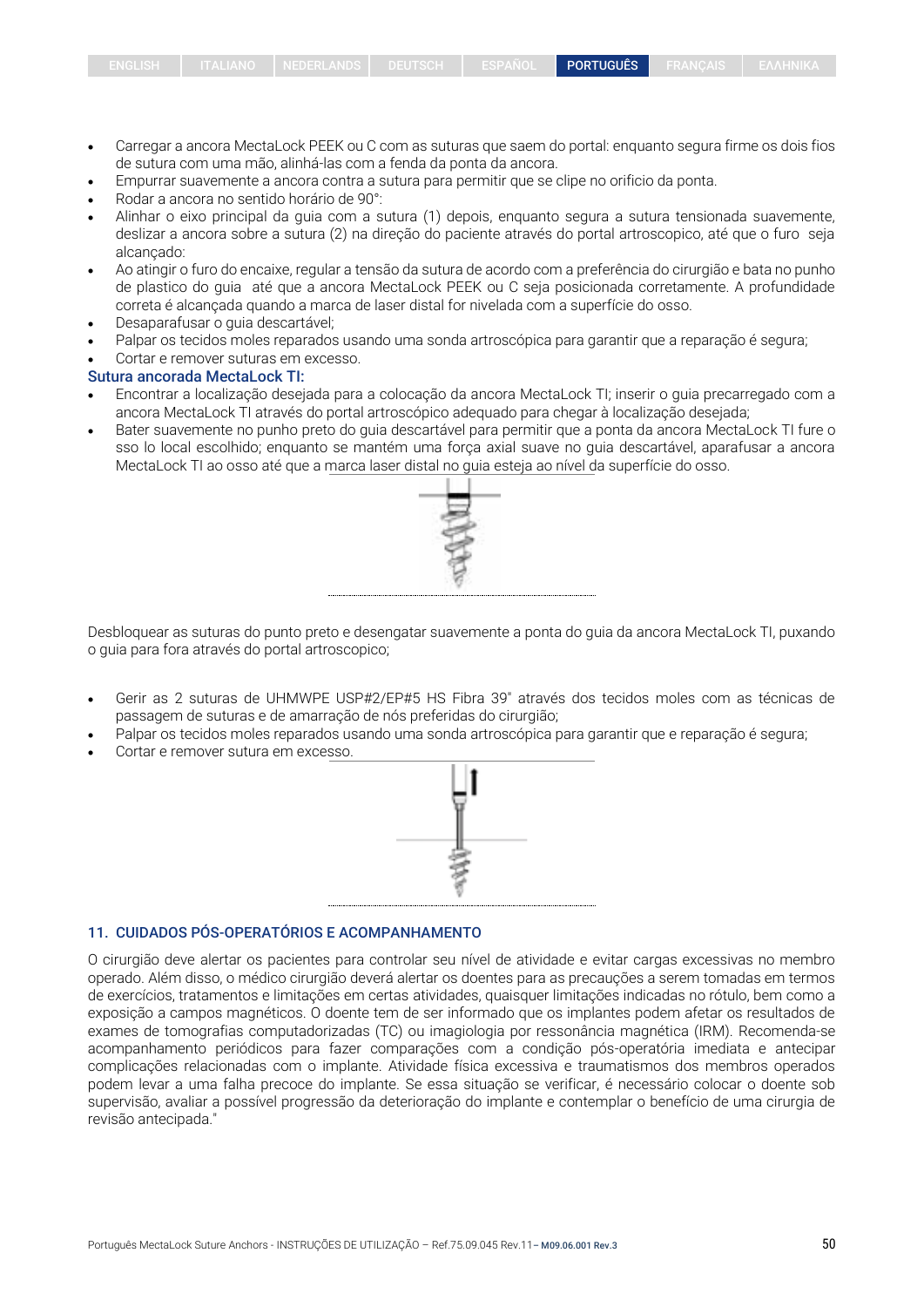- Carregar a ancora MectaLock PEEK ou C com as suturas que saem do portal: enquanto segura firme os dois fios de sutura com uma mão, alinhá-las com a fenda da ponta da ancora.
- Empurrar suavemente a ancora contra a sutura para permitir que se clipe no orificio da ponta.
- Rodar a ancora no sentido horário de 90°:
- Alinhar o eixo principal da guia com a sutura (1) depois, enquanto segura a sutura tensionada suavemente, deslizar a ancora sobre a sutura (2) na direção do paciente através do portal artroscopico, até que o furo seja alcançado:
- Ao atingir o furo do encaixe, regular a tensão da sutura de acordo com a preferência do cirurgião e bata no punho de plastico do guia até que a ancora MectaLock PEEK ou C seja posicionada corretamente. A profundidade correta é alcançada quando a marca de laser distal for nivelada com a superfície do osso.
- Desaparafusar o guia descartável;
- Palpar os tecidos moles reparados usando uma sonda artroscópica para garantir que a reparação é segura;
- Cortar e remover suturas em excesso.

**Sutura ancorada MectaLock TI:**

- Encontrar a localização desejada para a colocação da ancora MectaLock TI; inserir o guia precarregado com a ancora MectaLock TI através do portal artroscópico adequado para chegar à localização desejada;
- Bater suavemente no punho preto do guia descartável para permitir que a ponta da ancora MectaLock TI fure o sso lo local escolhido; enquanto se mantém uma força axial suave no guia descartável, aparafusar a ancora MectaLock TI ao osso até que a marca laser distal no guia esteja ao nível da superfície do osso.

Desbloquear as suturas do punto preto e desengatar suavemente a ponta do guia da ancora MectaLock TI, puxando o guia para fora através do portal artroscopico;

- Gerir as 2 suturas de UHMWPE USP#2/EP#5 HS Fibra 39" através dos tecidos moles com as técnicas de passagem de suturas e de amarração de nós preferidas do cirurgião;
- Palpar os tecidos moles reparados usando uma sonda artroscópica para garantir que e reparação é segura;
- Cortar e remover sutura em excesso.

## 11. CUIDADOS PÓS-OPERATÓRIOS E ACOMPANHAMENTO

O cirurgião deve alertar os pacientes para controlar seu nível de atividade e evitar cargas excessivas no membro operado. Além disso, o médico cirurgião deverá alertar os doentes para as precauções a serem tomadas em termos de exercícios, tratamentos e limitações em certas atividades, quaisquer limitações indicadas no rótulo, bem como a exposição a campos magnéticos. O doente tem de ser informado que os implantes podem afetar os resultados de exames de tomografias computadorizadas (TC) ou imagiologia por ressonância magnética (IRM). Recomenda-se acompanhamento periódicos para fazer comparações com a condição pós-operatória imediata e antecipar complicações relacionadas com o implante. Atividade física excessiva e traumatismos dos membros operados podem levar a uma falha precoce do implante. Se essa situação se verificar, é necessário colocar o doente sob supervisão, avaliar a possível progressão da deterioração do implante e contemplar o benefício de uma cirurgia de revisão antecipada."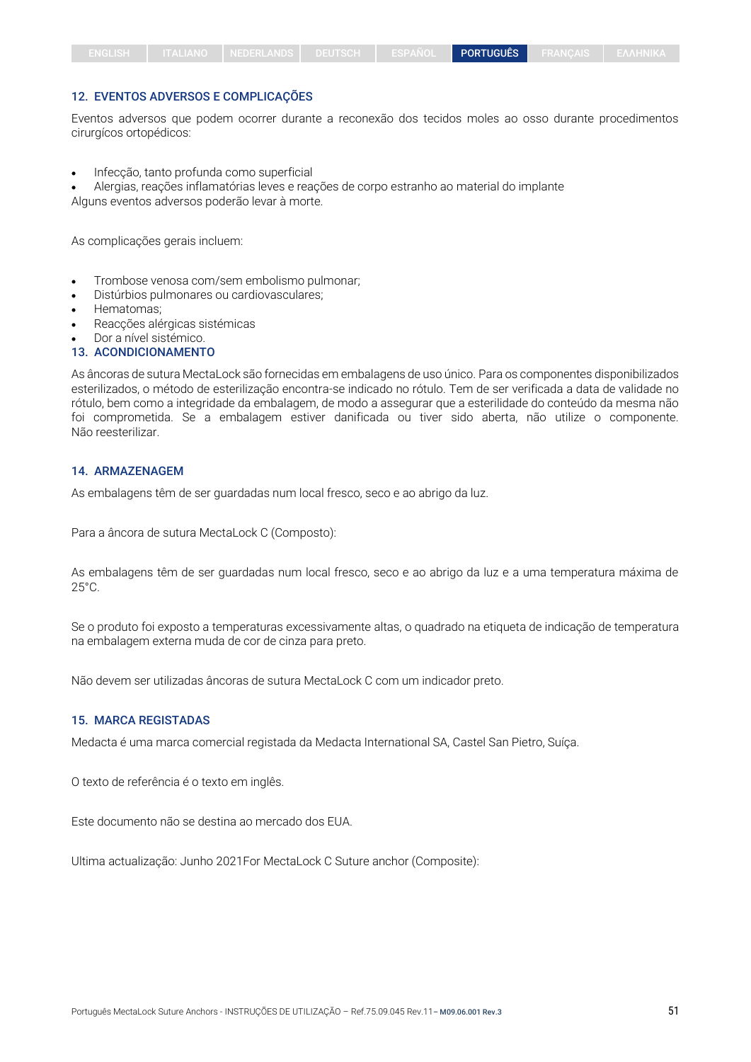## 12. EVENTOS ADVERSOS E COMPLICAÇÕES

Eventos adversos que podem ocorrer durante a reconexão dos tecidos moles ao osso durante procedimentos cirurgícos ortopédicos:

- Infecção, tanto profunda como superficial
- Alergias, reações inflamatórias leves e reações de corpo estranho ao material do implante

Alguns eventos adversos poderão levar à morte.

As complicações gerais incluem:

- Trombose venosa com/sem embolismo pulmonar;
- Distúrbios pulmonares ou cardiovasculares;
- Hematomas;
- Reacções alérgicas sistémicas
- Dor a nível sistémico.

## 13. ACONDICIONAMENTO

As âncoras de sutura MectaLock são fornecidas em embalagens de uso único. Para os componentes disponibilizados esterilizados, o método de esterilização encontra-se indicado no rótulo. Tem de ser verificada a data de validade no rótulo, bem como a integridade da embalagem, de modo a assegurar que a esterilidade do conteúdo da mesma não foi comprometida. Se a embalagem estiver danificada ou tiver sido aberta, não utilize o componente. Não reesterilizar.

## 14. ARMAZENAGEM

As embalagens têm de ser guardadas num local fresco, seco e ao abrigo da luz.

Para a âncora de sutura MectaLock C (Composto):

As embalagens têm de ser guardadas num local fresco, seco e ao abrigo da luz e a uma temperatura máxima de 25°C.

Se o produto foi exposto a temperaturas excessivamente altas, o quadrado na etiqueta de indicação de temperatura na embalagem externa muda de cor de cinza para preto.

Não devem ser utilizadas âncoras de sutura MectaLock C com um indicador preto.

## 15. MARCA REGISTADAS

Medacta é uma marca comercial registada da Medacta International SA, Castel San Pietro, Suíça.

O texto de referência é o texto em inglês.

Este documento não se destina ao mercado dos EUA.

Ultima actualização: Junho 2021For MectaLock C Suture anchor (Composite):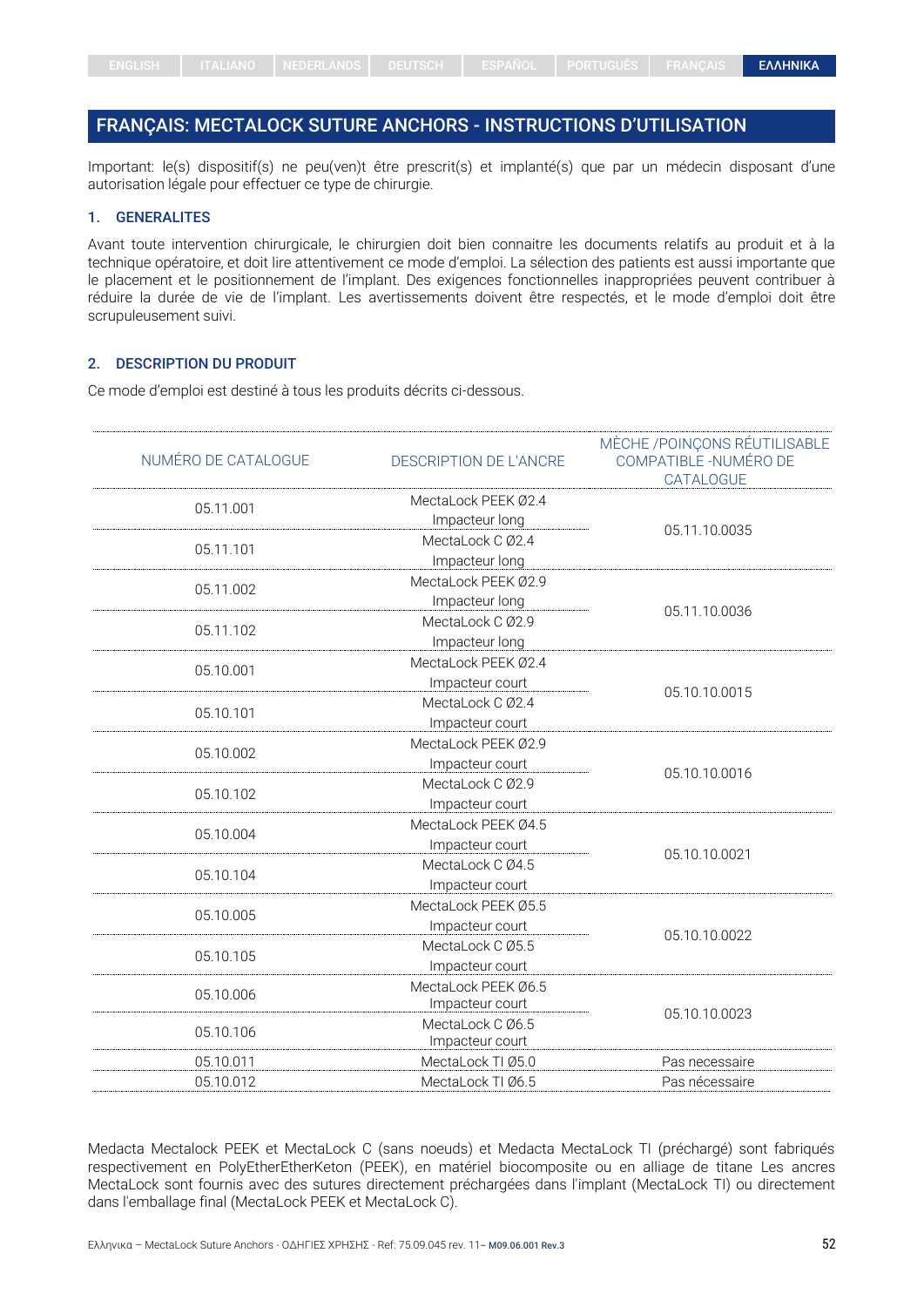# FRANÇAIS: MECTALOCK SUTURE ANCHORS - INSTRUCTIONS D'UTILISATION

Important: le(s) dispositif(s) ne peu(ven)t être prescrit(s) et implanté(s) que par un médecin disposant d'une autorisation légale pour effectuer ce type de chirurgie.

## 1. GENERALITES

Avant toute intervention chirurgicale, le chirurgien doit bien connaitre les documents relatifs au produit et à la technique opératoire, et doit lire attentivement ce mode d'emploi. La sélection des patients est aussi importante que le placement et le positionnement de l'implant. Des exigences fonctionnelles inappropriées peuvent contribuer à réduire la durée de vie de l'implant. Les avertissements doivent être respectés, et le mode d'emploi doit être scrupuleusement suivi.

## 2. DESCRIPTION DU PRODUIT

Ce mode d'emploi est destiné à tous les produits décrits ci-dessous.

| NUMÉRO DE CATALOGUE | DESCRIPTION DE L'ANCRE | MÈCHE /POINÇONS RÉUTILISABLE COMPATIBLE -NUMÉRO DE CATALOGUE |
|---|---|---|
| 05.11.001 | MectaLock PEEK Ø2.4 Impacteur long | 05.11.10.0035 |
| 05.11.101 | MectaLock C Ø2.4 Impacteur long | |
| 05.11.002 | MectaLock PEEK Ø2.9 Impacteur long | 05.11.10.0036 |
| 05.11.102 | MectaLock C Ø2.9 Impacteur long | |
| 05.10.001 | MectaLock PEEK Ø2.4 Impacteur court | 05.10.10.0015 |
| 05.10.101 | MectaLock C Ø2.4 Impacteur court | |
| 05.10.002 | MectaLock PEEK Ø2.9 Impacteur court | 05.10.10.0016 |
| 05.10.102 | MectaLock C Ø2.9 Impacteur court | |
| 05.10.004 | MectaLock PEEK Ø4.5 Impacteur court | 05.10.10.0021 |
| 05.10.104 | MectaLock C Ø4.5 Impacteur court | |
| 05.10.005 | MectaLock PEEK Ø5.5 Impacteur court | 05.10.10.0022 |
| 05.10.105 | MectaLock C Ø5.5 Impacteur court | |
| 05.10.006 | MectaLock PEEK Ø6.5 Impacteur court | 05.10.10.0023 |
| 05.10.106 | MectaLock C Ø6.5 Impacteur court | |
| 05.10.011 | MectaLock TI Ø5.0 | Pas necessaire |
| 05.10.012 | MectaLock TI Ø6.5 | Pas nécessaire |

Medacta Mectalock PEEK et MectaLock C (sans noeuds) et Medacta MectaLock TI (préchargé) sont fabriqués respectivement en PolyEtherEtherKeton (PEEK), en matériel biocomposite ou en alliage de titane Les ancres MectaLock sont fournis avec des sutures directement préchargées dans l'implant (MectaLock TI) ou directement dans l'emballage final (MectaLock PEEK et MectaLock C).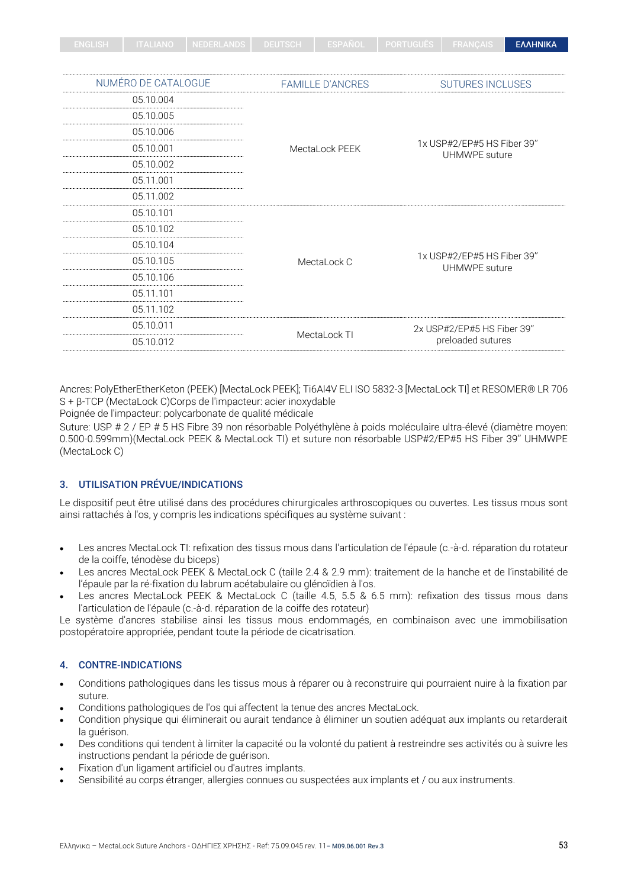| NUMÉRO DE CATALOGUE | FAMILLE D'ANCRES | SUTURES INCLUSES |
|---|---|---|
| 05.10.004 | MectaLock PEEK | 1x USP#2/EP#5 HS Fiber 39" UHMWPE suture |
| 05.10.005 | | |
| 05.10.006 | | |
| 05.10.001 | | |
| 05.10.002 | | |
| 05.11.001 | | |
| 05.11.002 | | |
| 05.10.101 | MectaLock C | 1x USP#2/EP#5 HS Fiber 39" UHMWPE suture |
| 05.10.102 | | |
| 05.10.104 | | |
| 05.10.105 | | |
| 05.10.106 | | |
| 05.11.101 | | |
| 05.11.102 | | |
| 05.10.011 | MectaLock TI | 2x USP#2/EP#5 HS Fiber 39" preloaded sutures |
| 05.10.012 | | |

Ancres: PolyEtherEtherKeton (PEEK) [MectaLock PEEK]; Ti6Al4V ELI ISO 5832-3 [MectaLock TI] et RESOMER® LR 706 S + β-TCP (MectaLock C)Corps de l'impacteur: acier inoxydable
Poignée de l'impacteur: polycarbonate de qualité médicale
Suture: USP # 2 / EP # 5 HS Fibre 39 non résorbable Polyéthylène à poids moléculaire ultra-élevé (diamètre moyen: 0.500-0.599mm)(MectaLock PEEK & MectaLock TI) et suture non résorbable USP#2/EP#5 HS Fiber 39" UHMWPE (MectaLock C)

## 3. UTILISATION PRÉVUE/INDICATIONS

Le dispositif peut être utilisé dans des procédures chirurgicales arthroscopiques ou ouvertes. Les tissus mous sont ainsi rattachés à l'os, y compris les indications spécifiques au système suivant :

- Les ancres MectaLock TI: refixation des tissus mous dans l'articulation de l'épaule (c.-à-d. réparation du rotateur de la coiffe, ténodèse du biceps)
- Les ancres MectaLock PEEK & MectaLock C (taille 2.4 & 2.9 mm): traitement de la hanche et de l'instabilité de l'épaule par la ré-fixation du labrum acétabulaire ou glénoïdien à l'os.
- Les ancres MectaLock PEEK & MectaLock C (taille 4.5, 5.5 & 6.5 mm): refixation des tissus mous dans l'articulation de l'épaule (c.-à-d. réparation de la coiffe des rotateur)

Le système d'ancres stabilise ainsi les tissus mous endommagés, en combinaison avec une immobilisation postopératoire appropriée, pendant toute la période de cicatrisation.

## 4. CONTRE-INDICATIONS

- Conditions pathologiques dans les tissus mous à réparer ou à reconstruire qui pourraient nuire à la fixation par suture.
- Conditions pathologiques de l'os qui affectent la tenue des ancres MectaLock.
- Condition physique qui éliminerait ou aurait tendance à éliminer un soutien adéquat aux implants ou retarderait la guérison.
- Des conditions qui tendent à limiter la capacité ou la volonté du patient à restreindre ses activités ou à suivre les instructions pendant la période de guérison.
- Fixation d'un ligament artificiel ou d'autres implants.
- Sensibilité au corps étranger, allergies connues ou suspectées aux implants et / ou aux instruments.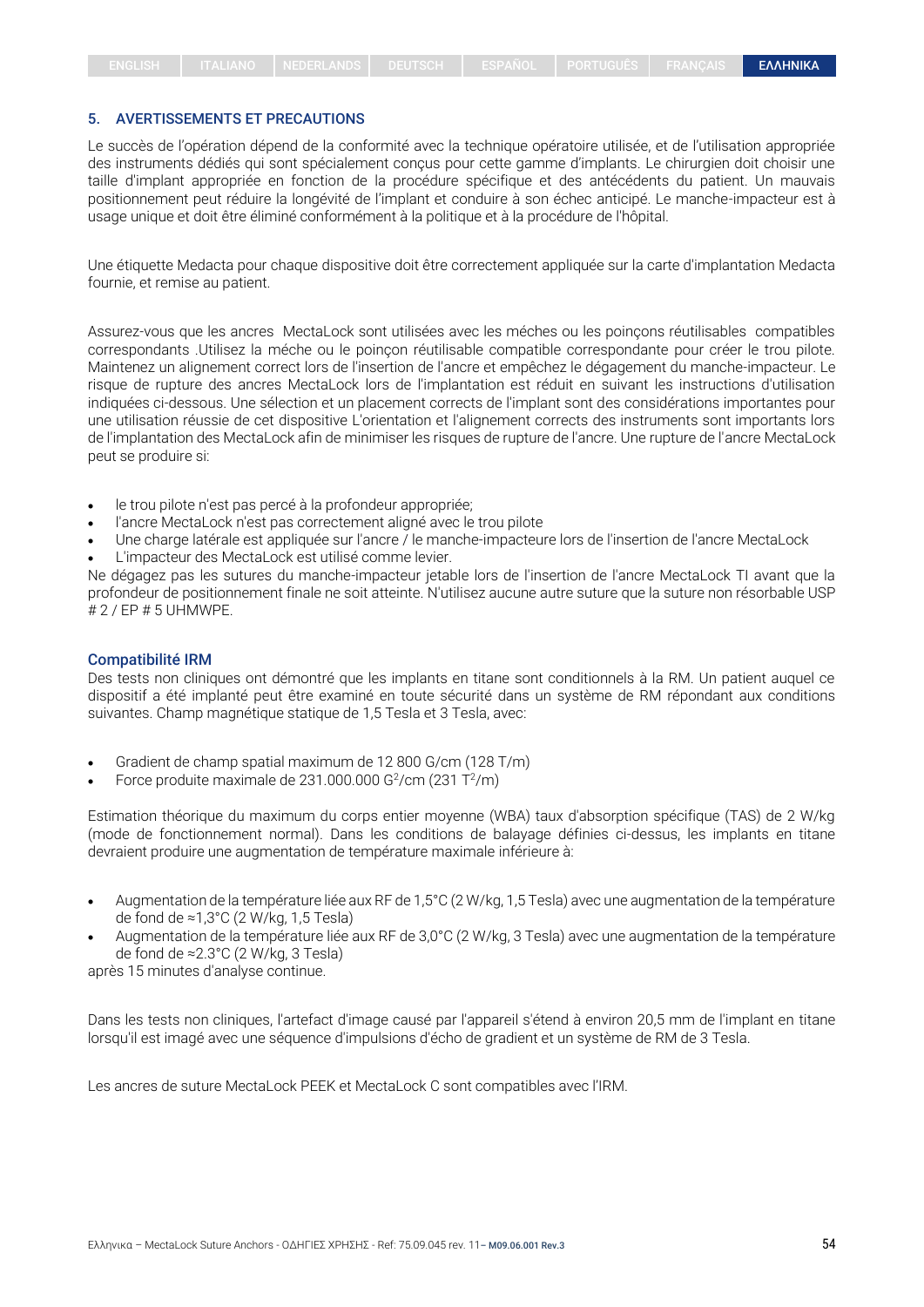## 5. AVERTISSEMENTS ET PRECAUTIONS

Le succès de l'opération dépend de la conformité avec la technique opératoire utilisée, et de l'utilisation appropriée des instruments dédiés qui sont spécialement conçus pour cette gamme d'implants. Le chirurgien doit choisir une taille d'implant appropriée en fonction de la procédure spécifique et des antécédents du patient. Un mauvais positionnement peut réduire la longévité de l'implant et conduire à son échec anticipé. Le manche-impacteur est à usage unique et doit être éliminé conformément à la politique et à la procédure de l'hôpital.

Une étiquette Medacta pour chaque dispositive doit être correctement appliquée sur la carte d'implantation Medacta fournie, et remise au patient.

Assurez-vous que les ancres MectaLock sont utilisées avec les méches ou les poinçons réutilisables compatibles correspondants .Utilisez la méche ou le poinçon réutilisable compatible correspondante pour créer le trou pilote. Maintenez un alignement correct lors de l'insertion de l'ancre et empêchez le dégagement du manche-impacteur. Le risque de rupture des ancres MectaLock lors de l'implantation est réduit en suivant les instructions d'utilisation indiquées ci-dessous. Une sélection et un placement corrects de l'implant sont des considérations importantes pour une utilisation réussie de cet dispositive L'orientation et l'alignement corrects des instruments sont importants lors de l'implantation des MectaLock afin de minimiser les risques de rupture de l'ancre. Une rupture de l'ancre MectaLock peut se produire si:

- le trou pilote n'est pas percé à la profondeur appropriée;
- l'ancre MectaLock n'est pas correctement aligné avec le trou pilote
- Une charge latérale est appliquée sur l'ancre / le manche-impacteure lors de l'insertion de l'ancre MectaLock
- L'impacteur des MectaLock est utilisé comme levier.

Ne dégagez pas les sutures du manche-impacteur jetable lors de l'insertion de l'ancre MectaLock TI avant que la profondeur de positionnement finale ne soit atteinte. N'utilisez aucune autre suture que la suture non résorbable USP # 2 / EP # 5 UHMWPE.

### Compatibilité IRM

Des tests non cliniques ont démontré que les implants en titane sont conditionnels à la RM. Un patient auquel ce dispositif a été implanté peut être examiné en toute sécurité dans un système de RM répondant aux conditions suivantes. Champ magnétique statique de 1,5 Tesla et 3 Tesla, avec:

- Gradient de champ spatial maximum de 12 800 G/cm (128 T/m)
- Force produite maximale de 231.000.000 $G^2$/cm (231 $T^2$/m)

Estimation théorique du maximum du corps entier moyenne (WBA) taux d'absorption spécifique (TAS) de 2 W/kg (mode de fonctionnement normal). Dans les conditions de balayage définies ci-dessus, les implants en titane devraient produire une augmentation de température maximale inférieure à:

- Augmentation de la température liée aux RF de 1,5°C (2 W/kg, 1,5 Tesla) avec une augmentation de la température de fond de ≈1,3°C (2 W/kg, 1,5 Tesla)
- Augmentation de la température liée aux RF de 3,0°C (2 W/kg, 3 Tesla) avec une augmentation de la température de fond de ≈2.3°C (2 W/kg, 3 Tesla)

après 15 minutes d'analyse continue.

Dans les tests non cliniques, l'artefact d'image causé par l'appareil s'étend à environ 20,5 mm de l'implant en titane lorsqu'il est imagé avec une séquence d'impulsions d'écho de gradient et un système de RM de 3 Tesla.

Les ancres de suture MectaLock PEEK et MectaLock C sont compatibles avec l'IRM.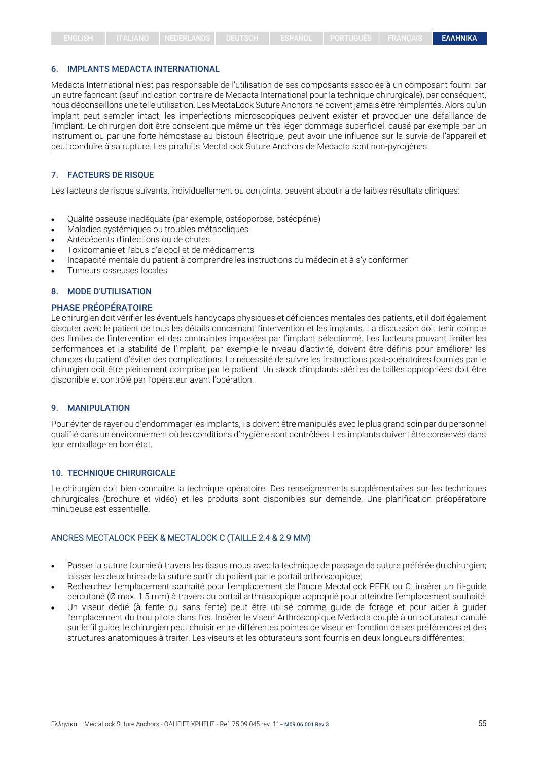## 6. IMPLANTS MEDACTA INTERNATIONAL

Medacta International n'est pas responsable de l'utilisation de ses composants associée à un composant fourni par un autre fabricant (sauf indication contraire de Medacta International pour la technique chirurgicale), par conséquent, nous déconseillons une telle utilisation. Les MectaLock Suture Anchors ne doivent jamais être réimplantés. Alors qu'un implant peut sembler intact, les imperfections microscopiques peuvent exister et provoquer une défaillance de l'implant. Le chirurgien doit être conscient que même un très léger dommage superficiel, causé par exemple par un instrument ou par une forte hémostase au bistouri électrique, peut avoir une influence sur la survie de l'appareil et peut conduire à sa rupture. Les produits MectaLock Suture Anchors de Medacta sont non-pyrogènes.

## 7. FACTEURS DE RISQUE

Les facteurs de risque suivants, individuellement ou conjoints, peuvent aboutir à de faibles résultats cliniques:

- Qualité osseuse inadéquate (par exemple, ostéoporose, ostéopénie)
- Maladies systémiques ou troubles métaboliques
- Antécédents d'infections ou de chutes
- Toxicomanie et l'abus d'alcool et de médicaments
- Incapacité mentale du patient à comprendre les instructions du médecin et à s'y conformer
- Tumeurs osseuses locales

## 8. MODE D'UTILISATION

### PHASE PRÉOPÉRATOIRE

Le chirurgien doit vérifier les éventuels handycaps physiques et déficiences mentales des patients, et il doit également discuter avec le patient de tous les détails concernant l'intervention et les implants. La discussion doit tenir compte des limites de l'intervention et des contraintes imposées par l'implant sélectionné. Les facteurs pouvant limiter les performances et la stabilité de l'implant, par exemple le niveau d'activité, doivent être définis pour améliorer les chances du patient d'éviter des complications. La nécessité de suivre les instructions post-opératoires fournies par le chirurgien doit être pleinement comprise par le patient. Un stock d'implants stériles de tailles appropriées doit être disponible et contrôlé par l'opérateur avant l'opération.

## 9. MANIPULATION

Pour éviter de rayer ou d'endommager les implants, ils doivent être manipulés avec le plus grand soin par du personnel qualifié dans un environnement où les conditions d'hygiène sont contrôlées. Les implants doivent être conservés dans leur emballage en bon état.

## 10. TECHNIQUE CHIRURGICALE

Le chirurgien doit bien connaître la technique opératoire. Des renseignements supplémentaires sur les techniques chirurgicales (brochure et vidéo) et les produits sont disponibles sur demande. Une planification préopératoire minutieuse est essentielle.

### ANCRES MECTALOCK PEEK & MECTALOCK C (TAILLE 2.4 & 2.9 MM)

- Passer la suture fournie à travers les tissus mous avec la technique de passage de suture préférée du chirurgien; laisser les deux brins de la suture sortir du patient par le portail arthroscopique;
- Recherchez l'emplacement souhaité pour l'emplacement de l'ancre MectaLock PEEK ou C. insérer un fil-guide percutané (Ø max. 1,5 mm) à travers du portail arthroscopique approprié pour atteindre l'emplacement souhaité
- Un viseur dédié (à fente ou sans fente) peut être utilisé comme guide de forage et pour aider à guider l'emplacement du trou pilote dans l'os. Insérer le viseur Arthroscopique Medacta couplé à un obturateur canulé sur le fil guide; le chirurgien peut choisir entre différentes pointes de viseur en fonction de ses préférences et des structures anatomiques à traiter. Les viseurs et les obturateurs sont fournis en deux longueurs différentes: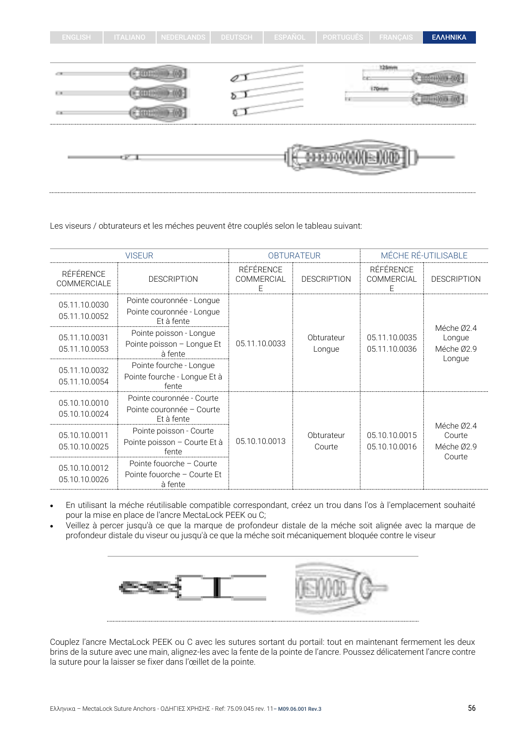Les viseurs / obturateurs et les méches peuvent être couplés selon le tableau suivant:

| VISEUR | | OBTURATEUR | | MÉCHE RÉ-UTILISABLE | |
|---|---|---|---|---|---|
| RÉFÉRENCE COMMERCIALE | DESCRIPTION | RÉFÉRENCE COMMERCIALE | DESCRIPTION | RÉFÉRENCE COMMERCIALE | DESCRIPTION |
| 05.11.10.0030<br>05.11.10.0052 | Pointe couronnée - Longue<br>Pointe couronnée - Longue Et à fente | 05.11.10.0033 | Obturateur Longue | 05.11.10.0035<br>05.11.10.0036 | Méche Ø2.4 Longue<br>Méche Ø2.9 Longue |
| 05.11.10.0031<br>05.11.10.0053 | Pointe poisson - Longue<br>Pointe poisson – Longue Et à fente | | | | |
| 05.11.10.0032<br>05.11.10.0054 | Pointe fourche - Longue<br>Pointe fourche - Longue Et à fente | | | | |
| 05.10.10.0010<br>05.10.10.0024 | Pointe couronnée - Courte<br>Pointe couronnée – Courte Et à fente | 05.10.10.0013 | Obturateur Courte | 05.10.10.0015<br>05.10.10.0016 | Méche Ø2.4 Courte<br>Méche Ø2.9 Courte |
| 05.10.10.0011<br>05.10.10.0025 | Pointe poisson - Courte<br>Pointe poisson – Courte Et à fente | | | | |
| 05.10.10.0012<br>05.10.10.0026 | Pointe fouorche – Courte<br>Pointe fouorche – Courte Et à fente | | | | |

- En utilisant la méche réutilisable compatible correspondant, créez un trou dans l'os à l'emplacement souhaité pour la mise en place de l'ancre MectaLock PEEK ou C;
- Veillez à percer jusqu'à ce que la marque de profondeur distale de la méche soit alignée avec la marque de profondeur distale du viseur ou jusqu'à ce que la méche soit mécaniquement bloquée contre le viseur

Couplez l'ancre MectaLock PEEK ou C avec les sutures sortant du portail: tout en maintenant fermement les deux brins de la suture avec une main, alignez-les avec la fente de la pointe de l'ancre. Poussez délicatement l'ancre contre la suture pour la laisser se fixer dans l'œillet de la pointe.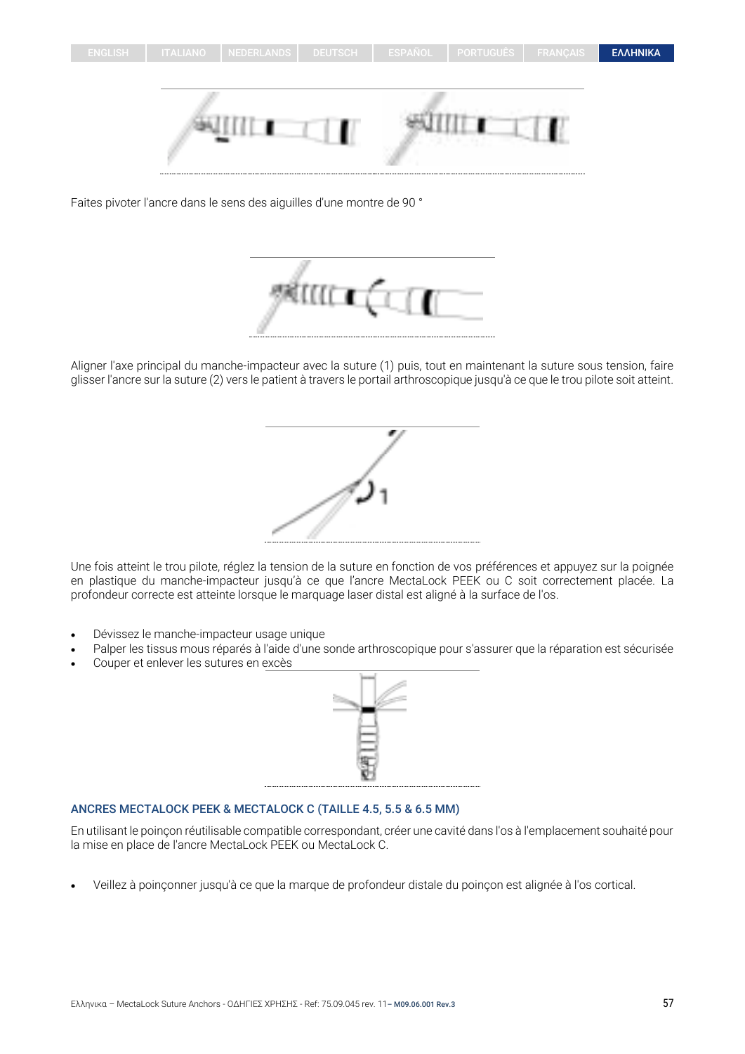Faites pivoter l'ancre dans le sens des aiguilles d'une montre de 90 °

Aligner l'axe principal du manche-impacteur avec la suture (1) puis, tout en maintenant la suture sous tension, faire glisser l'ancre sur la suture (2) vers le patient à travers le portail arthroscopique jusqu'à ce que le trou pilote soit atteint.

Une fois atteint le trou pilote, réglez la tension de la suture en fonction de vos préférences et appuyez sur la poignée en plastique du manche-impacteur jusqu'à ce que l'ancre MectaLock PEEK ou C soit correctement placée. La profondeur correcte est atteinte lorsque le marquage laser distal est aligné à la surface de l'os.

- Dévissez le manche-impacteur usage unique
- Palper les tissus mous réparés à l'aide d'une sonde arthroscopique pour s'assurer que la réparation est sécurisée
- Couper et enlever les sutures en excès

### ANCRES MECTALOCK PEEK & MECTALOCK C (TAILLE 4.5, 5.5 & 6.5 MM)

En utilisant le poinçon réutilisable compatible correspondant, créer une cavité dans l'os à l'emplacement souhaité pour la mise en place de l'ancre MectaLock PEEK ou MectaLock C.

- Veillez à poinçonner jusqu'à ce que la marque de profondeur distale du poinçon est alignée à l'os cortical.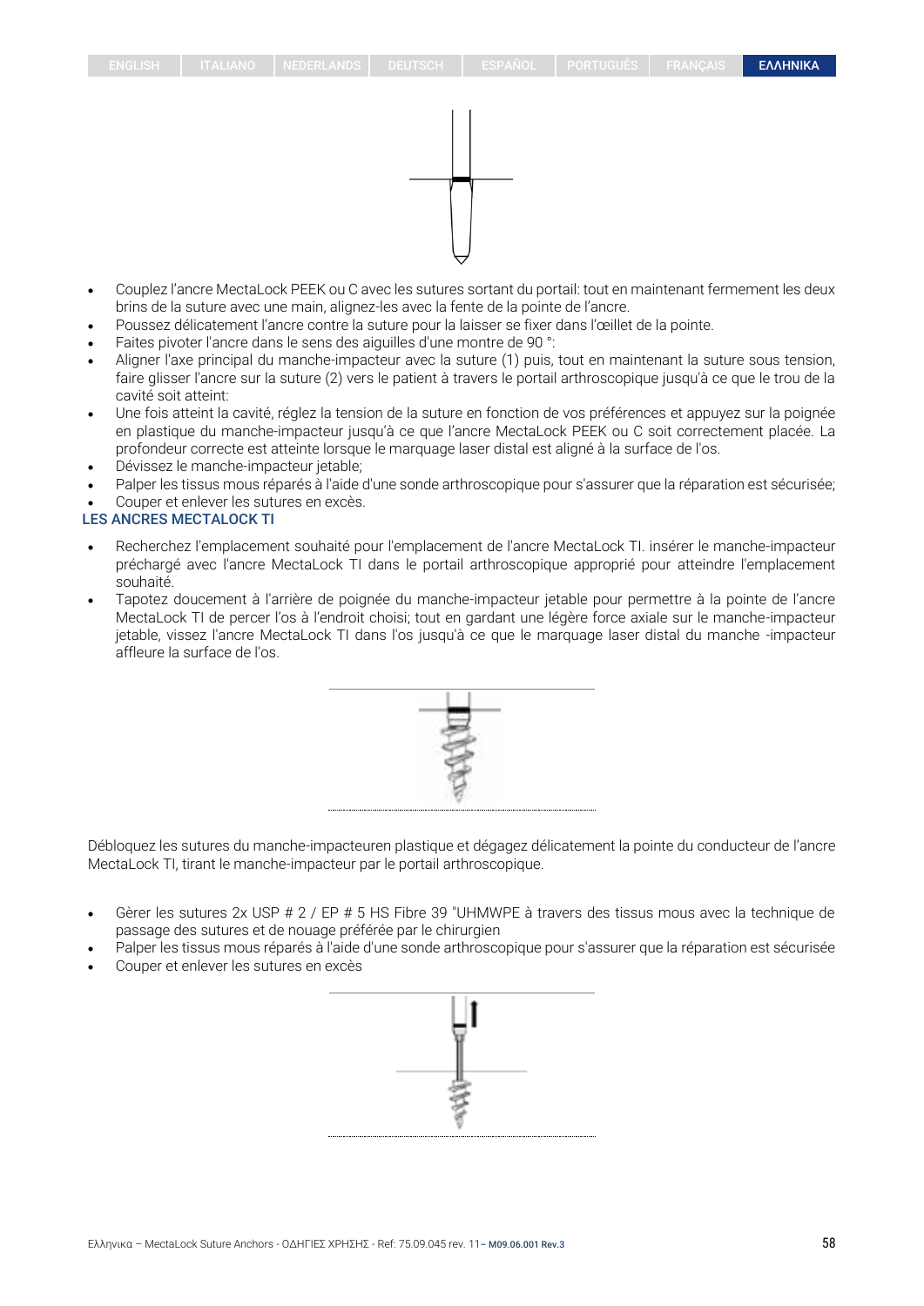- Couplez l'ancre MectaLock PEEK ou C avec les sutures sortant du portail: tout en maintenant fermement les deux brins de la suture avec une main, alignez-les avec la fente de la pointe de l'ancre.
- Poussez délicatement l'ancre contre la suture pour la laisser se fixer dans l'œillet de la pointe.
- Faites pivoter l'ancre dans le sens des aiguilles d'une montre de 90 °:
- Aligner l'axe principal du manche-impacteur avec la suture (1) puis, tout en maintenant la suture sous tension, faire glisser l'ancre sur la suture (2) vers le patient à travers le portail arthroscopique jusqu'à ce que le trou de la cavité soit atteint:
- Une fois atteint la cavité, réglez la tension de la suture en fonction de vos préférences et appuyez sur la poignée en plastique du manche-impacteur jusqu'à ce que l'ancre MectaLock PEEK ou C soit correctement placée. La profondeur correcte est atteinte lorsque le marquage laser distal est aligné à la surface de l'os.
- Dévissez le manche-impacteur jetable;
- Palper les tissus mous réparés à l'aide d'une sonde arthroscopique pour s'assurer que la réparation est sécurisée;
- Couper et enlever les sutures en excès.

### LES ANCRES MECTALOCK TI

- Recherchez l'emplacement souhaité pour l'emplacement de l'ancre MectaLock TI. insérer le manche-impacteur préchargé avec l'ancre MectaLock TI dans le portail arthroscopique approprié pour atteindre l'emplacement souhaité.
- Tapotez doucement à l'arrière de poignée du manche-impacteur jetable pour permettre à la pointe de l'ancre MectaLock TI de percer l'os à l'endroit choisi; tout en gardant une légère force axiale sur le manche-impacteur jetable, vissez l'ancre MectaLock TI dans l'os jusqu'à ce que le marquage laser distal du manche -impacteur affleure la surface de l'os.

Débloquez les sutures du manche-impacteuren plastique et dégagez délicatement la pointe du conducteur de l'ancre MectaLock TI, tirant le manche-impacteur par le portail arthroscopique.

- Gèrer les sutures 2x USP # 2 / EP # 5 HS Fibre 39 "UHMWPE à travers des tissus mous avec la technique de passage des sutures et de nouage préférée par le chirurgien
- Palper les tissus mous réparés à l'aide d'une sonde arthroscopique pour s'assurer que la réparation est sécurisée
- Couper et enlever les sutures en excès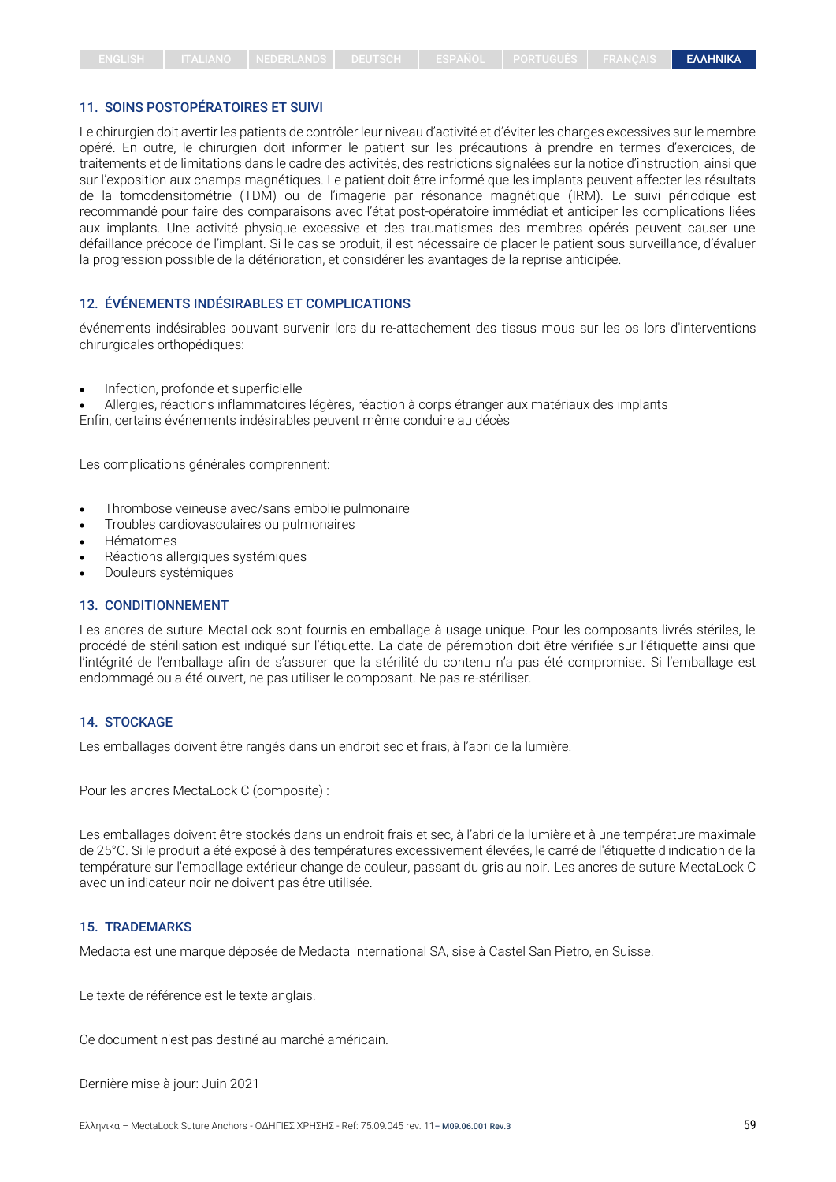## 11. SOINS POSTOPÉRATOIRES ET SUIVI

Le chirurgien doit avertir les patients de contrôler leur niveau d'activité et d'éviter les charges excessives sur le membre opéré. En outre, le chirurgien doit informer le patient sur les précautions à prendre en termes d'exercices, de traitements et de limitations dans le cadre des activités, des restrictions signalées sur la notice d'instruction, ainsi que sur l'exposition aux champs magnétiques. Le patient doit être informé que les implants peuvent affecter les résultats de la tomodensitométrie (TDM) ou de l'imagerie par résonance magnétique (IRM). Le suivi périodique est recommandé pour faire des comparaisons avec l'état post-opératoire immédiat et anticiper les complications liées aux implants. Une activité physique excessive et des traumatismes des membres opérés peuvent causer une défaillance précoce de l'implant. Si le cas se produit, il est nécessaire de placer le patient sous surveillance, d'évaluer la progression possible de la détérioration, et considérer les avantages de la reprise anticipée.

## 12. ÉVÉNEMENTS INDÉSIRABLES ET COMPLICATIONS

événements indésirables pouvant survenir lors du re-attachement des tissus mous sur les os lors d'interventions chirurgicales orthopédiques:

- Infection, profonde et superficielle
- Allergies, réactions inflammatoires légères, réaction à corps étranger aux matériaux des implants

Enfin, certains événements indésirables peuvent même conduire au décès

Les complications générales comprennent:

- Thrombose veineuse avec/sans embolie pulmonaire
- Troubles cardiovasculaires ou pulmonaires
- Hématomes
- Réactions allergiques systémiques
- Douleurs systémiques

## 13. CONDITIONNEMENT

Les ancres de suture MectaLock sont fournis en emballage à usage unique. Pour les composants livrés stériles, le procédé de stérilisation est indiqué sur l'étiquette. La date de péremption doit être vérifiée sur l'étiquette ainsi que l'intégrité de l'emballage afin de s'assurer que la stérilité du contenu n'a pas été compromise. Si l'emballage est endommagé ou a été ouvert, ne pas utiliser le composant. Ne pas re-stériliser.

## 14. STOCKAGE

Les emballages doivent être rangés dans un endroit sec et frais, à l'abri de la lumière.

Pour les ancres MectaLock C (composite) :

Les emballages doivent être stockés dans un endroit frais et sec, à l'abri de la lumière et à une température maximale de 25°C. Si le produit a été exposé à des températures excessivement élevées, le carré de l'étiquette d'indication de la température sur l'emballage extérieur change de couleur, passant du gris au noir. Les ancres de suture MectaLock C avec un indicateur noir ne doivent pas être utilisée.

## 15. TRADEMARKS

Medacta est une marque déposée de Medacta International SA, sise à Castel San Pietro, en Suisse.

Le texte de référence est le texte anglais.

Ce document n'est pas destiné au marché américain.

Dernière mise à jour: Juin 2021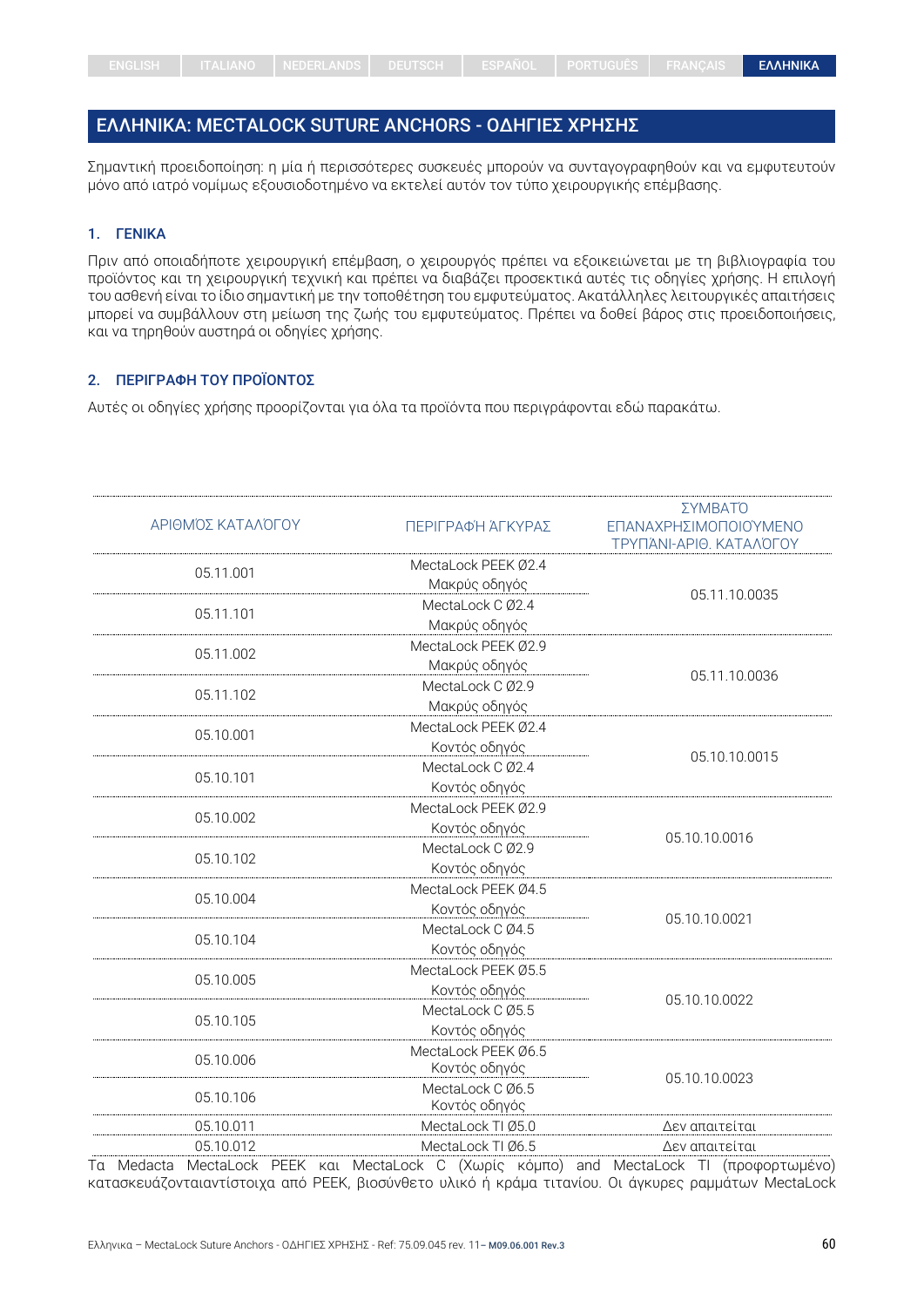# ΕΛΛΗΝΙΚΑ: MECTALOCK SUTURE ANCHORS - ΟΔΗΓΙΕΣ ΧΡΗΣΗΣ

Σημαντική προειδοποίηση: η μία ή περισσότερες συσκευές μπορούν να συνταγογραφηθούν και να εμφυτευτούν μόνο από ιατρό νομίμως εξουσιοδοτημένο να εκτελεί αυτόν τον τύπο χειρουργικής επέμβασης.

## 1. ΓΕΝΙΚΑ

Πριν από οποιαδήποτε χειρουργική επέμβαση, ο χειρουργός πρέπει να εξοικειώνεται με τη βιβλιογραφία του προϊόντος και τη χειρουργική τεχνική και πρέπει να διαβάζει προσεκτικά αυτές τις οδηγίες χρήσης. Η επιλογή του ασθενή είναι το ίδιο σημαντική με την τοποθέτηση του εμφυτεύματος. Ακατάλληλες λειτουργικές απαιτήσεις μπορεί να συμβάλλουν στη μείωση της ζωής του εμφυτεύματος. Πρέπει να δοθεί βάρος στις προειδοποιήσεις, και να τηρηθούν αυστηρά οι οδηγίες χρήσης.

## 2. ΠΕΡΙΓΡΑΦΗ ΤΟΥ ΠΡΟΪΟΝΤΟΣ

Αυτές οι οδηγίες χρήσης προορίζονται για όλα τα προϊόντα που περιγράφονται εδώ παρακάτω.

| ΑΡΙΘΜΟΣ ΚΑΤΑΛΟΓΟΥ | ΠΕΡΙΓΡΑΦΗ ΑΓΚΥΡΑΣ | ΣΥΜΒΑΤΟ ΕΠΑΝΑΧΡΗΣΙΜΟΠΟΙΟΥΜΕΝΟ ΤΡΥΠΑΝΙ-ΑΡΙΘ. ΚΑΤΑΛΟΓΟΥ |
|---|---|---|
| 05.11.001 | MectaLock PEEK Ø2.4 Μακρύς οδηγός | 05.11.10.0035 |
| 05.11.101 | MectaLock C Ø2.4 Μακρύς οδηγός | |
| 05.11.002 | MectaLock PEEK Ø2.9 Μακρύς οδηγός | 05.11.10.0036 |
| 05.11.102 | MectaLock C Ø2.9 Μακρύς οδηγός | |
| 05.10.001 | MectaLock PEEK Ø2.4 Κοντός οδηγός | 05.10.10.0015 |
| 05.10.101 | MectaLock C Ø2.4 Κοντός οδηγός | |
| 05.10.002 | MectaLock PEEK Ø2.9 Κοντός οδηγός | 05.10.10.0016 |
| 05.10.102 | MectaLock C Ø2.9 Κοντός οδηγός | |
| 05.10.004 | MectaLock PEEK Ø4.5 Κοντός οδηγός | 05.10.10.0021 |
| 05.10.104 | MectaLock C Ø4.5 Κοντός οδηγός | |
| 05.10.005 | MectaLock PEEK Ø5.5 Κοντός οδηγός | 05.10.10.0022 |
| 05.10.105 | MectaLock C Ø5.5 Κοντός οδηγός | |
| 05.10.006 | MectaLock PEEK Ø6.5 Κοντός οδηγός | 05.10.10.0023 |
| 05.10.106 | MectaLock C Ø6.5 Κοντός οδηγός | |
| 05.10.011 | MectaLock TI Ø5.0 | Δεν απαιτείται |
| 05.10.012 | MectaLock TI Ø6.5 | Δεν απαιτείται |

Τα Medacta MectaLock PEEK και MectaLock C (Χωρίς κόμπο) and MectaLock TI (προφορτωμένο) κατασκευάζονταιαντίστοιχα από PEEK, βιοσύνθετο υλικό ή κράμα τιτανίου. Οι άγκυρες ραμμάτων MectaLock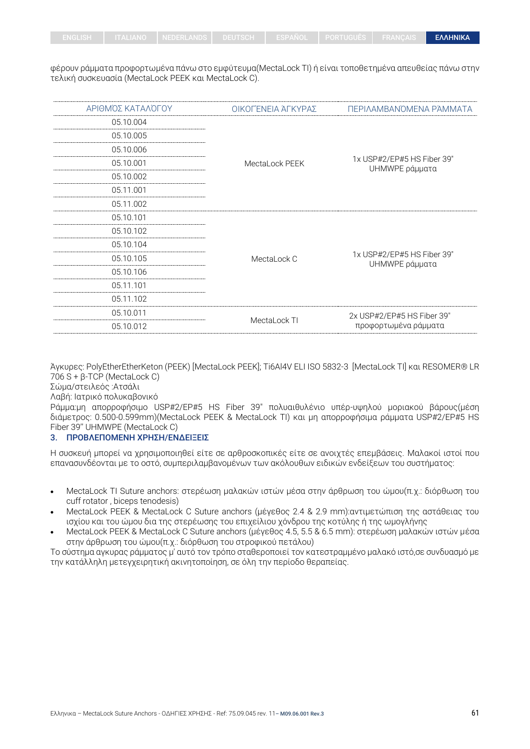φέρουν ράμματα προφορτωμένα πάνω στο εμφύτευμα(MectaLock TI) ή είναι τοποθετημένα απευθείας πάνω στην τελική συσκευασία (MectaLock PEEK και MectaLock C).

| ΑΡΙΘΜΌΣ ΚΑΤΑΛΌΓΟΥ | ΟΙΚΟΓΈΝΕΙΑ ΆΓΚΥΡΑΣ | ΠΕΡΙΛΑΜΒΑΝΌΜΕΝΑ ΡΆΜΜΑΤΑ |
|---|---|---|
| 05.10.004 | MectaLock PEEK | 1x USP#2/EP#5 HS Fiber 39" UHMWPE ράμματα |
| 05.10.005 | | |
| 05.10.006 | | |
| 05.10.001 | | |
| 05.10.002 | | |
| 05.11.001 | | |
| 05.11.002 | | |
| 05.10.101 | MectaLock C | 1x USP#2/EP#5 HS Fiber 39" UHMWPE ράμματα |
| 05.10.102 | | |
| 05.10.104 | | |
| 05.10.105 | | |
| 05.10.106 | | |
| 05.11.101 | | |
| 05.11.102 | | |
| 05.10.011 | MectaLock TI | 2x USP#2/EP#5 HS Fiber 39" προφορτωμένα ράμματα |
| 05.10.012 | | |

Άγκυρες: PolyEtherEtherKeton (PEEK) [MectaLock PEEK]; Ti6Al4V ELI ISO 5832-3 [MectaLock TI] και RESOMER® LR 706 S + β-TCP (MectaLock C)
Σώμα/στειλεός :Ατσάλι
Λαβή: Ιατρικό πολυκαβονικό
Ράμμα:μη απορροφήσιμο USP#2/EP#5 HS Fiber 39" πολυαιθυλένιο υπέρ-υψηλού μοριακού βάρους(μέση διάμετρος: 0.500-0.599mm)(MectaLock PEEK & MectaLock TI) και μη απορροφήσιμα ράμματα USP#2/EP#5 HS Fiber 39" UHMWPE (MectaLock C)

### 3. ΠΡΟΒΛΕΠΟΜΕΝΗ ΧΡΗΣΗ/ΕΝΔΕΙΞΕΙΣ

Η συσκευή μπορεί να χρησιμοποιηθεί είτε σε αρθροσκοπικές είτε σε ανοιχτές επεμβάσεις. Μαλακοί ιστοί που επανασυνδέονται με το οστό, συμπεριλαμβανομένων των ακόλουθων ειδικών ενδείξεων του συστήματος:

- MectaLock TI Suture anchors: στερέωση μαλακών ιστών μέσα στην άρθρωση του ώμου(π.χ.: διόρθωση του cuff rotator , biceps tenodesis)
- MectaLock PEEK & MectaLock C Suture anchors (μέγεθος 2.4 & 2.9 mm):αντιμετώπιση της αστάθειας του ισχίου και του ώμου δια της στερέωσης του επιχείλιου χόνδρου της κοτύλης ή της ωμογλήνης
- MectaLock PEEK & MectaLock C Suture anchors (μέγεθος 4.5, 5.5 & 6.5 mm): στερέωση μαλακών ιστών μέσα στην άρθρωση του ώμου(π.χ.: διόρθωση του στροφικού πετάλου)

Το σύστημα αγκυρας ράμματος μ' αυτό τον τρόπο σταθεροποιεί τον κατεστραμμένο μαλακό ιστό,σε συνδυασμό με την κατάλληλη μετεγχειρητική ακινητοποίηση, σε όλη την περίοδο θεραπείας.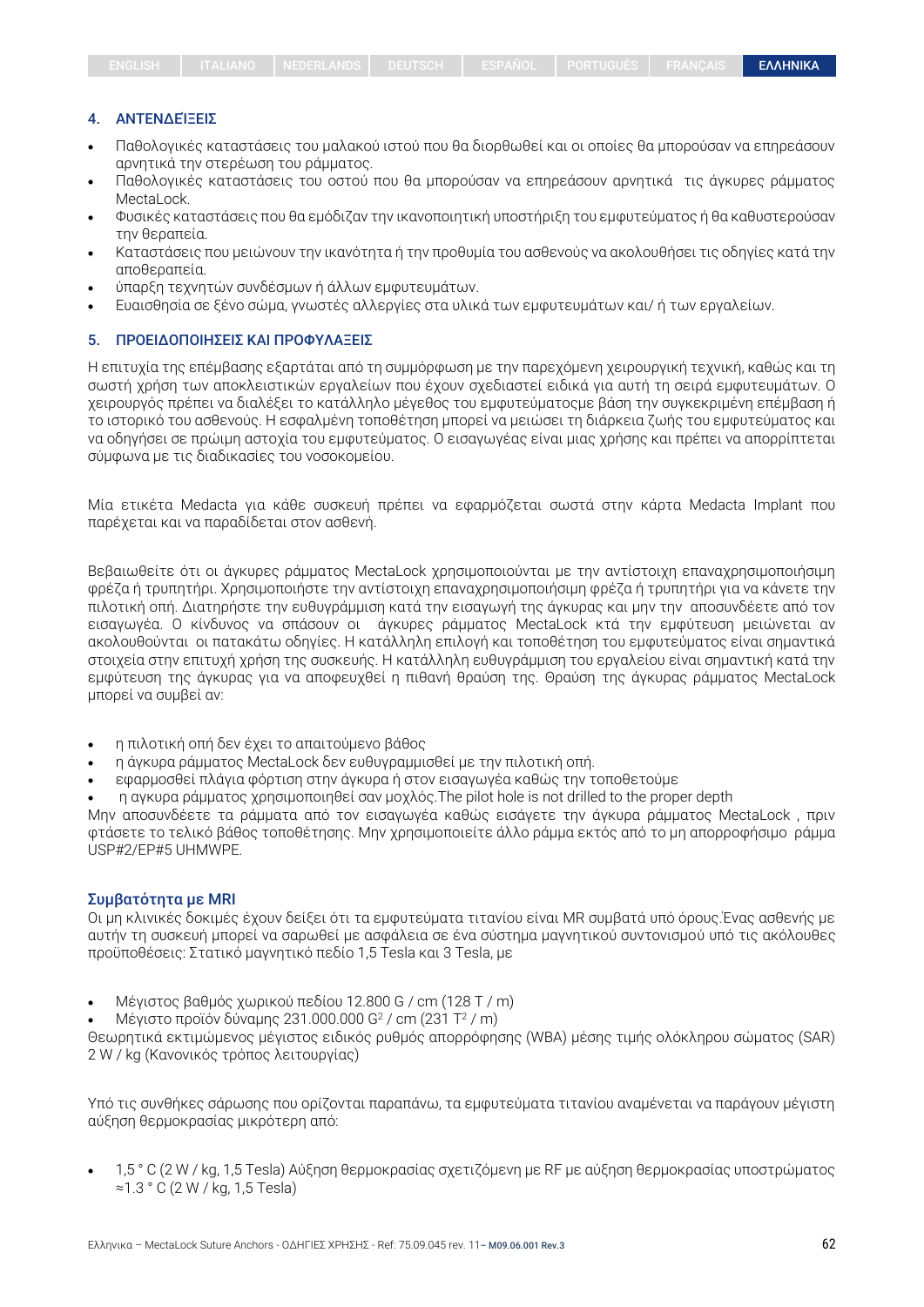## 4. ΑΝΤΕΝΔΕΪΞΕΙΣ

- Παθολογικές καταστάσεις του μαλακού ιστού που θα διορθωθεί και οι οποίες θα μπορούσαν να επηρεάσουν αρνητικά την στερέωση του ράμματος.
- Παθολογικές καταστάσεις του οστού που θα μπορούσαν να επηρεάσουν αρνητικά τις άγκυρες ράμματος MectaLock.
- Φυσικές καταστάσεις που θα εμόδιζαν την ικανοποιητική υποστήριξη του εμφυτεύματος ή θα καθυστερούσαν την θεραπεία.
- Καταστάσεις που μειώνουν την ικανότητα ή την προθυμία του ασθενούς να ακολουθήσει τις οδηγίες κατά την αποθεραπεία.
- ύπαρξη τεχνητών συνδέσμων ή άλλων εμφυτευμάτων.
- Ευαισθησία σε ξένο σώμα, γνωστές αλλεργίες στα υλικά των εμφυτευμάτων και/ ή των εργαλείων.

## 5. ΠΡΟΕΙΔΟΠΟΙΗΣΕΙΣ ΚΑΙ ΠΡΟΦΥΛΑΞΕΙΣ

Η επιτυχία της επέμβασης εξαρτάται από τη συμμόρφωση με την παρεχόμενη χειρουργική τεχνική, καθώς και τη σωστή χρήση των αποκλειστικών εργαλείων που έχουν σχεδιαστεί ειδικά για αυτή τη σειρά εμφυτευμάτων. Ο χειρουργός πρέπει να διαλέξει το κατάλληλο μέγεθος του εμφυτεύματοςμε βάση την συγκεκριμένη επέμβαση ή το ιστορικό του ασθενούς. Η εσφαλμένη τοποθέτηση μπορεί να μειώσει τη διάρκεια ζωής του εμφυτεύματος και να οδηγήσει σε πρώιμη αστοχία του εμφυτεύματος. Ο εισαγωγέας είναι μιας χρήσης και πρέπει να απορρίπτεται σύμφωνα με τις διαδικασίες του νοσοκομείου.

Μία ετικέτα Medacta για κάθε συσκευή πρέπει να εφαρμόζεται σωστά στην κάρτα Medacta Implant που παρέχεται και να παραδίδεται στον ασθενή.

Βεβαιωθείτε ότι οι άγκυρες ράμματος MectaLock χρησιμοποιούνται με την αντίστοιχη επαναχρησιμοποιήσιμη φρέζα ή τρυπητήρι. Χρησιμοποιήστε την αντίστοιχη επαναχρησιμοποιήσιμη φρέζα ή τρυπητήρι για να κάνετε την πιλοτική οπή. Διατηρήστε την ευθυγράμμιση κατά την εισαγωγή της άγκυρας και μην την αποσυνδέετε από τον εισαγωγέα. Ο κίνδυνος να σπάσουν οι άγκυρες ράμματος MectaLock κτά την εμφύτευση μειώνεται αν ακολουθούνται οι πατακάτω οδηγίες. Η κατάλληλη επιλογή και τοποθέτηση του εμφυτεύματος είναι σημαντικά στοιχεία στην επιτυχή χρήση της συσκευής. Η κατάλληλη ευθυγράμμιση του εργαλείου είναι σημαντική κατά την εμφύτευση της άγκυρας για να αποφευχθεί η πιθανή θραύση της. Θραύση της άγκυρας ράμματος MectaLock μπορεί να συμβεί αν:

- η πιλοτική οπή δεν έχει το απαιτούμενο βάθος
- η άγκυρα ράμματος MectaLock δεν ευθυγραμμισθεί με την πιλοτική οπή.
- εφαρμοσθεί πλάγια φόρτιση στην άγκυρα ή στον εισαγωγέα καθώς την τοποθετούμε
- η αγκυρα ράμματος χρησιμοποιηθεί σαν μοχλός.The pilot hole is not drilled to the proper depth

Μην αποσυνδέετε τα ράμματα από τον εισαγωγέα καθώς εισάγετε την άγκυρα ράμματος MectaLock , πριν φτάσετε το τελικό βάθος τοποθέτησης. Μην χρησιμοποιείτε άλλο ράμμα εκτός από το μη απορροφήσιμο ράμμα USP#2/EP#5 UHMWPE.

### Συμβατότητα με MRI

Οι μη κλινικές δοκιμές έχουν δείξει ότι τα εμφυτεύματα τιτανίου είναι MR συμβατά υπό όρους.Ένας ασθενής με αυτήν τη συσκευή μπορεί να σαρωθεί με ασφάλεια σε ένα σύστημα μαγνητικού συντονισμού υπό τις ακόλουθες προϋποθέσεις: Στατικό μαγνητικό πεδίο 1,5 Tesla και 3 Tesla, με

- Μέγιστος βαθμός χωρικού πεδίου 12.800 G / cm (128 T / m)
- Μέγιστο προϊόν δύναμης 231.000.000 $G^2$ / cm (231 $T^2$ / m)

Θεωρητικά εκτιμώμενος μέγιστος ειδικός ρυθμός απορρόφησης (WBA) μέσης τιμής ολόκληρου σώματος (SAR) 2 W / kg (Κανονικός τρόπος λειτουργίας)

Υπό τις συνθήκες σάρωσης που ορίζονται παραπάνω, τα εμφυτεύματα τιτανίου αναμένεται να παράγουν μέγιστη αύξηση θερμοκρασίας μικρότερη από:

- 1,5 ° C (2 W / kg, 1,5 Tesla) Αύξηση θερμοκρασίας σχετιζόμενη με RF με αύξηση θερμοκρασίας υποστρώματος ≈1.3 ° C (2 W / kg, 1,5 Tesla)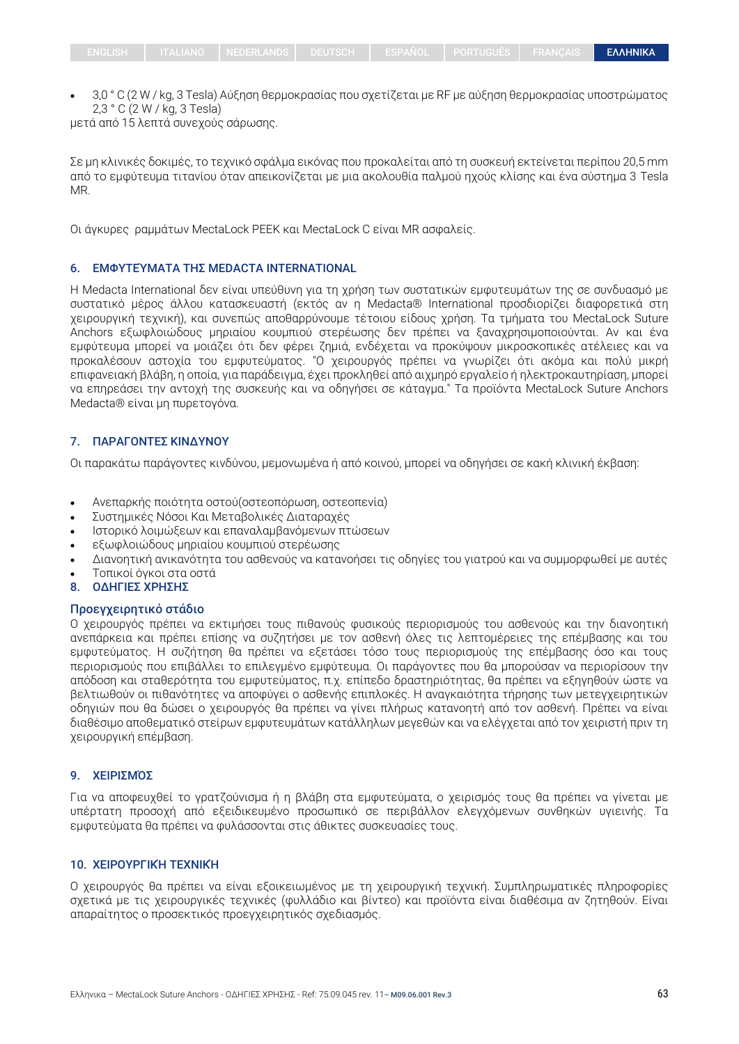- 3,0 ° C (2 W / kg, 3 Tesla) Αύξηση θερμοκρασίας που σχετίζεται με RF με αύξηση θερμοκρασίας υποστρώματος 2,3 ° C (2 W / kg, 3 Tesla)

μετά από 15 λεπτά συνεχούς σάρωσης.

Σε μη κλινικές δοκιμές, το τεχνικό σφάλμα εικόνας που προκαλείται από τη συσκευή εκτείνεται περίπου 20,5 mm από το εμφύτευμα τιτανίου όταν απεικονίζεται με μια ακολουθία παλμού ηχούς κλίσης και ένα σύστημα 3 Tesla MR.

Οι άγκυρες ραμμάτων MectaLock PEEK και MectaLock C είναι MR ασφαλείς.

## 6. ΕΜΦΥΤΕΎΜΑΤΑ ΤΗΣ MEDACTA INTERNATIONAL

Η Medacta International δεν είναι υπεύθυνη για τη χρήση των συστατικών εμφυτευμάτων της σε συνδυασμό με συστατικό μέρος άλλου κατασκευαστή (εκτός αν η Medacta® International προσδιορίζει διαφορετικά στη χειρουργική τεχνική), και συνεπώς αποθαρρύνουμε τέτοιου είδους χρήση. Τα τμήματα του MectaLock Suture Anchors εξωφλοιώδους μηριαίου κουμπιού στερέωσης δεν πρέπει να ξαναχρησιμοποιούνται. Αν και ένα εμφύτευμα μπορεί να μοιάζει ότι δεν φέρει ζημιά, ενδέχεται να προκύψουν μικροσκοπικές ατέλειες και να προκαλέσουν αστοχία του εμφυτεύματος. "Ο χειρουργός πρέπει να γνωρίζει ότι ακόμα και πολύ μικρή επιφανειακή βλάβη, η οποία, για παράδειγμα, έχει προκληθεί από αιχμηρό εργαλείο ή ηλεκτροκαυτηρίαση, μπορεί να επηρεάσει την αντοχή της συσκευής και να οδηγήσει σε κάταγμα." Τα προϊόντα MectaLock Suture Anchors Medacta® είναι μη πυρετογόνα.

## 7. ΠΑΡΑΓΟΝΤΕΣ ΚΙΝΔΥΝΟΥ

Οι παρακάτω παράγοντες κινδύνου, μεμονωμένα ή από κοινού, μπορεί να οδηγήσει σε κακή κλινική έκβαση:

- Ανεπαρκής ποιότητα οστού(οστεοπόρωση, οστεοπενία)
- Συστημικές Νόσοι Και Μεταβολικές Διαταραχές
- Ιστορικό λοιμώξεων και επαναλαμβανόμενων πτώσεων
- εξωφλοιώδους μηριαίου κουμπιού στερέωσης
- Διανοητική ανικανότητα του ασθενούς να κατανοήσει τις οδηγίες του γιατρού και να συμμορφωθεί με αυτές
- Τοπικοί όγκοι στα οστά

## 8. ΟΔΗΓΙΕΣ ΧΡΗΣΗΣ

### Προεγχειρητικό στάδιο

Ο χειρουργός πρέπει να εκτιμήσει τους πιθανούς φυσικούς περιορισμούς του ασθενούς και την διανοητική ανεπάρκεια και πρέπει επίσης να συζητήσει με τον ασθενή όλες τις λεπτομέρειες της επέμβασης και του εμφυτεύματος. Η συζήτηση θα πρέπει να εξετάσει τόσο τους περιορισμούς της επέμβασης όσο και τους περιορισμούς που επιβάλλει το επιλεγμένο εμφύτευμα. Οι παράγοντες που θα μπορούσαν να περιορίσουν την απόδοση και σταθερότητα του εμφυτεύματος, π.χ. επίπεδο δραστηριότητας, θα πρέπει να εξηγηθούν ώστε να βελτιωθούν οι πιθανότητες να αποφύγει ο ασθενής επιπλοκές. Η αναγκαιότητα τήρησης των μετεγχειρητικών οδηγιών που θα δώσει ο χειρουργός θα πρέπει να γίνει πλήρως κατανοητή από τον ασθενή. Πρέπει να είναι διαθέσιμο αποθεματικό στείρων εμφυτευμάτων κατάλληλων μεγεθών και να ελέγχεται από τον χειριστή πριν τη χειρουργική επέμβαση.

## 9. ΧΕΙΡΙΣΜΌΣ

Για να αποφευχθεί το γρατζούνισμα ή η βλάβη στα εμφυτεύματα, ο χειρισμός τους θα πρέπει να γίνεται με υπέρτατη προσοχή από εξειδικευμένο προσωπικό σε περιβάλλον ελεγχόμενων συνθηκών υγιεινής. Τα εμφυτεύματα θα πρέπει να φυλάσσονται στις άθικτες συσκευασίες τους.

## 10. ΧΕΙΡΟΥΡΓΙΚΉ ΤΕΧΝΙΚΉ

Ο χειρουργός θα πρέπει να είναι εξοικειωμένος με τη χειρουργική τεχνική. Συμπληρωματικές πληροφορίες σχετικά με τις χειρουργικές τεχνικές (φυλλάδιο και βίντεο) και προϊόντα είναι διαθέσιμα αν ζητηθούν. Είναι απαραίτητος ο προσεκτικός προεγχειρητικός σχεδιασμός.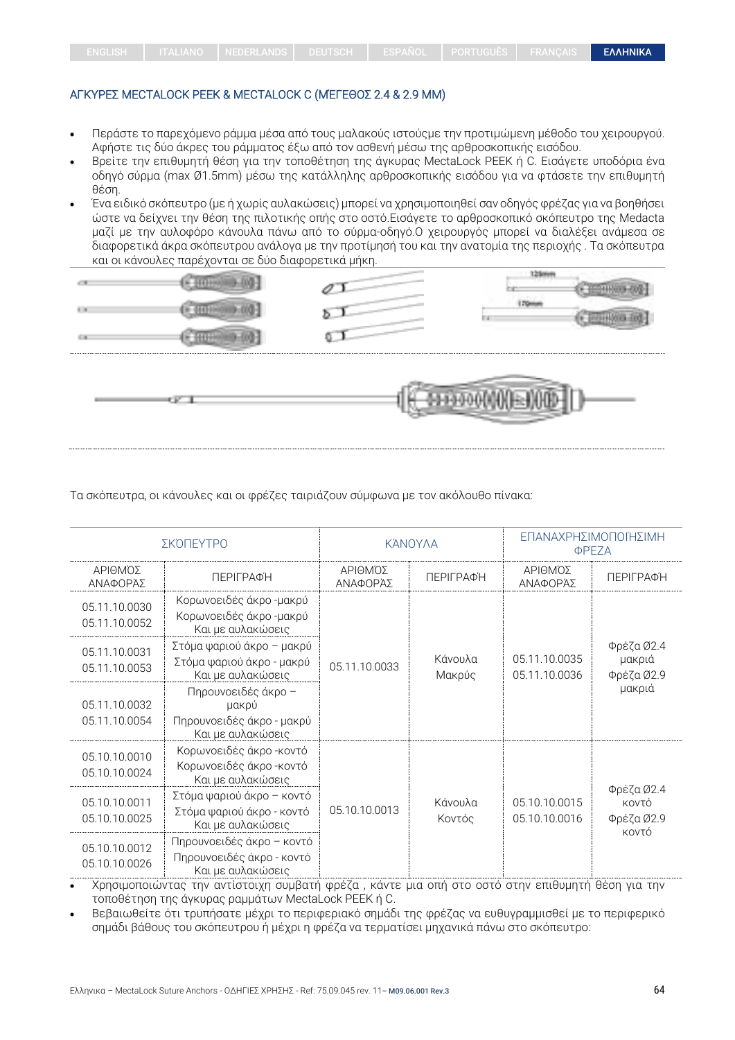## ΑΓΚΥΡΕΣ MECTALOCK PEEK & MECTALOCK C (ΜΕΓΕΘΟΣ 2.4 & 2.9 MM)

- Περάστε το παρεχόμενο ράμμα μέσα από τους μαλακούς ιστούς με την προτιμώμενη μέθοδο του χειρουργού. Αφήστε τις δύο άκρες του ράμματος έξω από τον ασθενή μέσω της αρθροσκοπικής εισόδου.
- Βρείτε την επιθυμητή θέση για την τοποθέτηση της άγκυρας MectaLock PEEK ή C. Εισάγετε υποδόρια ένα οδηγό σύρμα (max Ø1.5mm) μέσω της κατάλληλης αρθροσκοπικής εισόδου για να φτάσετε την επιθυμητή θέση.
- Ένα ειδικό σκόπευτρο (με ή χωρίς αυλακώσεις) μπορεί να χρησιμοποιηθεί σαν οδηγός φρέζας για να βοηθήσει ώστε να δείχνει την θέση της πιλοτικής οπής στο οστό.Εισάγετε το αρθροσκοπικό σκόπευτρο της Medacta μαζί με την αυλοφόρο κάνουλα πάνω από το σύρμα-οδηγό.Ο χειρουργός μπορεί να διαλέξει ανάμεσα σε διαφορετικά άκρα σκόπευτρου ανάλογα με την προτίμησή του και την ανατομία της περιοχής . Τα σκόπευτρα και οι κάνουλες παρέχονται σε δύο διαφορετικά μήκη.

Τα σκόπευτρα, οι κάνουλες και οι φρέζες ταιριάζουν σύμφωνα με τον ακόλουθο πίνακα:

| ΣΚΟΠΕΥΤΡΟ | | ΚΑΝΟΥΛΑ | | ΕΠΑΝΑΧΡΗΣΙΜΟΠΟΙΗΣΙΜΗ ΦΡΕΖΑ | |
|---|---|---|---|---|---|
| ΑΡΙΘΜΟΣ ΑΝΑΦΟΡΑΣ | ΠΕΡΙΓΡΑΦΗ | ΑΡΙΘΜΟΣ ΑΝΑΦΟΡΑΣ | ΠΕΡΙΓΡΑΦΗ | ΑΡΙΘΜΟΣ ΑΝΑΦΟΡΑΣ | ΠΕΡΙΓΡΑΦΗ |
| 05.11.10.0030<br>05.11.10.0052 | Κορωνοειδές άκρο -μακρύ<br>Κορωνοειδές άκρο -μακρύ Και με αυλακώσεις | 05.11.10.0033 | Κάνουλα Μακρύς | 05.11.10.0035<br>05.11.10.0036 | Φρέζα Ø2.4 μακριά<br>Φρέζα Ø2.9 μακριά |
| 05.11.10.0031<br>05.11.10.0053 | Στόμα ψαριού άκρο – μακρύ<br>Στόμα ψαριού άκρο - μακρύ Και με αυλακώσεις | | | | |
| 05.11.10.0032<br>05.11.10.0054 | Πηρουνοειδές άκρο – μακρύ<br>Πηρουνοειδές άκρο - μακρύ Και με αυλακώσεις | | | | |
| 05.10.10.0010<br>05.10.10.0024 | Κορωνοειδές άκρο -κοντό<br>Κορωνοειδές άκρο -κοντό Και με αυλακώσεις | 05.10.10.0013 | Κάνουλα Κοντός | 05.10.10.0015<br>05.10.10.0016 | Φρέζα Ø2.4 κοντό<br>Φρέζα Ø2.9 κοντό |
| 05.10.10.0011<br>05.10.10.0025 | Στόμα ψαριού άκρο – κοντό<br>Στόμα ψαριού άκρο - κοντό Και με αυλακώσεις | | | | |
| 05.10.10.0012<br>05.10.10.0026 | Πηρουνοειδές άκρο – κοντό<br>Πηρουνοειδές άκρο - κοντό Και με αυλακώσεις | | | | |

- Χρησιμοποιώντας την αντίστοιχη συμβατή φρέζα , κάντε μια οπή στο οστό στην επιθυμητή θέση για την τοποθέτηση της άγκυρας ραμμάτων MectaLock PEEK ή C.
- Βεβαιωθείτε ότι τρυπήσατε μέχρι το περιφεριακό σημάδι της φρέζας να ευθυγραμμισθεί με το περιφερικό σημάδι βάθους του σκόπευτρου ή μέχρι η φρέζα να τερματίσει μηχανικά πάνω στο σκόπευτρο: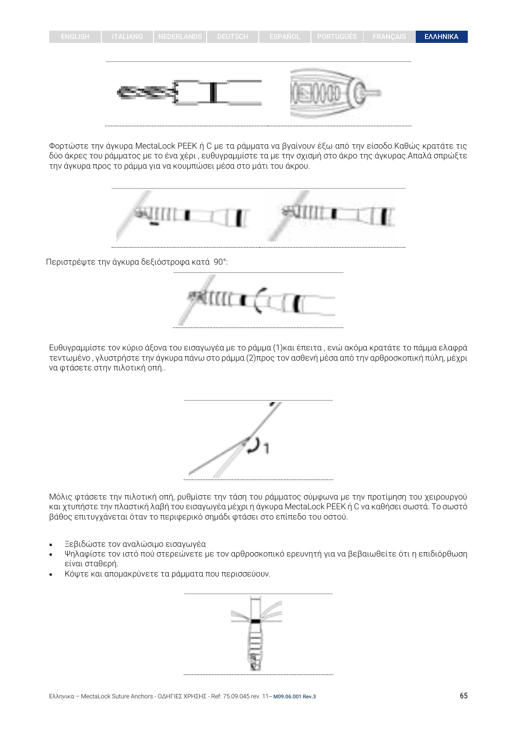Φορτώστε την άγκυρα MectaLock PEEK ή C με τα ράμματα να βγαίνουν έξω από την είσοδο.Καθώς κρατάτε τις δύο άκρες του ράμματος με το ένα χέρι , ευθυγραμμίστε τα με την σχισμή στο άκρο της άγκυρας.Απαλά σπρώξτε την άγκυρα προς το ράμμα για να κουμπώσει μέσα στο μάτι του άκρου.

Περιστρέψτε την άγκυρα δεξιόστροφα κατά 90°:

Ευθυγραμμίστε τον κύριο άξονα του εισαγωγέα με το ράμμα (1)και έπειτα , ενώ ακόμα κρατάτε το πάμμα ελαφρά τεντωμένο , γλυστρήστε την άγκυρα πάνω στο ράμμα (2)προς τον ασθενή μέσα από την αρθροσκοπική πύλη, μέχρι να φτάσετε στην πιλοτική οπή..

Μόλις φτάσετε την πιλοτική οπή, ρυθμίστε την τάση του ράμματος σύμφωνα με την προτίμηση του χειρουργού και χτυπήστε την πλαστική λαβή του εισαγωγέα μέχρι η άγκυρα MectaLock PEEK ή C να καθήσει σωστά. Το σωστό βάθος επιτυγχάνεται όταν το περιφερικό σημάδι φτάσει στο επίπεδο του οστού.

- Ξεβιδώστε τον αναλώσιμο εισαγωγέα
- Ψηλαφίστε τον ιστό πού στερεώνετε με τον αρθροσκοπικό ερευνητή για να βεβαιωθείτε ότι η επιδιόρθωση είναι σταθερή.
- Κόψτε και απομακρύνετε τα ράμματα που περισσεύουν.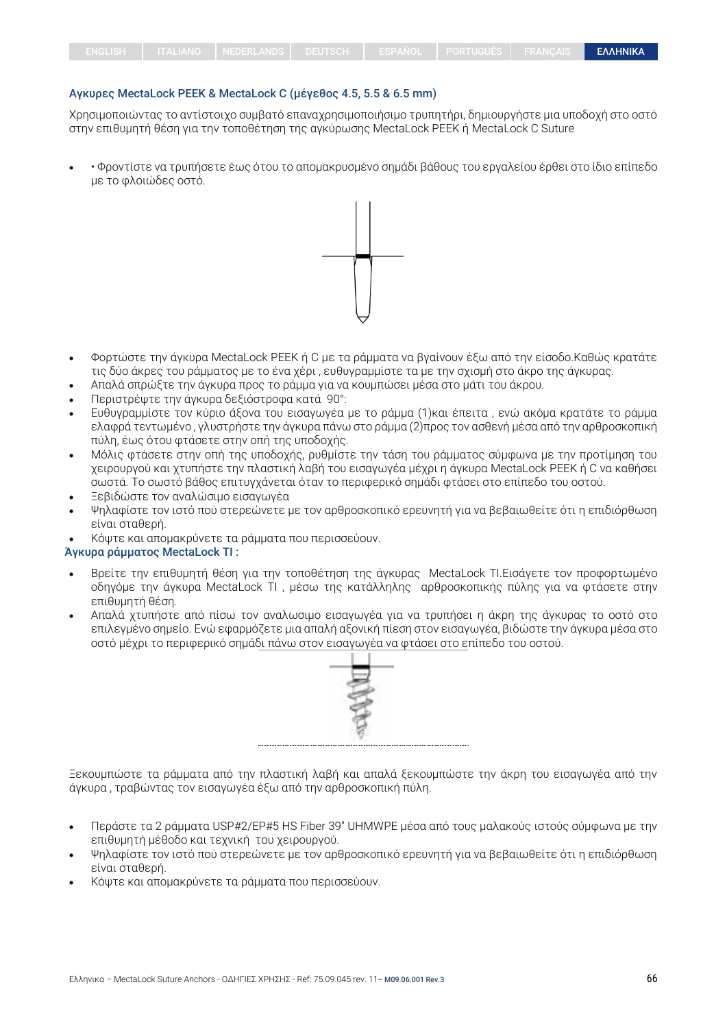## Αγκυρες MectaLock PEEK & MectaLock C (μέγεθος 4.5, 5.5 & 6.5 mm)

Χρησιμοποιώντας το αντίστοιχο συμβατό επαναχρησιμοποιήσιμο τρυπητήρι, δημιουργήστε μια υποδοχή στο οστό στην επιθυμητή θέση για την τοποθέτηση της αγκύρωσης MectaLock PEEK ή MectaLock C Suture

- • Φροντίστε να τρυπήσετε έως ότου το απομακρυσμένο σημάδι βάθους του εργαλείου έρθει στο ίδιο επίπεδο με το φλοιώδες οστό.

- Φορτώστε την άγκυρα MectaLock PEEK ή C με τα ράμματα να βγαίνουν έξω από την είσοδο.Καθώς κρατάτε τις δύο άκρες του ράμματος με το ένα χέρι , ευθυγραμμίστε τα με την σχισμή στο άκρο της άγκυρας.
- Απαλά σπρώξτε την άγκυρα προς το ράμμα για να κουμπώσει μέσα στο μάτι του άκρου.
- Περιστρέψτε την άγκυρα δεξιόστροφα κατά 90°:
- Ευθυγραμμίστε τον κύριο άξονα του εισαγωγέα με το ράμμα (1)και έπειτα , ενώ ακόμα κρατάτε το ράμμα ελαφρά τεντωμένο , γλυστρήστε την άγκυρα πάνω στο ράμμα (2)προς τον ασθενή μέσα από την αρθροσκοπική πύλη, έως ότου φτάσετε στην οπή της υποδοχής.
- Μόλις φτάσετε στην οπή της υποδοχής, ρυθμίστε την τάση του ράμματος σύμφωνα με την προτίμηση του χειρουργού και χτυπήστε την πλαστική λαβή του εισαγωγέα μέχρι η άγκυρα MectaLock PEEK ή C να καθήσει σωστά. Το σωστό βάθος επιτυγχάνεται όταν το περιφερικό σημάδι φτάσει στο επίπεδο του οστού.
- Ξεβιδώστε τον αναλώσιμο εισαγωγέα
- Ψηλαφίστε τον ιστό πού στερεώνετε με τον αρθροσκοπικό ερευνητή για να βεβαιωθείτε ότι η επιδιόρθωση είναι σταθερή.
- Κόψτε και απομακρύνετε τα ράμματα που περισσεύουν.

## Άγκυρα ράμματος MectaLock TI :

- Βρείτε την επιθυμητή θέση για την τοποθέτηση της άγκυρας MectaLock TI.Εισάγετε τον προφορτωμένο οδηγόμε την άγκυρα MectaLock TI , μέσω της κατάλληλης αρθροσκοπικής πύλης για να φτάσετε στην επιθυμητή θέση.
- Απαλά χτυπήστε από πίσω τον αναλωσιμο εισαγωγέα για να τρυπήσει η άκρη της άγκυρας το οστό στο επιλεγμένο σημείο. Ενώ εφαρμόζετε μια απαλή αξονική πίεση στον εισαγωγέα, βιδώστε την άγκυρα μέσα στο οστό μέχρι το περιφερικό σημάδι πάνω στον εισαγωγέα να φτάσει στο επίπεδο του οστού.

Ξεκουμπώστε τα ράμματα από την πλαστική λαβή και απαλά ξεκουμπώστε την άκρη του εισαγωγέα από την άγκυρα , τραβώντας τον εισαγωγέα έξω από την αρθροσκοπική πύλη.

- Περάστε τα 2 ράμματα USP#2/EP#5 HS Fiber 39" UHMWPE μέσα από τους μαλακούς ιστούς σύμφωνα με την επιθυμητή μέθοδο και τεχνική του χειρουργού.
- Ψηλαφίστε τον ιστό πού στερεώνετε με τον αρθροσκοπικό ερευνητή για να βεβαιωθείτε ότι η επιδιόρθωση είναι σταθερή.
- Κόψτε και απομακρύνετε τα ράμματα που περισσεύουν.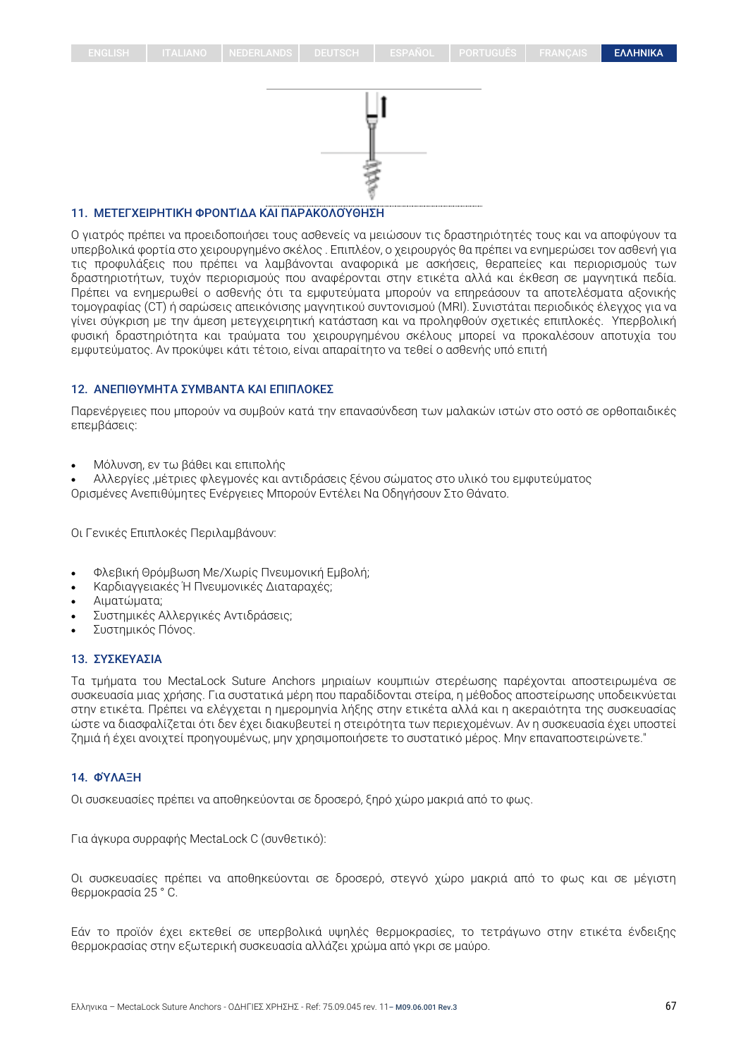## 11. ΜΕΤΕΓΧΕΙΡΗΤΙΚΉ ΦΡΟΝΤΊΔΑ ΚΑΙ ΠΑΡΑΚΟΛΟΎΘΗΣΗ

Ο γιατρός πρέπει να προειδοποιήσει τους ασθενείς να μειώσουν τις δραστηριότητές τους και να αποφύγουν τα υπερβολικά φορτία στο χειρουργημένο σκέλος . Επιπλέον, ο χειρουργός θα πρέπει να ενημερώσει τον ασθενή για τις προφυλάξεις που πρέπει να λαμβάνονται αναφορικά με ασκήσεις, θεραπείες και περιορισμούς των δραστηριοτήτων, τυχόν περιορισμούς που αναφέρονται στην ετικέτα αλλά και έκθεση σε μαγνητικά πεδία. Πρέπει να ενημερωθεί ο ασθενής ότι τα εμφυτεύματα μπορούν να επηρεάσουν τα αποτελέσματα αξονικής τομογραφίας (CT) ή σαρώσεις απεικόνισης μαγνητικού συντονισμού (MRI). Συνιστάται περιοδικός έλεγχος για να γίνει σύγκριση με την άμεση μετεγχειρητική κατάσταση και να προληφθούν σχετικές επιπλοκές. Υπερβολική φυσική δραστηριότητα και τραύματα του χειρουργημένου σκέλους μπορεί να προκαλέσουν αποτυχία του εμφυτεύματος. Αν προκύψει κάτι τέτοιο, είναι απαραίτητο να τεθεί ο ασθενής υπό επιτή

## 12. ΑΝΕΠΙΘΥΜΗΤΑ ΣΥΜΒΑΝΤΑ ΚΑΙ ΕΠΙΠΛΟΚΕΣ

Παρενέργειες που μπορούν να συμβούν κατά την επανασύνδεση των μαλακών ιστών στο οστό σε ορθοπαιδικές επεμβάσεις:

- Μόλυνση, εν τω βάθει και επιπολής
- Αλλεργίες ,μέτριες φλεγμονές και αντιδράσεις ξένου σώματος στο υλικό του εμφυτεύματος

Ορισμένες Ανεπιθύμητες Ενέργειες Μπορούν Εντέλει Να Οδηγήσουν Στο Θάνατο.

Οι Γενικές Επιπλοκές Περιλαμβάνουν:

- Φλεβική Θρόμβωση Με/Χωρίς Πνευμονική Εμβολή;
- Καρδιαγγειακές Ή Πνευμονικές Διαταραχές;
- Αιματώματα;
- Συστημικές Αλλεργικές Αντιδράσεις;
- Συστημικός Πόνος.

## 13. ΣΥΣΚΕΥΑΣΙΑ

Τα τμήματα του MectaLock Suture Anchors μηριαίων κουμπιών στερέωσης παρέχονται αποστειρωμένα σε συσκευασία μιας χρήσης. Για συστατικά μέρη που παραδίδονται στείρα, η μέθοδος αποστείρωσης υποδεικνύεται στην ετικέτα. Πρέπει να ελέγχεται η ημερομηνία λήξης στην ετικέτα αλλά και η ακεραιότητα της συσκευασίας ώστε να διασφαλίζεται ότι δεν έχει διακυβευτεί η στειρότητα των περιεχομένων. Αν η συσκευασία έχει υποστεί ζημιά ή έχει ανοιχτεί προηγουμένως, μην χρησιμοποιήσετε το συστατικό μέρος. Μην επαναποστειρώνετε."

## 14. ΦΎΛΑΞΗ

Οι συσκευασίες πρέπει να αποθηκεύονται σε δροσερό, ξηρό χώρο μακριά από το φως.

Για άγκυρα συρραφής MectaLock C (συνθετικό):

Οι συσκευασίες πρέπει να αποθηκεύονται σε δροσερό, στεγνό χώρο μακριά από το φως και σε μέγιστη θερμοκρασία 25 ° C.

Εάν το προϊόν έχει εκτεθεί σε υπερβολικά υψηλές θερμοκρασίες, το τετράγωνο στην ετικέτα ένδειξης θερμοκρασίας στην εξωτερική συσκευασία αλλάζει χρώμα από γκρι σε μαύρο.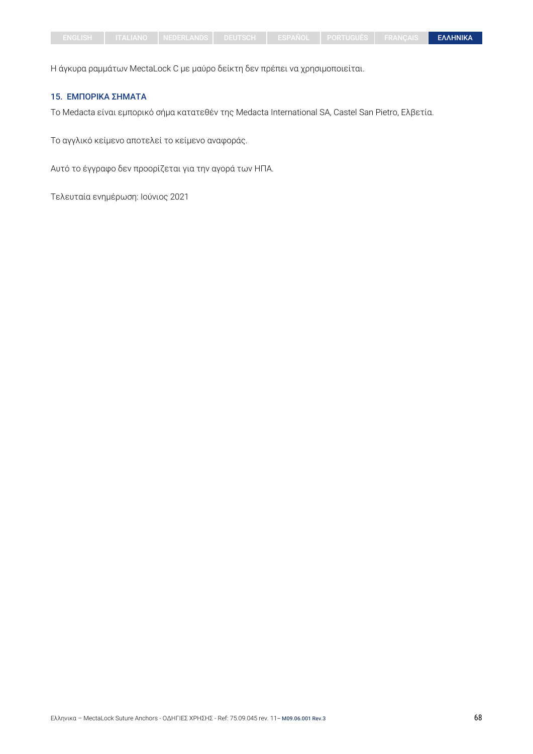Η άγκυρα ραμμάτων MectaLock C με μαύρο δείκτη δεν πρέπει να χρησιμοποιείται.

## 15. ΕΜΠΟΡΙΚΑ ΣΗΜΑΤΑ

Το Medacta είναι εμπορικό σήμα κατατεθέν της Medacta International SA, Castel San Pietro, Ελβετία.

Το αγγλικό κείμενο αποτελεί το κείμενο αναφοράς.

Αυτό το έγγραφο δεν προορίζεται για την αγορά των ΗΠΑ.

Τελευταία ενημέρωση: Ιούνιος 2021